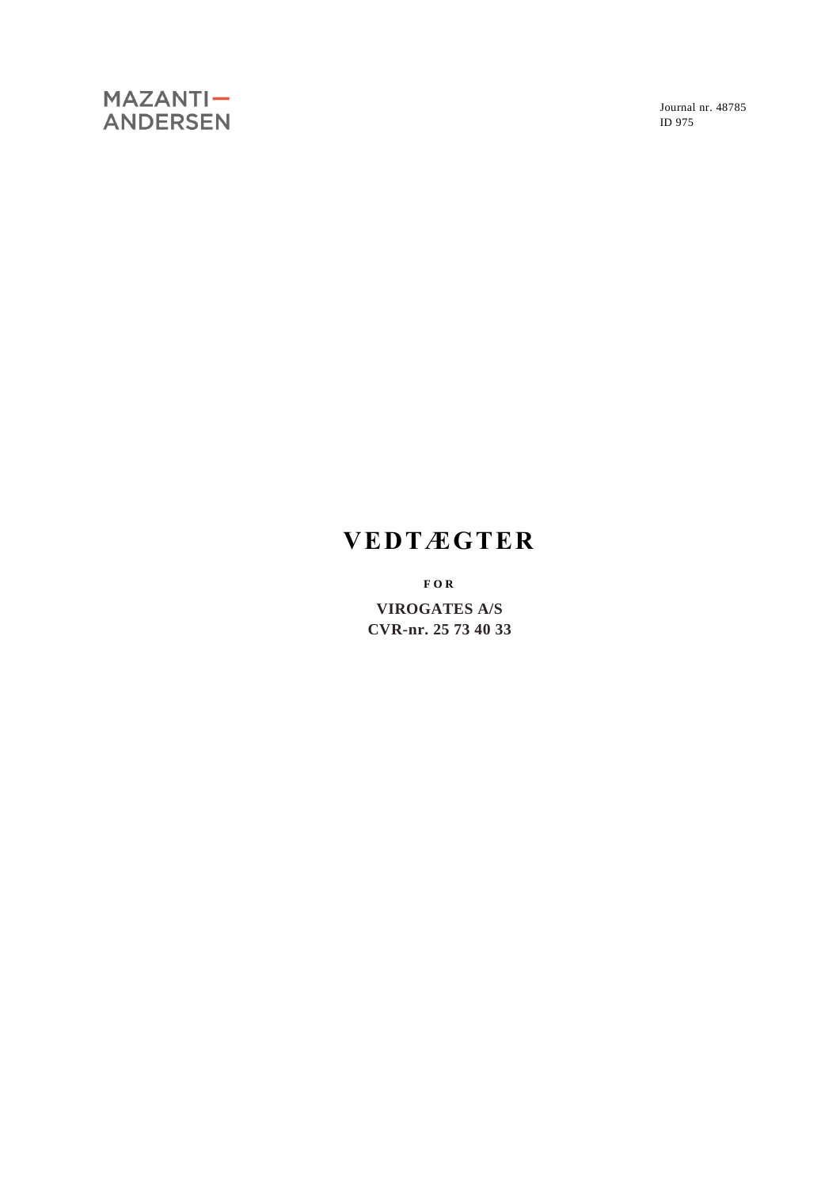MAZANTI–
ANDERSEN

Journal nr. 48785
ID 975

# VEDTÆGTER

**FOR**

**VIROGATES A/S**
**CVR-nr. 25 73 40 33**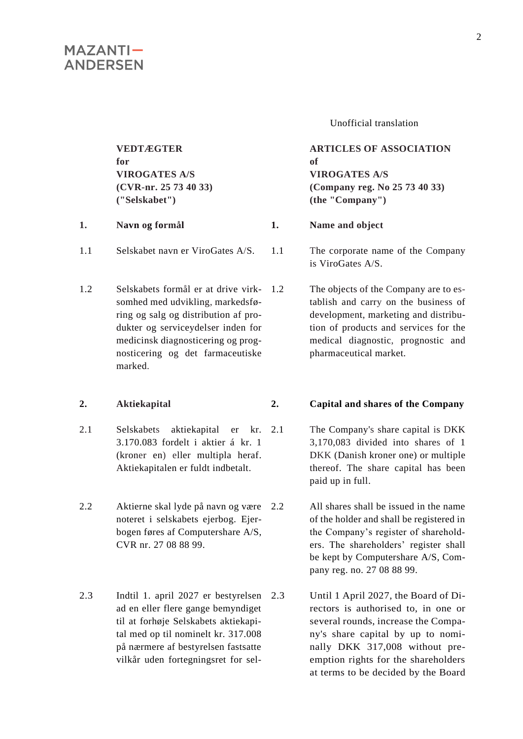Unofficial translation

| | **VEDTÆGTER for VIROGATES A/S (CVR-nr. 25 73 40 33) ("Selskabet")** | | **ARTICLES OF ASSOCIATION of VIROGATES A/S (Company reg. No 25 73 40 33) (the "Company")** |
|---|---|---|---|
| **1.** | **Navn og formål** | **1.** | **Name and object** |
| 1.1 | Selskabet navn er ViroGates A/S. | 1.1 | The corporate name of the Company is ViroGates A/S. |
| 1.2 | Selskabets formål er at drive virksomhed med udvikling, markedsføring og salg og distribution af produkter og serviceydelser inden for medicinsk diagnosticering og prognosticering og det farmaceutiske marked. | 1.2 | The objects of the Company are to establish and carry on the business of development, marketing and distribution of products and services for the medical diagnostic, prognostic and pharmaceutical market. |
| **2.** | **Aktiekapital** | **2.** | **Capital and shares of the Company** |
| 2.1 | Selskabets aktiekapital er kr. 3.170.083 fordelt i aktier á kr. 1 (kroner en) eller multipla heraf. Aktiekapitalen er fuldt indbetalt. | 2.1 | The Company's share capital is DKK 3,170,083 divided into shares of 1 DKK (Danish kroner one) or multiple thereof. The share capital has been paid up in full. |
| 2.2 | Aktierne skal lyde på navn og være noteret i selskabets ejerbog. Ejerbogen føres af Computershare A/S, CVR nr. 27 08 88 99. | 2.2 | All shares shall be issued in the name of the holder and shall be registered in the Company's register of shareholders. The shareholders' register shall be kept by Computershare A/S, Company reg. no. 27 08 88 99. |
| 2.3 | Indtil 1. april 2027 er bestyrelsen ad en eller flere gange bemyndiget til at forhøje Selskabets aktiekapital med op til nominelt kr. 317.008 på nærmere af bestyrelsen fastsatte vilkår uden fortegningsret for sel- | 2.3 | Until 1 April 2027, the Board of Directors is authorised to, in one or several rounds, increase the Company's share capital by up to nominally DKK 317,008 without pre-emption rights for the shareholders at terms to be decided by the Board |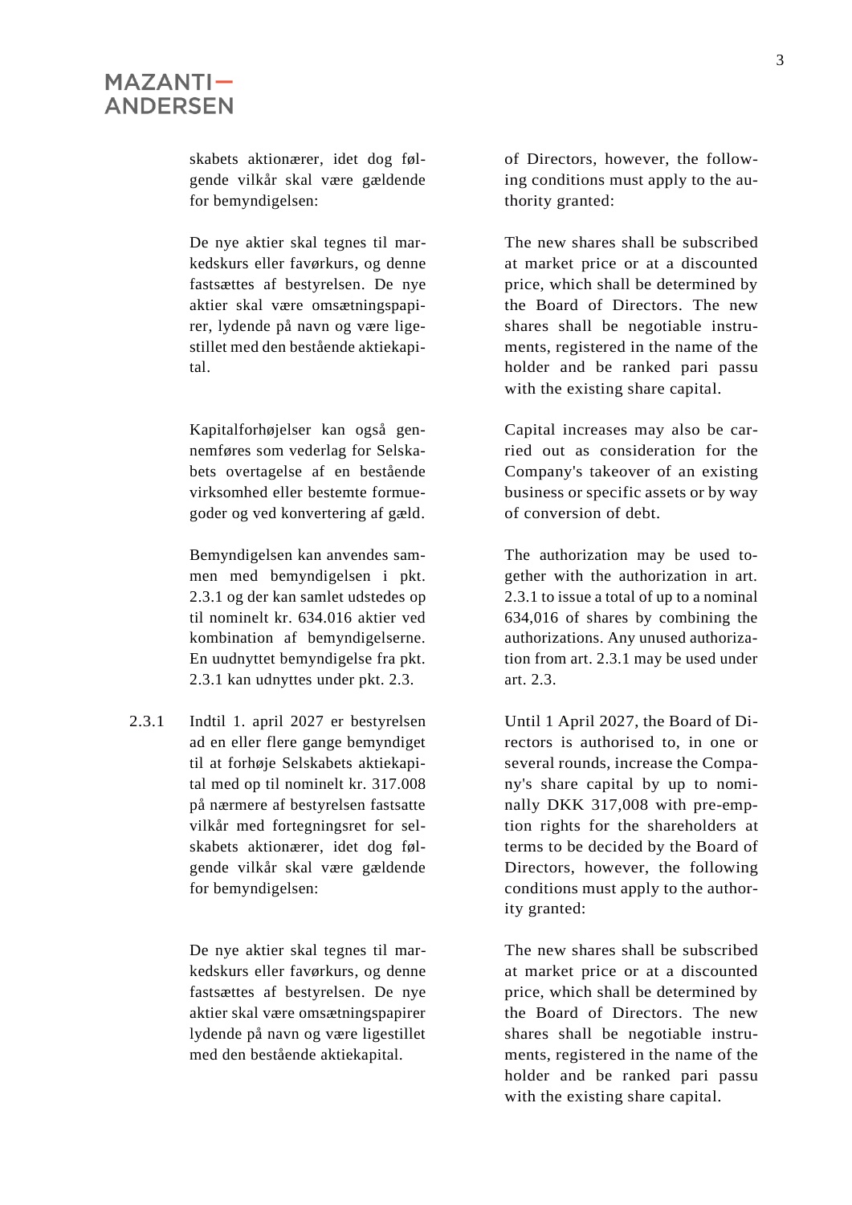| | Danish | English |
|---|---|---|
| | skabets aktionærer, idet dog følgende vilkår skal være gældende for bemyndigelsen: | of Directors, however, the following conditions must apply to the authority granted: |
| | De nye aktier skal tegnes til markedskurs eller favørkurs, og denne fastsættes af bestyrelsen. De nye aktier skal være omsætningspapirer, lydende på navn og være ligestillet med den bestående aktiekapital. | The new shares shall be subscribed at market price or at a discounted price, which shall be determined by the Board of Directors. The new shares shall be negotiable instruments, registered in the name of the holder and be ranked pari passu with the existing share capital. |
| | Kapitalforhøjelser kan også gennemføres som vederlag for Selskabets overtagelse af en bestående virksomhed eller bestemte formuegoder og ved konvertering af gæld. | Capital increases may also be carried out as consideration for the Company's takeover of an existing business or specific assets or by way of conversion of debt. |
| | Bemyndigelsen kan anvendes sammen med bemyndigelsen i pkt. 2.3.1 og der kan samlet udstedes op til nominelt kr. 634.016 aktier ved kombination af bemyndigelserne. En uudnyttet bemyndigelse fra pkt. 2.3.1 kan udnyttes under pkt. 2.3. | The authorization may be used together with the authorization in art. 2.3.1 to issue a total of up to a nominal 634,016 of shares by combining the authorizations. Any unused authorization from art. 2.3.1 may be used under art. 2.3. |
| 2.3.1 | Indtil 1. april 2027 er bestyrelsen ad en eller flere gange bemyndiget til at forhøje Selskabets aktiekapital med op til nominelt kr. 317.008 på nærmere af bestyrelsen fastsatte vilkår med fortegningsret for selskabets aktionærer, idet dog følgende vilkår skal være gældende for bemyndigelsen: | Until 1 April 2027, the Board of Directors is authorised to, in one or several rounds, increase the Company's share capital by up to nominally DKK 317,008 with pre-emption rights for the shareholders at terms to be decided by the Board of Directors, however, the following conditions must apply to the authority granted: |
| | De nye aktier skal tegnes til markedskurs eller favørkurs, og denne fastsættes af bestyrelsen. De nye aktier skal være omsætningspapirer lydende på navn og være ligestillet med den bestående aktiekapital. | The new shares shall be subscribed at market price or at a discounted price, which shall be determined by the Board of Directors. The new shares shall be negotiable instruments, registered in the name of the holder and be ranked pari passu with the existing share capital. |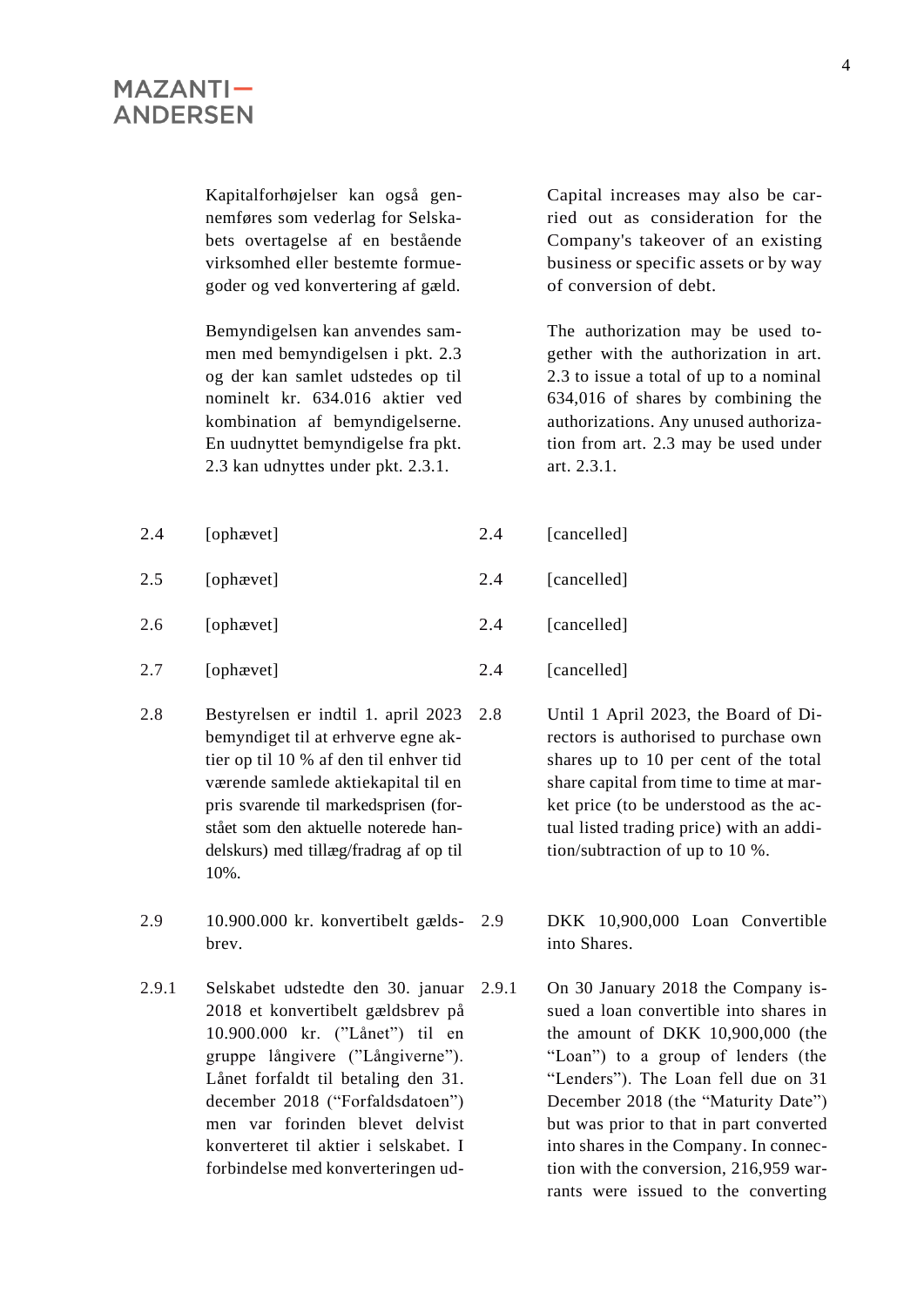| | Danish | | English |
|---|---|---|---|
| | Kapitalforhøjelser kan også gennemføres som vederlag for Selskabets overtagelse af en bestående virksomhed eller bestemte formuegoder og ved konvertering af gæld. | | Capital increases may also be carried out as consideration for the Company's takeover of an existing business or specific assets or by way of conversion of debt. |
| | Bemyndigelsen kan anvendes sammen med bemyndigelsen i pkt. 2.3 og der kan samlet udstedes op til nominelt kr. 634.016 aktier ved kombination af bemyndigelserne. En uudnyttet bemyndigelse fra pkt. 2.3 kan udnyttes under pkt. 2.3.1. | | The authorization may be used together with the authorization in art. 2.3 to issue a total of up to a nominal 634,016 of shares by combining the authorizations. Any unused authorization from art. 2.3 may be used under art. 2.3.1. |
| 2.4 | [ophævet] | 2.4 | [cancelled] |
| 2.5 | [ophævet] | 2.4 | [cancelled] |
| 2.6 | [ophævet] | 2.4 | [cancelled] |
| 2.7 | [ophævet] | 2.4 | [cancelled] |
| 2.8 | Bestyrelsen er indtil 1. april 2023 bemyndiget til at erhverve egne aktier op til 10 % af den til enhver tid værende samlede aktiekapital til en pris svarende til markedsprisen (forstået som den aktuelle noterede handelskurs) med tillæg/fradrag af op til 10%. | 2.8 | Until 1 April 2023, the Board of Directors is authorised to purchase own shares up to 10 per cent of the total share capital from time to time at market price (to be understood as the actual listed trading price) with an addition/subtraction of up to 10 %. |
| 2.9 | 10.900.000 kr. konvertibelt gældsbrev. | 2.9 | DKK 10,900,000 Loan Convertible into Shares. |
| 2.9.1 | Selskabet udstedte den 30. januar 2018 et konvertibelt gældsbrev på 10.900.000 kr. ("Lånet") til en gruppe långivere ("Långiverne"). Lånet forfaldt til betaling den 31. december 2018 ("Forfaldsdatoen") men var forinden blevet delvist konverteret til aktier i selskabet. I forbindelse med konverteringen ud- | 2.9.1 | On 30 January 2018 the Company issued a loan convertible into shares in the amount of DKK 10,900,000 (the "Loan") to a group of lenders (the "Lenders"). The Loan fell due on 31 December 2018 (the "Maturity Date") but was prior to that in part converted into shares in the Company. In connection with the conversion, 216,959 warrants were issued to the converting |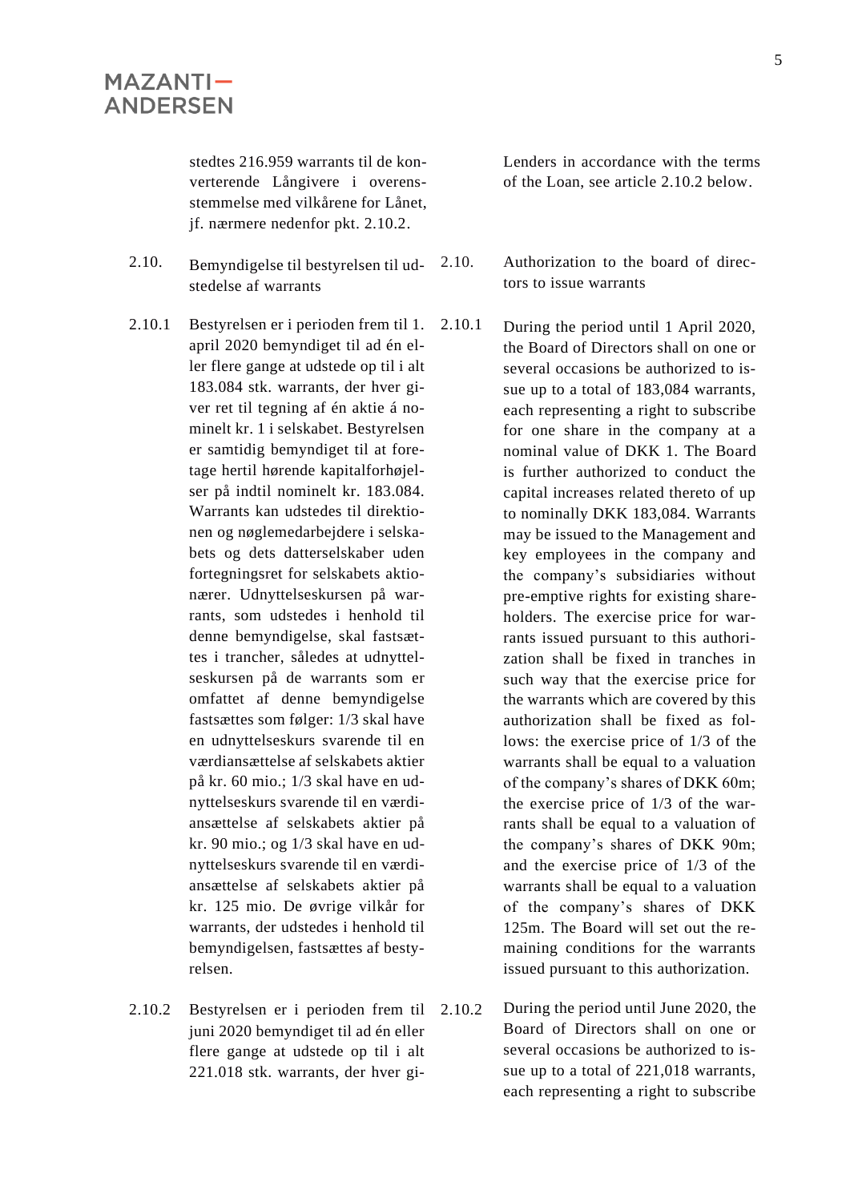stedtes 216.959 warrants til de konverterende Långivere i overensstemmelse med vilkårene for Lånet, jf. nærmere nedenfor pkt. 2.10.2.

Lenders in accordance with the terms of the Loan, see article 2.10.2 below.

2.10. Bemyndigelse til bestyrelsen til udstedelse af warrants

2.10. Authorization to the board of directors to issue warrants

2.10.1 Bestyrelsen er i perioden frem til 1. april 2020 bemyndiget til ad én eller flere gange at udstede op til i alt 183.084 stk. warrants, der hver giver ret til tegning af én aktie á nominelt kr. 1 i selskabet. Bestyrelsen er samtidig bemyndiget til at foretage hertil hørende kapitalforhøjelser på indtil nominelt kr. 183.084. Warrants kan udstedes til direktionen og nøglemedarbejdere i selskabets og dets datterselskaber uden fortegningsret for selskabets aktionærer. Udnyttelseskursen på warrants, som udstedes i henhold til denne bemyndigelse, skal fastsættes i trancher, således at udnyttelseskursen på de warrants som er omfattet af denne bemyndigelse fastsættes som følger: 1/3 skal have en udnyttelseskurs svarende til en værdiansættelse af selskabets aktier på kr. 60 mio.; 1/3 skal have en udnyttelseskurs svarende til en værdiansættelse af selskabets aktier på kr. 90 mio.; og 1/3 skal have en udnyttelseskurs svarende til en værdiansættelse af selskabets aktier på kr. 125 mio. De øvrige vilkår for warrants, der udstedes i henhold til bemyndigelsen, fastsættes af bestyrelsen.

2.10.1 During the period until 1 April 2020, the Board of Directors shall on one or several occasions be authorized to issue up to a total of 183,084 warrants, each representing a right to subscribe for one share in the company at a nominal value of DKK 1. The Board is further authorized to conduct the capital increases related thereto of up to nominally DKK 183,084. Warrants may be issued to the Management and key employees in the company and the company's subsidiaries without pre-emptive rights for existing shareholders. The exercise price for warrants issued pursuant to this authorization shall be fixed in tranches in such way that the exercise price for the warrants which are covered by this authorization shall be fixed as follows: the exercise price of 1/3 of the warrants shall be equal to a valuation of the company's shares of DKK 60m; the exercise price of 1/3 of the warrants shall be equal to a valuation of the company's shares of DKK 90m; and the exercise price of 1/3 of the warrants shall be equal to a valuation of the company's shares of DKK 125m. The Board will set out the remaining conditions for the warrants issued pursuant to this authorization.

2.10.2 Bestyrelsen er i perioden frem til juni 2020 bemyndiget til ad én eller flere gange at udstede op til i alt 221.018 stk. warrants, der hver gi-

2.10.2 During the period until June 2020, the Board of Directors shall on one or several occasions be authorized to issue up to a total of 221,018 warrants, each representing a right to subscribe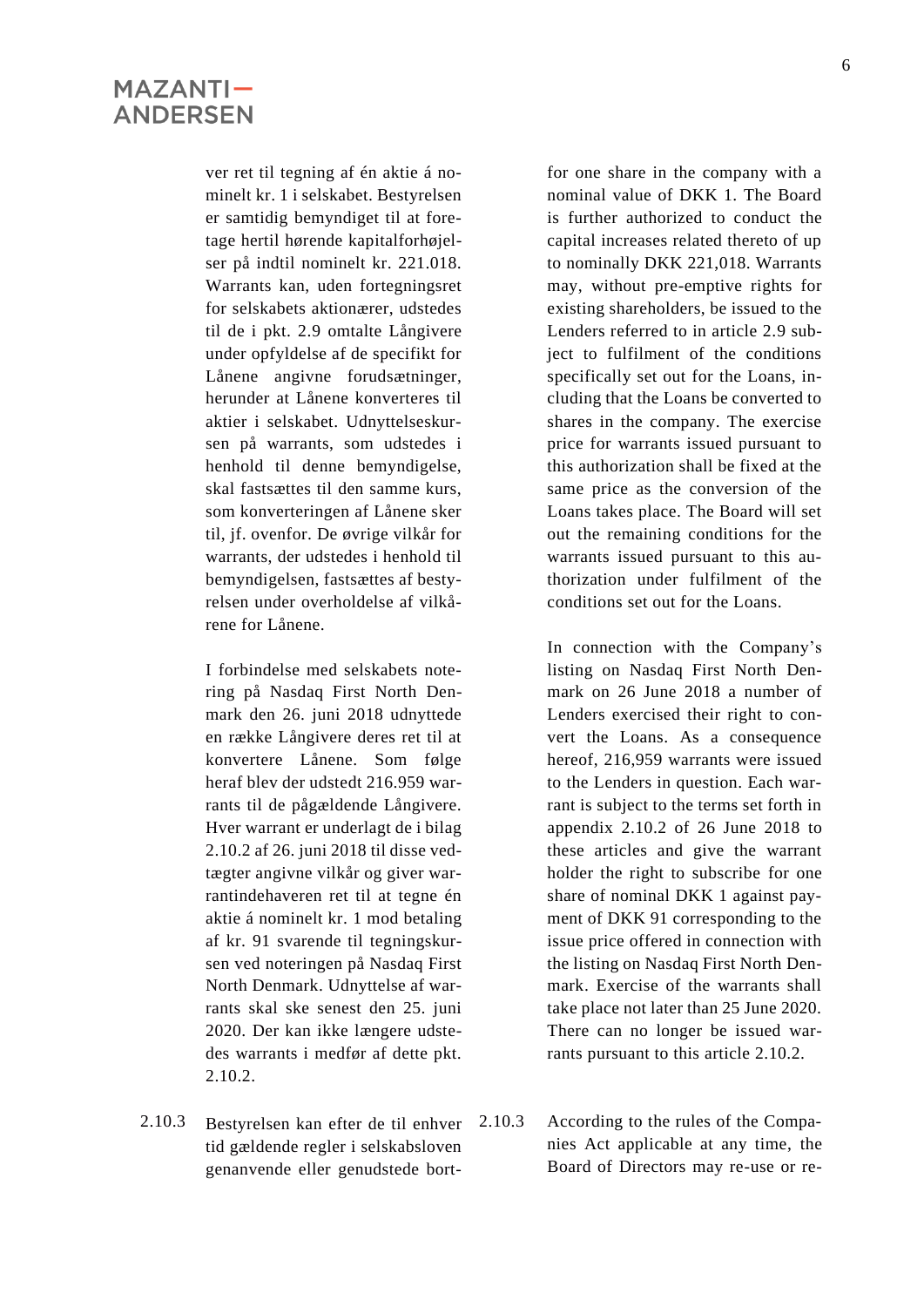ver ret til tegning af én aktie á nominelt kr. 1 i selskabet. Bestyrelsen er samtidig bemyndiget til at foretage hertil hørende kapitalforhøjelser på indtil nominelt kr. 221.018. Warrants kan, uden fortegningsret for selskabets aktionærer, udstedes til de i pkt. 2.9 omtalte Långivere under opfyldelse af de specifikt for Lånene angivne forudsætninger, herunder at Lånene konverteres til aktier i selskabet. Udnyttelseskursen på warrants, som udstedes i henhold til denne bemyndigelse, skal fastsættes til den samme kurs, som konverteringen af Lånene sker til, jf. ovenfor. De øvrige vilkår for warrants, der udstedes i henhold til bemyndigelsen, fastsættes af bestyrelsen under overholdelse af vilkårene for Lånene.

for one share in the company with a nominal value of DKK 1. The Board is further authorized to conduct the capital increases related thereto of up to nominally DKK 221,018. Warrants may, without pre-emptive rights for existing shareholders, be issued to the Lenders referred to in article 2.9 subject to fulfilment of the conditions specifically set out for the Loans, including that the Loans be converted to shares in the company. The exercise price for warrants issued pursuant to this authorization shall be fixed at the same price as the conversion of the Loans takes place. The Board will set out the remaining conditions for the warrants issued pursuant to this authorization under fulfilment of the conditions set out for the Loans.

I forbindelse med selskabets notering på Nasdaq First North Denmark den 26. juni 2018 udnyttede en række Långivere deres ret til at konvertere Lånene. Som følge heraf blev der udstedt 216.959 warrants til de pågældende Långivere. Hver warrant er underlagt de i bilag 2.10.2 af 26. juni 2018 til disse vedtægter angivne vilkår og giver warrantindehaveren ret til at tegne én aktie á nominelt kr. 1 mod betaling af kr. 91 svarende til tegningskursen ved noteringen på Nasdaq First North Denmark. Udnyttelse af warrants skal ske senest den 25. juni 2020. Der kan ikke længere udstedes warrants i medfør af dette pkt. 2.10.2.

In connection with the Company's listing on Nasdaq First North Denmark on 26 June 2018 a number of Lenders exercised their right to convert the Loans. As a consequence hereof, 216,959 warrants were issued to the Lenders in question. Each warrant is subject to the terms set forth in appendix 2.10.2 of 26 June 2018 to these articles and give the warrant holder the right to subscribe for one share of nominal DKK 1 against payment of DKK 91 corresponding to the issue price offered in connection with the listing on Nasdaq First North Denmark. Exercise of the warrants shall take place not later than 25 June 2020. There can no longer be issued warrants pursuant to this article 2.10.2.

2.10.3 Bestyrelsen kan efter de til enhver tid gældende regler i selskabsloven genanvende eller genudstede bort-

2.10.3 According to the rules of the Companies Act applicable at any time, the Board of Directors may re-use or re-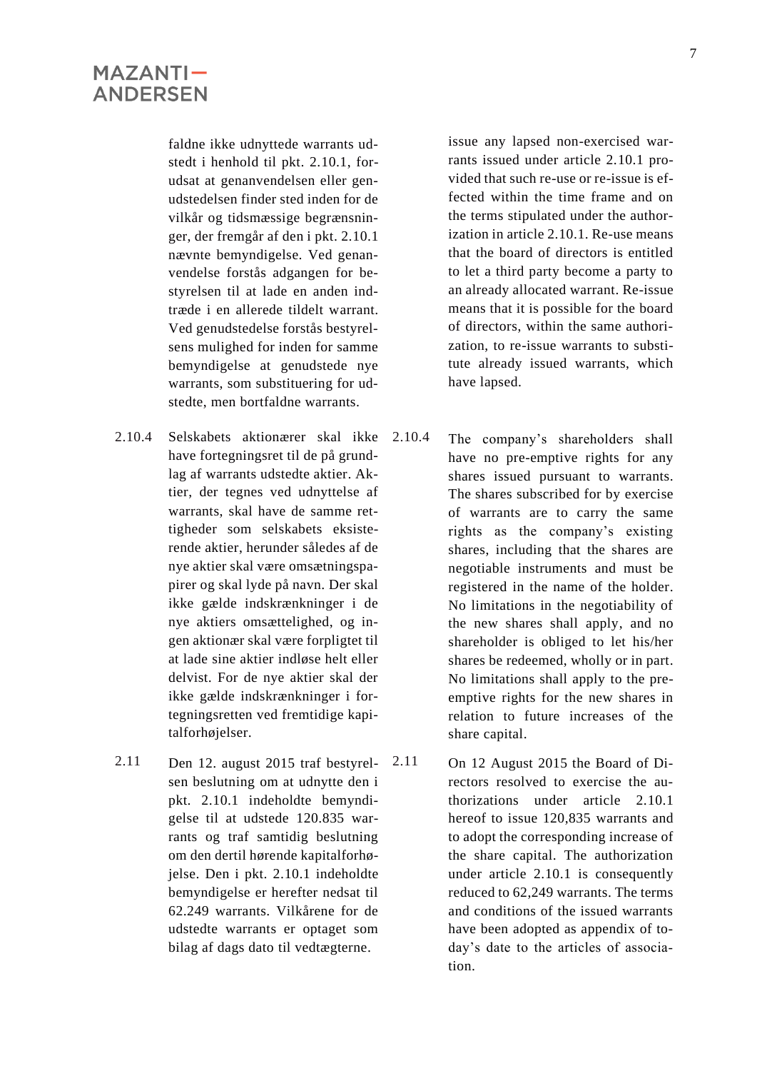faldne ikke udnyttede warrants udstedt i henhold til pkt. 2.10.1, forudsat at genanvendelsen eller genudstedelsen finder sted inden for de vilkår og tidsmæssige begrænsninger, der fremgår af den i pkt. 2.10.1 nævnte bemyndigelse. Ved genanvendelse forstås adgangen for bestyrelsen til at lade en anden indtræde i en allerede tildelt warrant. Ved genudstedelse forstås bestyrelsens mulighed for inden for samme bemyndigelse at genudstede nye warrants, som substituering for udstedte, men bortfaldne warrants.

issue any lapsed non-exercised warrants issued under article 2.10.1 provided that such re-use or re-issue is effected within the time frame and on the terms stipulated under the authorization in article 2.10.1. Re-use means that the board of directors is entitled to let a third party become a party to an already allocated warrant. Re-issue means that it is possible for the board of directors, within the same authorization, to re-issue warrants to substitute already issued warrants, which have lapsed.

2.10.4 Selskabets aktionærer skal ikke have fortegningsret til de på grundlag af warrants udstedte aktier. Aktier, der tegnes ved udnyttelse af warrants, skal have de samme rettigheder som selskabets eksisterende aktier, herunder således af de nye aktier skal være omsætningspapirer og skal lyde på navn. Der skal ikke gælde indskrænkninger i de nye aktiers omsættelighed, og ingen aktionær skal være forpligtet til at lade sine aktier indløse helt eller delvist. For de nye aktier skal der ikke gælde indskrænkninger i fortegningsretten ved fremtidige kapitalforhøjelser.

2.10.4 The company's shareholders shall have no pre-emptive rights for any shares issued pursuant to warrants. The shares subscribed for by exercise of warrants are to carry the same rights as the company's existing shares, including that the shares are negotiable instruments and must be registered in the name of the holder. No limitations in the negotiability of the new shares shall apply, and no shareholder is obliged to let his/her shares be redeemed, wholly or in part. No limitations shall apply to the pre-emptive rights for the new shares in relation to future increases of the share capital.

2.11 Den 12. august 2015 traf bestyrelsen beslutning om at udnytte den i pkt. 2.10.1 indeholdte bemyndigelse til at udstede 120.835 warrants og traf samtidig beslutning om den dertil hørende kapitalforhøjelse. Den i pkt. 2.10.1 indeholdte bemyndigelse er herefter nedsat til 62.249 warrants. Vilkårene for de udstedte warrants er optaget som bilag af dags dato til vedtægterne.

2.11 On 12 August 2015 the Board of Directors resolved to exercise the authorizations under article 2.10.1 hereof to issue 120,835 warrants and to adopt the corresponding increase of the share capital. The authorization under article 2.10.1 is consequently reduced to 62,249 warrants. The terms and conditions of the issued warrants have been adopted as appendix of today's date to the articles of association.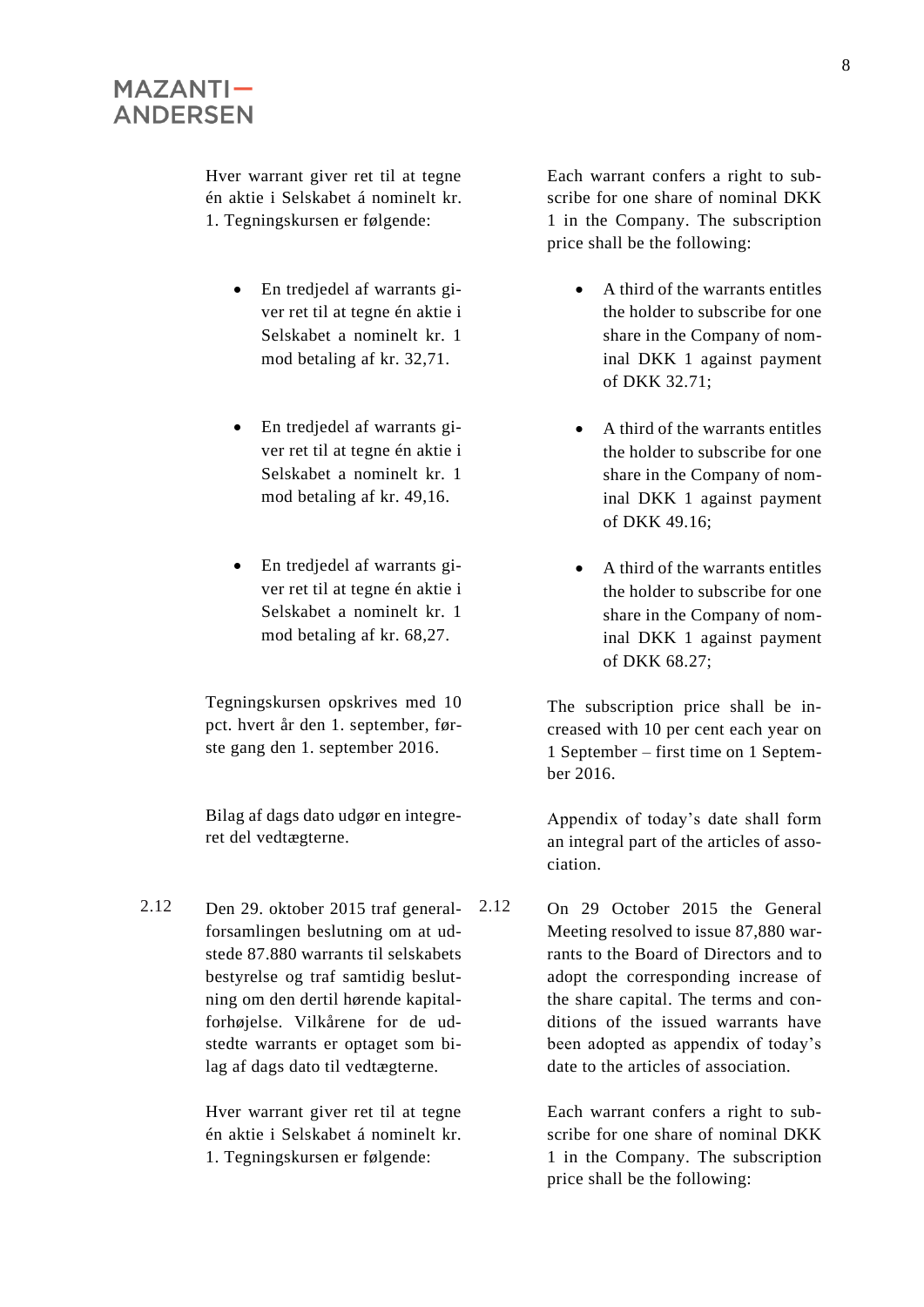Hver warrant giver ret til at tegne én aktie i Selskabet á nominelt kr. 1. Tegningskursen er følgende:

- En tredjedel af warrants giver ret til at tegne én aktie i Selskabet a nominelt kr. 1 mod betaling af kr. 32,71.
- En tredjedel af warrants giver ret til at tegne én aktie i Selskabet a nominelt kr. 1 mod betaling af kr. 49,16.
- En tredjedel af warrants giver ret til at tegne én aktie i Selskabet a nominelt kr. 1 mod betaling af kr. 68,27.

Tegningskursen opskrives med 10 pct. hvert år den 1. september, første gang den 1. september 2016.

Bilag af dags dato udgør en integreret del vedtægterne.

Each warrant confers a right to subscribe for one share of nominal DKK 1 in the Company. The subscription price shall be the following:

- A third of the warrants entitles the holder to subscribe for one share in the Company of nominal DKK 1 against payment of DKK 32.71;
- A third of the warrants entitles the holder to subscribe for one share in the Company of nominal DKK 1 against payment of DKK 49.16;
- A third of the warrants entitles the holder to subscribe for one share in the Company of nominal DKK 1 against payment of DKK 68.27;

The subscription price shall be increased with 10 per cent each year on 1 September – first time on 1 September 2016.

Appendix of today's date shall form an integral part of the articles of association.

2.12 Den 29. oktober 2015 traf generalforsamlingen beslutning om at udstede 87.880 warrants til selskabets bestyrelse og traf samtidig beslutning om den dertil hørende kapitalforhøjelse. Vilkårene for de udstedte warrants er optaget som bilag af dags dato til vedtægterne.

Hver warrant giver ret til at tegne én aktie i Selskabet á nominelt kr. 1. Tegningskursen er følgende:

2.12 On 29 October 2015 the General Meeting resolved to issue 87,880 warrants to the Board of Directors and to adopt the corresponding increase of the share capital. The terms and conditions of the issued warrants have been adopted as appendix of today's date to the articles of association.

Each warrant confers a right to subscribe for one share of nominal DKK 1 in the Company. The subscription price shall be the following: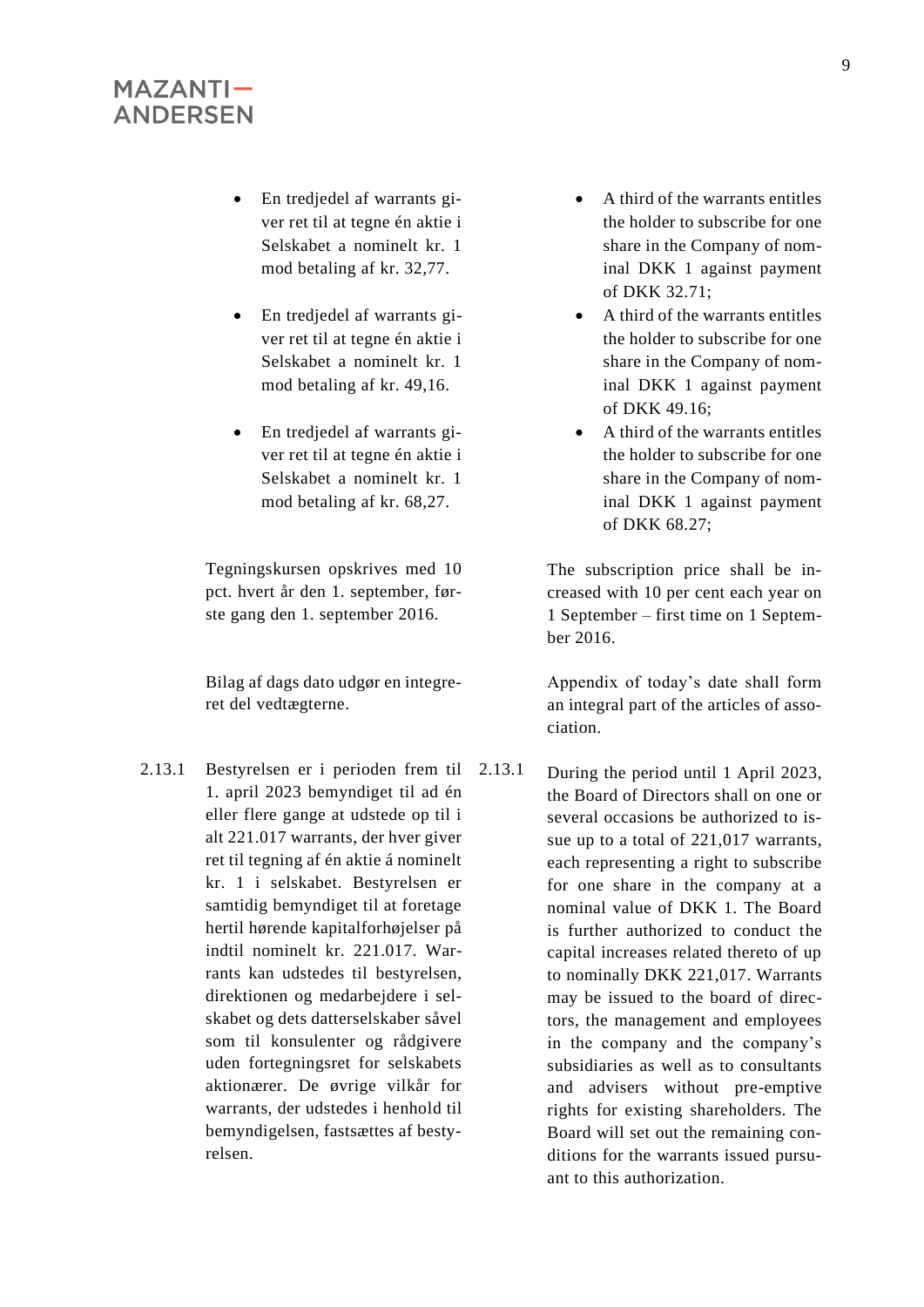- En tredjedel af warrants giver ret til at tegne én aktie i Selskabet a nominelt kr. 1 mod betaling af kr. 32,77.

- En tredjedel af warrants giver ret til at tegne én aktie i Selskabet a nominelt kr. 1 mod betaling af kr. 49,16.

- En tredjedel af warrants giver ret til at tegne én aktie i Selskabet a nominelt kr. 1 mod betaling af kr. 68,27.

Tegningskursen opskrives med 10 pct. hvert år den 1. september, første gang den 1. september 2016.

Bilag af dags dato udgør en integreret del vedtægterne.

- A third of the warrants entitles the holder to subscribe for one share in the Company of nominal DKK 1 against payment of DKK 32.71;
- A third of the warrants entitles the holder to subscribe for one share in the Company of nominal DKK 1 against payment of DKK 49.16;
- A third of the warrants entitles the holder to subscribe for one share in the Company of nominal DKK 1 against payment of DKK 68.27;

The subscription price shall be increased with 10 per cent each year on 1 September – first time on 1 September 2016.

Appendix of today's date shall form an integral part of the articles of association.

2.13.1 Bestyrelsen er i perioden frem til 1. april 2023 bemyndiget til ad én eller flere gange at udstede op til i alt 221.017 warrants, der hver giver ret til tegning af én aktie á nominelt kr. 1 i selskabet. Bestyrelsen er samtidig bemyndiget til at foretage hertil hørende kapitalforhøjelser på indtil nominelt kr. 221.017. Warrants kan udstedes til bestyrelsen, direktionen og medarbejdere i selskabet og dets datterselskaber såvel som til konsulenter og rådgivere uden fortegningsret for selskabets aktionærer. De øvrige vilkår for warrants, der udstedes i henhold til bemyndigelsen, fastsættes af bestyrelsen.

2.13.1 During the period until 1 April 2023, the Board of Directors shall on one or several occasions be authorized to issue up to a total of 221,017 warrants, each representing a right to subscribe for one share in the company at a nominal value of DKK 1. The Board is further authorized to conduct the capital increases related thereto of up to nominally DKK 221,017. Warrants may be issued to the board of directors, the management and employees in the company and the company's subsidiaries as well as to consultants and advisers without pre-emptive rights for existing shareholders. The Board will set out the remaining conditions for the warrants issued pursuant to this authorization.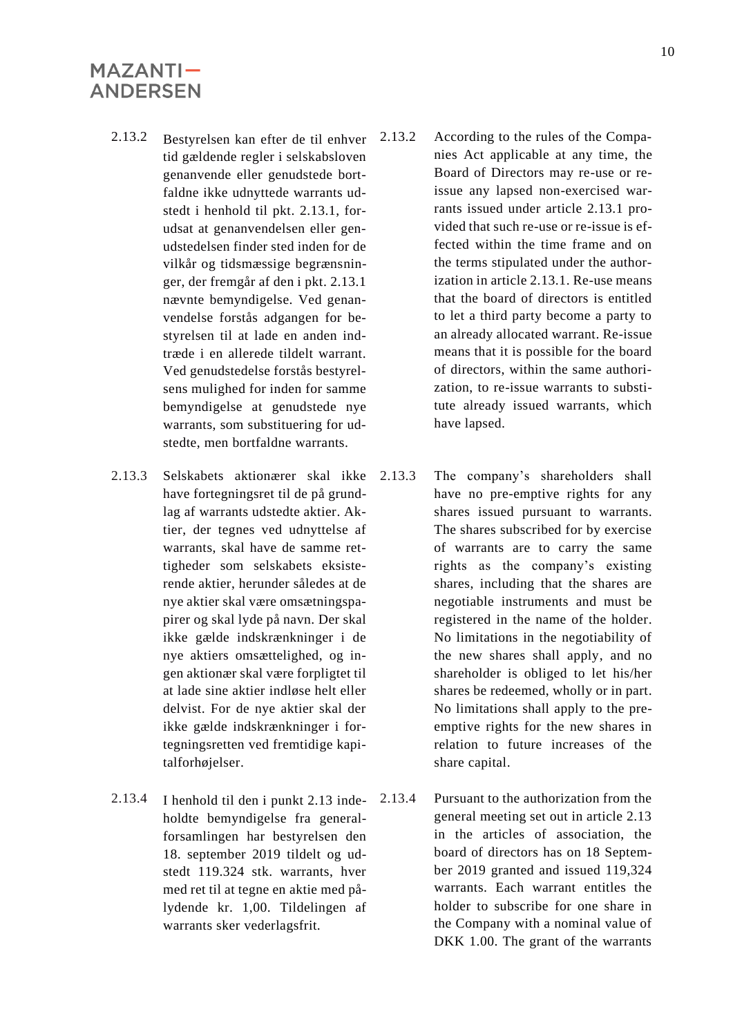2.13.2 Bestyrelsen kan efter de til enhver tid gældende regler i selskabsloven genanvende eller genudstede bortfaldne ikke udnyttede warrants udstedt i henhold til pkt. 2.13.1, forudsat at genanvendelsen eller genudstedelsen finder sted inden for de vilkår og tidsmæssige begrænsninger, der fremgår af den i pkt. 2.13.1 nævnte bemyndigelse. Ved genanvendelse forstås adgangen for bestyrelsen til at lade en anden indtræde i en allerede tildelt warrant. Ved genudstedelse forstås bestyrelsens mulighed for inden for samme bemyndigelse at genudstede nye warrants, som substituering for udstedte, men bortfaldne warrants.

2.13.2 According to the rules of the Companies Act applicable at any time, the Board of Directors may re-use or re-issue any lapsed non-exercised warrants issued under article 2.13.1 provided that such re-use or re-issue is effected within the time frame and on the terms stipulated under the authorization in article 2.13.1. Re-use means that the board of directors is entitled to let a third party become a party to an already allocated warrant. Re-issue means that it is possible for the board of directors, within the same authorization, to re-issue warrants to substitute already issued warrants, which have lapsed.

2.13.3 Selskabets aktionærer skal ikke have fortegningsret til de på grundlag af warrants udstedte aktier. Aktier, der tegnes ved udnyttelse af warrants, skal have de samme rettigheder som selskabets eksisterende aktier, herunder således at de nye aktier skal være omsætningspapirer og skal lyde på navn. Der skal ikke gælde indskrænkninger i de nye aktiers omsættelighed, og ingen aktionær skal være forpligtet til at lade sine aktier indløse helt eller delvist. For de nye aktier skal der ikke gælde indskrænkninger i fortegningsretten ved fremtidige kapitalforhøjelser.

2.13.3 The company's shareholders shall have no pre-emptive rights for any shares issued pursuant to warrants. The shares subscribed for by exercise of warrants are to carry the same rights as the company's existing shares, including that the shares are negotiable instruments and must be registered in the name of the holder. No limitations in the negotiability of the new shares shall apply, and no shareholder is obliged to let his/her shares be redeemed, wholly or in part. No limitations shall apply to the pre-emptive rights for the new shares in relation to future increases of the share capital.

2.13.4 I henhold til den i punkt 2.13 indeholdte bemyndigelse fra generalforsamlingen har bestyrelsen den 18. september 2019 tildelt og udstedt 119.324 stk. warrants, hver med ret til at tegne en aktie med pålydende kr. 1,00. Tildelingen af warrants sker vederlagsfrit.

2.13.4 Pursuant to the authorization from the general meeting set out in article 2.13 in the articles of association, the board of directors has on 18 September 2019 granted and issued 119,324 warrants. Each warrant entitles the holder to subscribe for one share in the Company with a nominal value of DKK 1.00. The grant of the warrants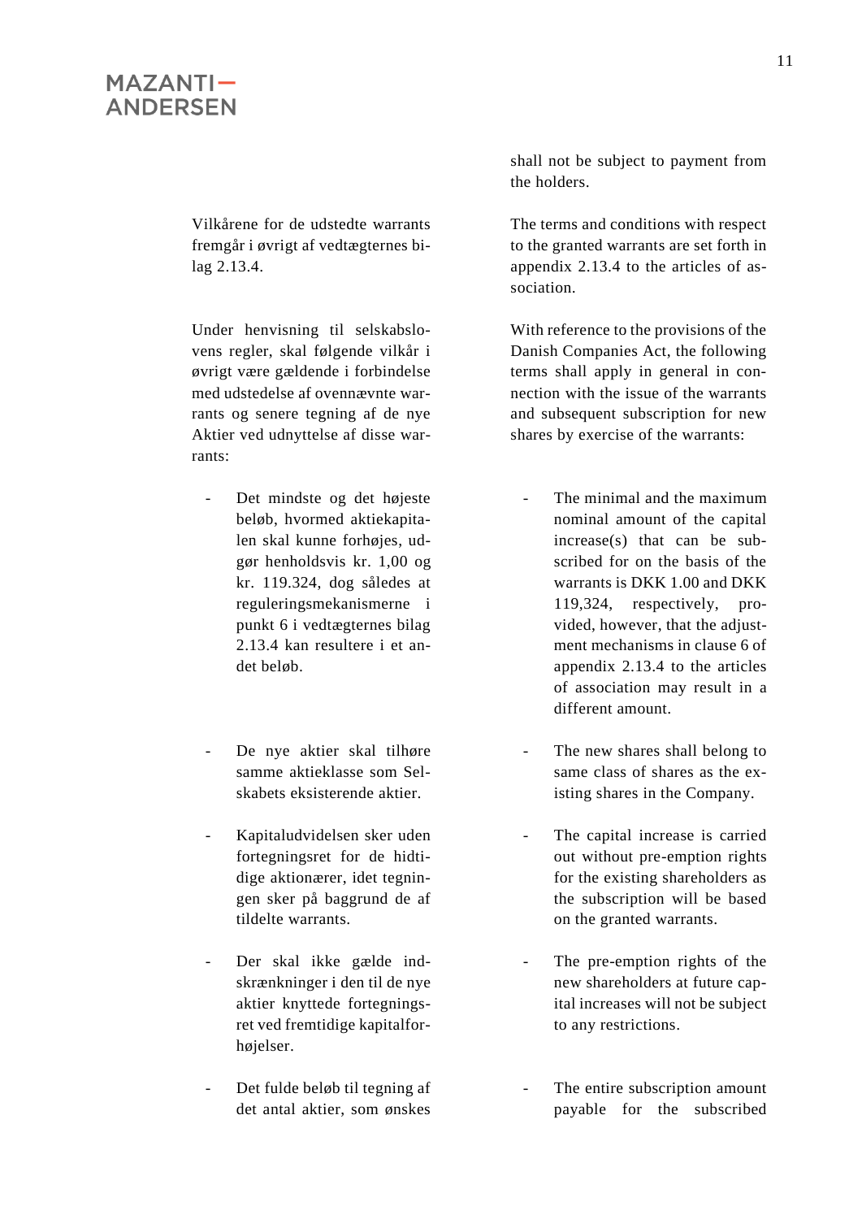shall not be subject to payment from the holders.

Vilkårene for de udstedte warrants fremgår i øvrigt af vedtægternes bilag 2.13.4.

The terms and conditions with respect to the granted warrants are set forth in appendix 2.13.4 to the articles of association.

Under henvisning til selskabslovens regler, skal følgende vilkår i øvrigt være gældende i forbindelse med udstedelse af ovennævnte warrants og senere tegning af de nye Aktier ved udnyttelse af disse warrants:

With reference to the provisions of the Danish Companies Act, the following terms shall apply in general in connection with the issue of the warrants and subsequent subscription for new shares by exercise of the warrants:

- Det mindste og det højeste beløb, hvormed aktiekapitalen skal kunne forhøjes, udgør henholdsvis kr. 1,00 og kr. 119.324, dog således at reguleringsmekanismerne i punkt 6 i vedtægternes bilag 2.13.4 kan resultere i et andet beløb.

- The minimal and the maximum nominal amount of the capital increase(s) that can be subscribed for on the basis of the warrants is DKK 1.00 and DKK 119,324, respectively, provided, however, that the adjustment mechanisms in clause 6 of appendix 2.13.4 to the articles of association may result in a different amount.

- De nye aktier skal tilhøre samme aktieklasse som Selskabets eksisterende aktier.

- The new shares shall belong to same class of shares as the existing shares in the Company.

- Kapitaludvidelsen sker uden fortegningsret for de hidtidige aktionærer, idet tegningen sker på baggrund de af tildelte warrants.

- The capital increase is carried out without pre-emption rights for the existing shareholders as the subscription will be based on the granted warrants.

- Der skal ikke gælde indskrænkninger i den til de nye aktier knyttede fortegningsret ved fremtidige kapitalforhøjelser.

- The pre-emption rights of the new shareholders at future capital increases will not be subject to any restrictions.

- Det fulde beløb til tegning af det antal aktier, som ønskes

- The entire subscription amount payable for the subscribed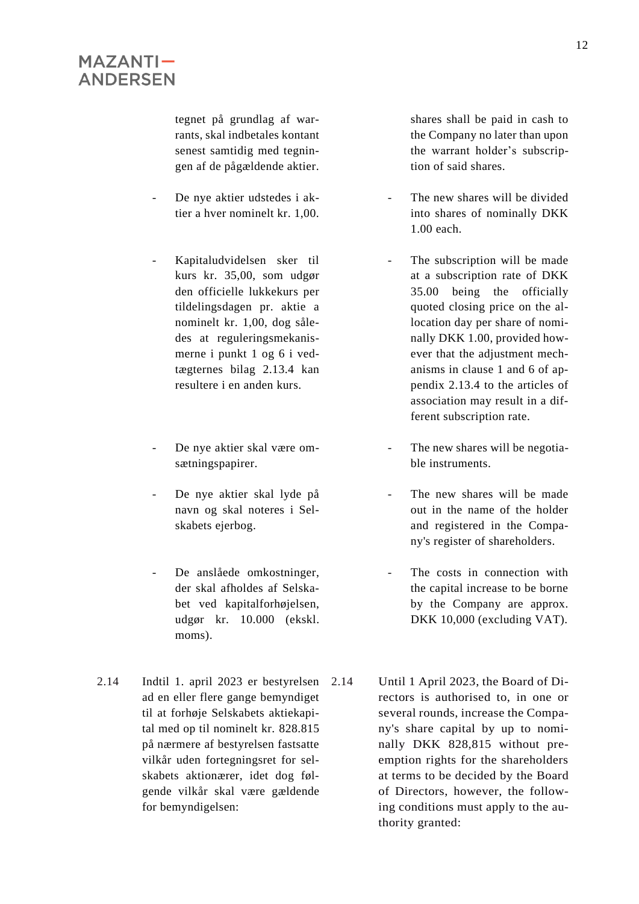tegnet på grundlag af warrants, skal indbetales kontant senest samtidig med tegningen af de pågældende aktier.

shares shall be paid in cash to the Company no later than upon the warrant holder's subscription of said shares.

- De nye aktier udstedes i aktier a hver nominelt kr. 1,00.
- Kapitaludvidelsen sker til kurs kr. 35,00, som udgør den officielle lukkekurs per tildelingsdagen pr. aktie a nominelt kr. 1,00, dog således at reguleringsmekanismerne i punkt 1 og 6 i vedtægternes bilag 2.13.4 kan resultere i en anden kurs.
- De nye aktier skal være omsætningspapirer.
- De nye aktier skal lyde på navn og skal noteres i Selskabets ejerbog.
- De anslåede omkostninger, der skal afholdes af Selskabet ved kapitalforhøjelsen, udgør kr. 10.000 (ekskl. moms).

- The new shares will be divided into shares of nominally DKK 1.00 each.
- The subscription will be made at a subscription rate of DKK 35.00 being the officially quoted closing price on the allocation day per share of nominally DKK 1.00, provided however that the adjustment mechanisms in clause 1 and 6 of appendix 2.13.4 to the articles of association may result in a different subscription rate.
- The new shares will be negotiable instruments.
- The new shares will be made out in the name of the holder and registered in the Company's register of shareholders.
- The costs in connection with the capital increase to be borne by the Company are approx. DKK 10,000 (excluding VAT).

2.14 Indtil 1. april 2023 er bestyrelsen ad en eller flere gange bemyndiget til at forhøje Selskabets aktiekapital med op til nominelt kr. 828.815 på nærmere af bestyrelsen fastsatte vilkår uden fortegningsret for selskabets aktionærer, idet dog følgende vilkår skal være gældende for bemyndigelsen:

2.14 Until 1 April 2023, the Board of Directors is authorised to, in one or several rounds, increase the Company's share capital by up to nominally DKK 828,815 without preemption rights for the shareholders at terms to be decided by the Board of Directors, however, the following conditions must apply to the authority granted: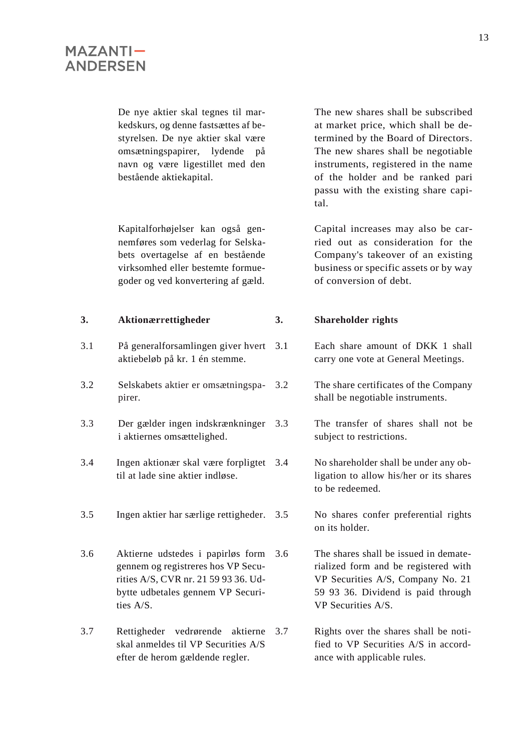De nye aktier skal tegnes til markedskurs, og denne fastsættes af bestyrelsen. De nye aktier skal være omsætningspapirer, lydende på navn og være ligestillet med den bestående aktiekapital.

The new shares shall be subscribed at market price, which shall be determined by the Board of Directors. The new shares shall be negotiable instruments, registered in the name of the holder and be ranked pari passu with the existing share capital.

Kapitalforhøjelser kan også gennemføres som vederlag for Selskabets overtagelse af en bestående virksomhed eller bestemte formuegoder og ved konvertering af gæld.

Capital increases may also be carried out as consideration for the Company's takeover of an existing business or specific assets or by way of conversion of debt.

## 3. Aktionærrettigheder

## 3. Shareholder rights

3.1 På generalforsamlingen giver hvert aktiebeløb på kr. 1 én stemme.

3.1 Each share amount of DKK 1 shall carry one vote at General Meetings.

3.2 Selskabets aktier er omsætningspapirer.

3.2 The share certificates of the Company shall be negotiable instruments.

3.3 Der gælder ingen indskrænkninger i aktiernes omsættelighed.

3.3 The transfer of shares shall not be subject to restrictions.

3.4 Ingen aktionær skal være forpligtet til at lade sine aktier indløse.

3.4 No shareholder shall be under any obligation to allow his/her or its shares to be redeemed.

3.5 Ingen aktier har særlige rettigheder.

3.5 No shares confer preferential rights on its holder.

3.6 Aktierne udstedes i papirløs form gennem og registreres hos VP Securities A/S, CVR nr. 21 59 93 36. Udbytte udbetales gennem VP Securities A/S.

3.6 The shares shall be issued in dematerialized form and be registered with VP Securities A/S, Company No. 21 59 93 36. Dividend is paid through VP Securities A/S.

3.7 Rettigheder vedrørende aktierne skal anmeldes til VP Securities A/S efter de herom gældende regler.

3.7 Rights over the shares shall be notified to VP Securities A/S in accordance with applicable rules.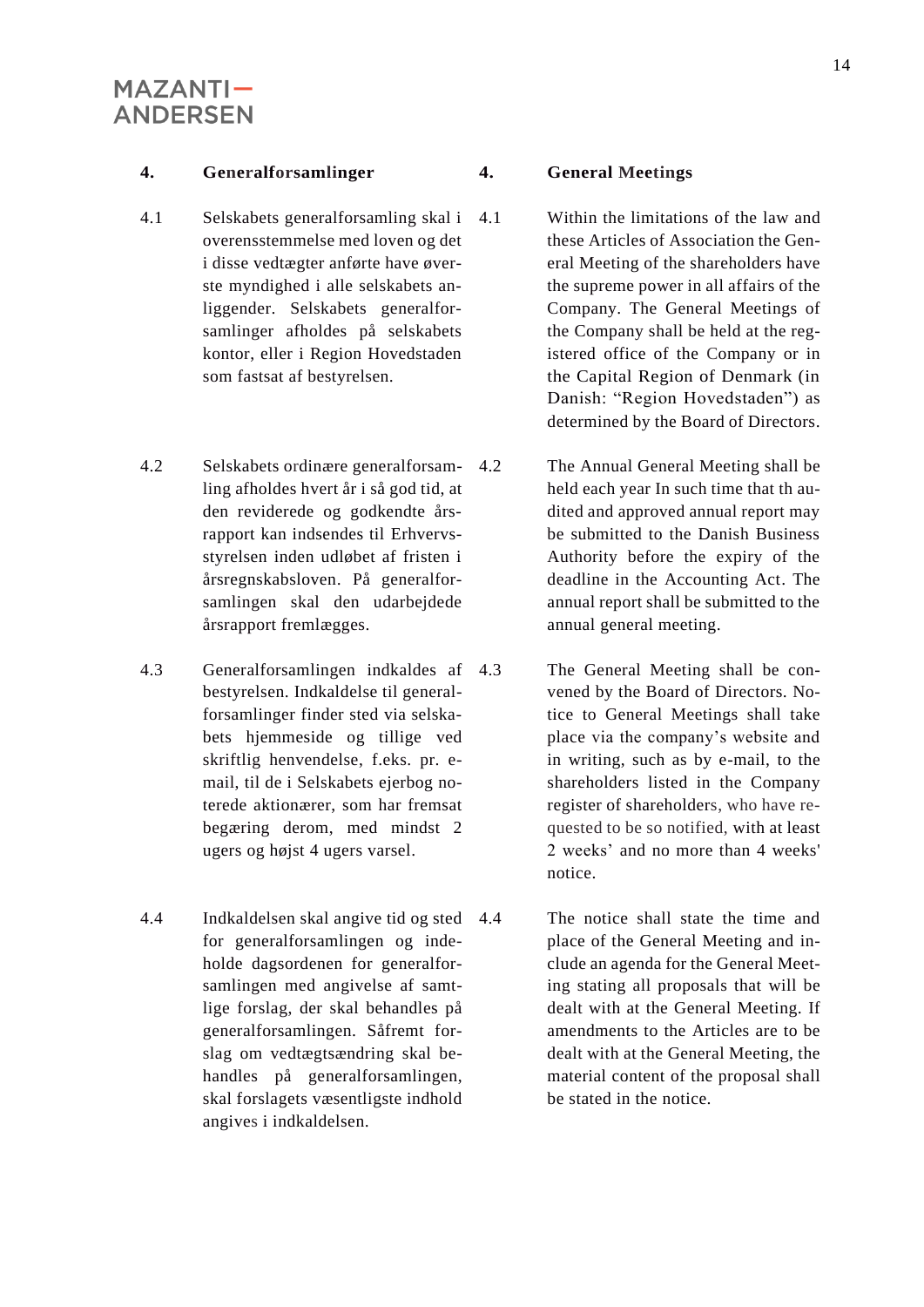## 4. Generalforsamlinger

4.1 Selskabets generalforsamling skal i overensstemmelse med loven og det i disse vedtægter anførte have øverste myndighed i alle selskabets anliggender. Selskabets generalforsamlinger afholdes på selskabets kontor, eller i Region Hovedstaden som fastsat af bestyrelsen.

4.2 Selskabets ordinære generalforsamling afholdes hvert år i så god tid, at den reviderede og godkendte årsrapport kan indsendes til Erhvervsstyrelsen inden udløbet af fristen i årsregnskabsloven. På generalforsamlingen skal den udarbejdede årsrapport fremlægges.

4.3 Generalforsamlingen indkaldes af bestyrelsen. Indkaldelse til generalforsamlinger finder sted via selskabets hjemmeside og tillige ved skriftlig henvendelse, f.eks. pr. e-mail, til de i Selskabets ejerbog noterede aktionærer, som har fremsat begæring derom, med mindst 2 ugers og højst 4 ugers varsel.

4.4 Indkaldelsen skal angive tid og sted for generalforsamlingen og indeholde dagsordenen for generalforsamlingen med angivelse af samtlige forslag, der skal behandles på generalforsamlingen. Såfremt forslag om vedtægtsændring skal behandles på generalforsamlingen, skal forslagets væsentligste indhold angives i indkaldelsen.

## 4. General Meetings

4.1 Within the limitations of the law and these Articles of Association the General Meeting of the shareholders have the supreme power in all affairs of the Company. The General Meetings of the Company shall be held at the registered office of the Company or in the Capital Region of Denmark (in Danish: "Region Hovedstaden") as determined by the Board of Directors.

4.2 The Annual General Meeting shall be held each year In such time that th audited and approved annual report may be submitted to the Danish Business Authority before the expiry of the deadline in the Accounting Act. The annual report shall be submitted to the annual general meeting.

4.3 The General Meeting shall be convened by the Board of Directors. Notice to General Meetings shall take place via the company's website and in writing, such as by e-mail, to the shareholders listed in the Company register of shareholders, who have requested to be so notified, with at least 2 weeks' and no more than 4 weeks' notice.

4.4 The notice shall state the time and place of the General Meeting and include an agenda for the General Meeting stating all proposals that will be dealt with at the General Meeting. If amendments to the Articles are to be dealt with at the General Meeting, the material content of the proposal shall be stated in the notice.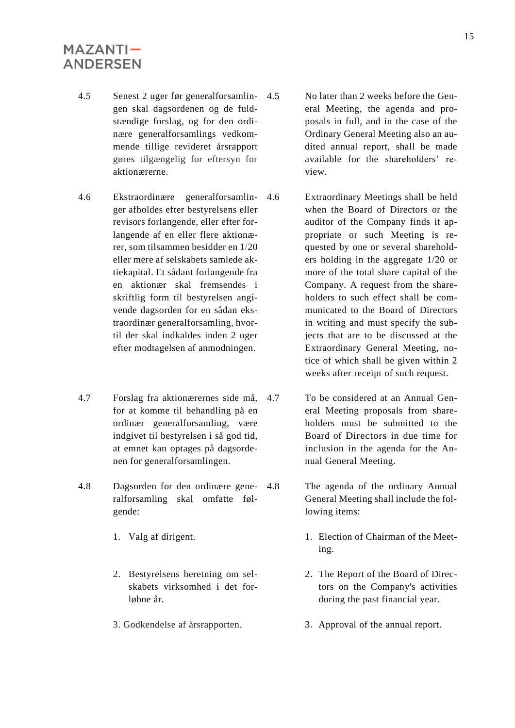| | | | |
|---|---|---|---|
| 4.5 | Senest 2 uger før generalforsamlingen skal dagsordenen og de fuldstændige forslag, og for den ordinære generalforsamlings vedkommende tillige revideret årsrapport gøres tilgængelig for eftersyn for aktionærerne. | 4.5 | No later than 2 weeks before the General Meeting, the agenda and proposals in full, and in the case of the Ordinary General Meeting also an audited annual report, shall be made available for the shareholders' review. |
| 4.6 | Ekstraordinære generalforsamlinger afholdes efter bestyrelsens eller revisors forlangende, eller efter forlangende af en eller flere aktionærer, som tilsammen besidder en 1/20 eller mere af selskabets samlede aktiekapital. Et sådant forlangende fra en aktionær skal fremsendes i skriftlig form til bestyrelsen angivende dagsorden for en sådan ekstraordinær generalforsamling, hvortil der skal indkaldes inden 2 uger efter modtagelsen af anmodningen. | 4.6 | Extraordinary Meetings shall be held when the Board of Directors or the auditor of the Company finds it appropriate or such Meeting is requested by one or several shareholders holding in the aggregate 1/20 or more of the total share capital of the Company. A request from the shareholders to such effect shall be communicated to the Board of Directors in writing and must specify the subjects that are to be discussed at the Extraordinary General Meeting, notice of which shall be given within 2 weeks after receipt of such request. |
| 4.7 | Forslag fra aktionærernes side må, for at komme til behandling på en ordinær generalforsamling, være indgivet til bestyrelsen i så god tid, at emnet kan optages på dagsordenen for generalforsamlingen. | 4.7 | To be considered at an Annual General Meeting proposals from shareholders must be submitted to the Board of Directors in due time for inclusion in the agenda for the Annual General Meeting. |
| 4.8 | Dagsorden for den ordinære generalforsamling skal omfatte følgende:<br><br>1. Valg af dirigent.<br><br>2. Bestyrelsens beretning om selskabets virksomhed i det forløbne år.<br><br>3. Godkendelse af årsrapporten. | 4.8 | The agenda of the ordinary Annual General Meeting shall include the following items:<br><br>1. Election of Chairman of the Meeting.<br><br>2. The Report of the Board of Directors on the Company's activities during the past financial year.<br><br>3. Approval of the annual report. |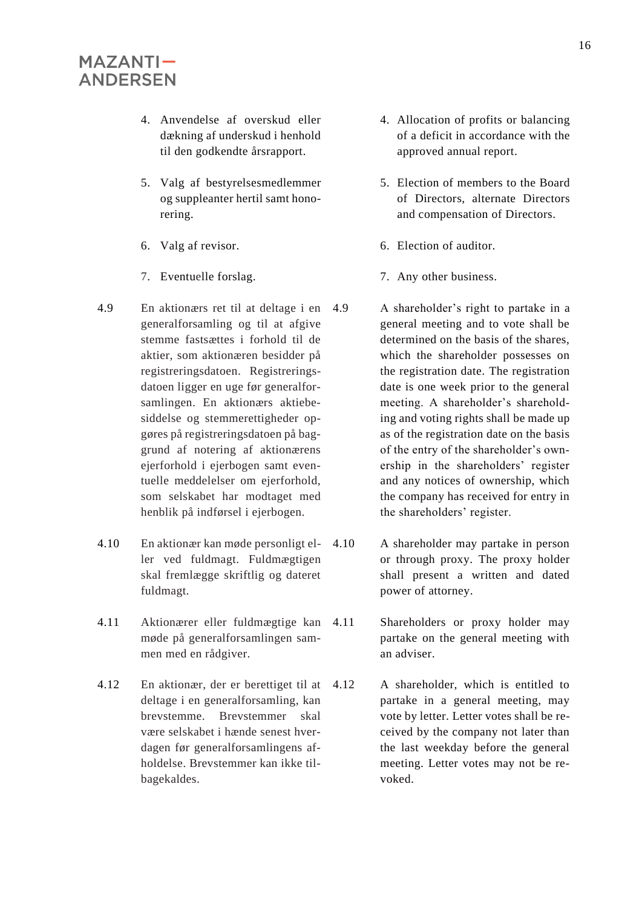4. Anvendelse af overskud eller dækning af underskud i henhold til den godkendte årsrapport.
5. Valg af bestyrelsesmedlemmer og suppleanter hertil samt honorering.
6. Valg af revisor.
7. Eventuelle forslag.

4. Allocation of profits or balancing of a deficit in accordance with the approved annual report.
5. Election of members to the Board of Directors, alternate Directors and compensation of Directors.
6. Election of auditor.
7. Any other business.

4.9 En aktionærs ret til at deltage i en generalforsamling og til at afgive stemme fastsættes i forhold til de aktier, som aktionæren besidder på registreringsdatoen. Registreringsdatoen ligger en uge før generalforsamlingen. En aktionærs aktiebesiddelse og stemmerettigheder opgøres på registreringsdatoen på baggrund af notering af aktionærens ejerforhold i ejerbogen samt eventuelle meddelelser om ejerforhold, som selskabet har modtaget med henblik på indførsel i ejerbogen.

4.9 A shareholder's right to partake in a general meeting and to vote shall be determined on the basis of the shares, which the shareholder possesses on the registration date. The registration date is one week prior to the general meeting. A shareholder's shareholding and voting rights shall be made up as of the registration date on the basis of the entry of the shareholder's ownership in the shareholders' register and any notices of ownership, which the company has received for entry in the shareholders' register.

4.10 En aktionær kan møde personligt eller ved fuldmagt. Fuldmægtigen skal fremlægge skriftlig og dateret fuldmagt.

4.10 A shareholder may partake in person or through proxy. The proxy holder shall present a written and dated power of attorney.

4.11 Aktionærer eller fuldmægtige kan møde på generalforsamlingen sammen med en rådgiver.

4.11 Shareholders or proxy holder may partake on the general meeting with an adviser.

4.12 En aktionær, der er berettiget til at deltage i en generalforsamling, kan brevstemme. Brevstemmer skal være selskabet i hænde senest hverdagen før generalforsamlingens afholdelse. Brevstemmer kan ikke tilbagekaldes.

4.12 A shareholder, which is entitled to partake in a general meeting, may vote by letter. Letter votes shall be received by the company not later than the last weekday before the general meeting. Letter votes may not be revoked.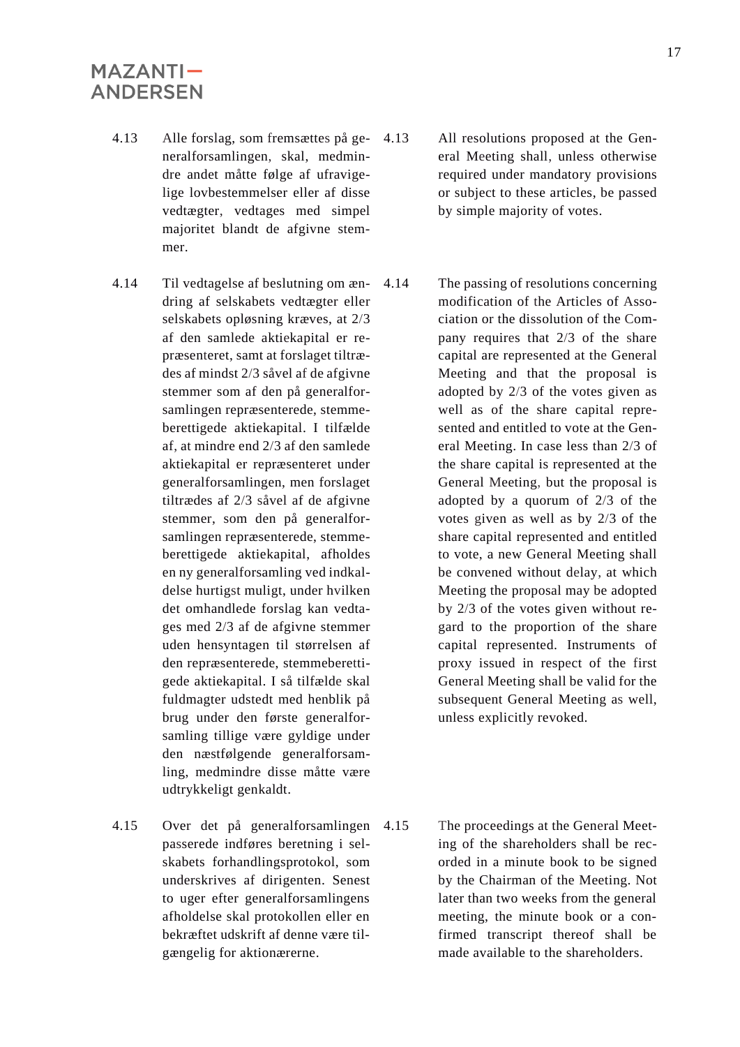4.13 Alle forslag, som fremsættes på generalforsamlingen, skal, medmindre andet måtte følge af ufravigelige lovbestemmelser eller af disse vedtægter, vedtages med simpel majoritet blandt de afgivne stemmer.

4.13 All resolutions proposed at the General Meeting shall, unless otherwise required under mandatory provisions or subject to these articles, be passed by simple majority of votes.

4.14 Til vedtagelse af beslutning om ændring af selskabets vedtægter eller selskabets opløsning kræves, at 2/3 af den samlede aktiekapital er repræsenteret, samt at forslaget tiltrædes af mindst 2/3 såvel af de afgivne stemmer som af den på generalforsamlingen repræsenterede, stemmeberettigede aktiekapital. I tilfælde af, at mindre end 2/3 af den samlede aktiekapital er repræsenteret under generalforsamlingen, men forslaget tiltrædes af 2/3 såvel af de afgivne stemmer, som den på generalforsamlingen repræsenterede, stemmeberettigede aktiekapital, afholdes en ny generalforsamling ved indkaldelse hurtigst muligt, under hvilken det omhandlede forslag kan vedtages med 2/3 af de afgivne stemmer uden hensyntagen til størrelsen af den repræsenterede, stemmeberettigede aktiekapital. I så tilfælde skal fuldmagter udstedt med henblik på brug under den første generalforsamling tillige være gyldige under den næstfølgende generalforsamling, medmindre disse måtte være udtrykkeligt genkaldt.

4.14 The passing of resolutions concerning modification of the Articles of Association or the dissolution of the Company requires that 2/3 of the share capital are represented at the General Meeting and that the proposal is adopted by 2/3 of the votes given as well as of the share capital represented and entitled to vote at the General Meeting. In case less than 2/3 of the share capital is represented at the General Meeting, but the proposal is adopted by a quorum of 2/3 of the votes given as well as by 2/3 of the share capital represented and entitled to vote, a new General Meeting shall be convened without delay, at which Meeting the proposal may be adopted by 2/3 of the votes given without regard to the proportion of the share capital represented. Instruments of proxy issued in respect of the first General Meeting shall be valid for the subsequent General Meeting as well, unless explicitly revoked.

4.15 Over det på generalforsamlingen passerede indføres beretning i selskabets forhandlingsprotokol, som underskrives af dirigenten. Senest to uger efter generalforsamlingens afholdelse skal protokollen eller en bekræftet udskrift af denne være tilgængelig for aktionærerne.

4.15 The proceedings at the General Meeting of the shareholders shall be recorded in a minute book to be signed by the Chairman of the Meeting. Not later than two weeks from the general meeting, the minute book or a confirmed transcript thereof shall be made available to the shareholders.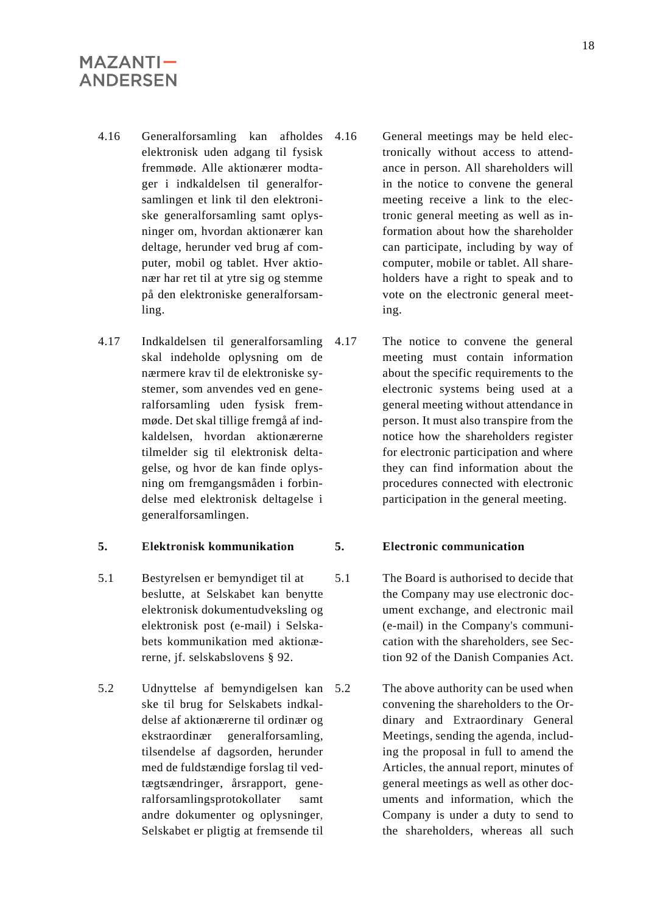| | Danish | | English |
|---|---|---|---|
| 4.16 | Generalforsamling kan afholdes elektronisk uden adgang til fysisk fremmøde. Alle aktionærer modtager i indkaldelsen til generalforsamlingen et link til den elektroniske generalforsamling samt oplysninger om, hvordan aktionærer kan deltage, herunder ved brug af computer, mobil og tablet. Hver aktionær har ret til at ytre sig og stemme på den elektroniske generalforsamling. | 4.16 | General meetings may be held electronically without access to attendance in person. All shareholders will in the notice to convene the general meeting receive a link to the electronic general meeting as well as information about how the shareholder can participate, including by way of computer, mobile or tablet. All shareholders have a right to speak and to vote on the electronic general meeting. |
| 4.17 | Indkaldelsen til generalforsamling skal indeholde oplysning om de nærmere krav til de elektroniske systemer, som anvendes ved en generalforsamling uden fysisk fremmøde. Det skal tillige fremgå af indkaldelsen, hvordan aktionærerne tilmelder sig til elektronisk deltagelse, og hvor de kan finde oplysning om fremgangsmåden i forbindelse med elektronisk deltagelse i generalforsamlingen. | 4.17 | The notice to convene the general meeting must contain information about the specific requirements to the electronic systems being used at a general meeting without attendance in person. It must also transpire from the notice how the shareholders register for electronic participation and where they can find information about the procedures connected with electronic participation in the general meeting. |
| **5.** | **Elektronisk kommunikation** | **5.** | **Electronic communication** |
| 5.1 | Bestyrelsen er bemyndiget til at beslutte, at Selskabet kan benytte elektronisk dokumentudveksling og elektronisk post (e-mail) i Selskabets kommunikation med aktionærerne, jf. selskabslovens § 92. | 5.1 | The Board is authorised to decide that the Company may use electronic document exchange, and electronic mail (e-mail) in the Company's communication with the shareholders, see Section 92 of the Danish Companies Act. |
| 5.2 | Udnyttelse af bemyndigelsen kan ske til brug for Selskabets indkaldelse af aktionærerne til ordinær og ekstraordinær generalforsamling, tilsendelse af dagsorden, herunder med de fuldstændige forslag til vedtægtsændringer, årsrapport, generalforsamlingsprotokollater samt andre dokumenter og oplysninger, Selskabet er pligtigt at fremsende til | 5.2 | The above authority can be used when convening the shareholders to the Ordinary and Extraordinary General Meetings, sending the agenda, including the proposal in full to amend the Articles, the annual report, minutes of general meetings as well as other documents and information, which the Company is under a duty to send to the shareholders, whereas all such |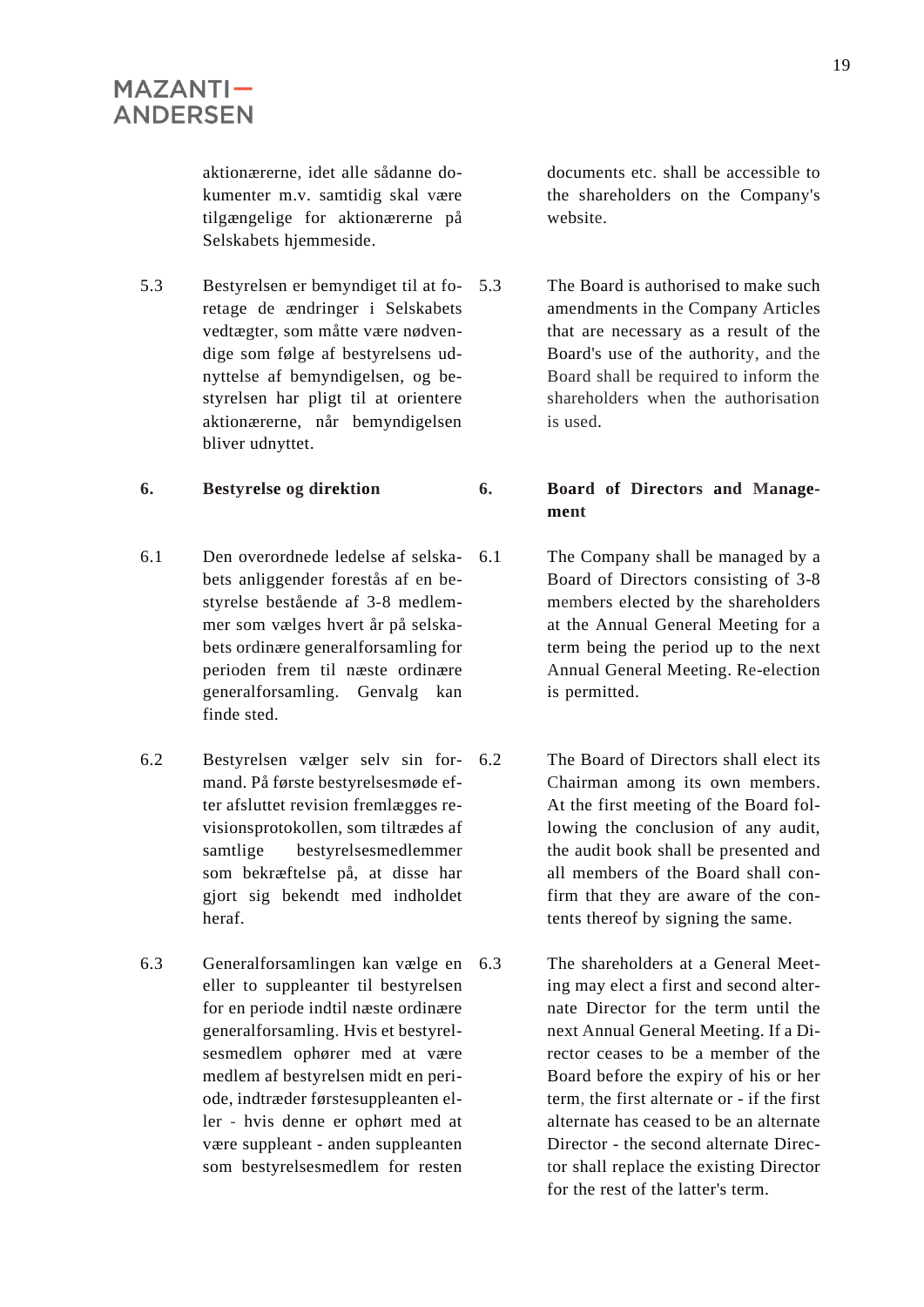aktionærerne, idet alle sådanne dokumenter m.v. samtidig skal være tilgængelige for aktionærerne på Selskabets hjemmeside.

documents etc. shall be accessible to the shareholders on the Company's website.

5.3 Bestyrelsen er bemyndiget til at foretage de ændringer i Selskabets vedtægter, som måtte være nødvendige som følge af bestyrelsens udnyttelse af bemyndigelsen, og bestyrelsen har pligt til at orientere aktionærerne, når bemyndigelsen bliver udnyttet.

5.3 The Board is authorised to make such amendments in the Company Articles that are necessary as a result of the Board's use of the authority, and the Board shall be required to inform the shareholders when the authorisation is used.

**6. Bestyrelse og direktion**

**6. Board of Directors and Management**

6.1 Den overordnede ledelse af selskabets anliggender forestås af en bestyrelse bestående af 3-8 medlemmer som vælges hvert år på selskabets ordinære generalforsamling for perioden frem til næste ordinære generalforsamling. Genvalg kan finde sted.

6.1 The Company shall be managed by a Board of Directors consisting of 3-8 members elected by the shareholders at the Annual General Meeting for a term being the period up to the next Annual General Meeting. Re-election is permitted.

6.2 Bestyrelsen vælger selv sin formand. På første bestyrelsesmøde efter afsluttet revision fremlægges revisionsprotokollen, som tiltrædes af samtlige bestyrelsesmedlemmer som bekræftelse på, at disse har gjort sig bekendt med indholdet heraf.

6.2 The Board of Directors shall elect its Chairman among its own members. At the first meeting of the Board following the conclusion of any audit, the audit book shall be presented and all members of the Board shall confirm that they are aware of the contents thereof by signing the same.

6.3 Generalforsamlingen kan vælge en eller to suppleanter til bestyrelsen for en periode indtil næste ordinære generalforsamling. Hvis et bestyrelsesmedlem ophører med at være medlem af bestyrelsen midt en periode, indtræder førstesuppleanten eller - hvis denne er ophørt med at være suppleant - anden suppleanten som bestyrelsesmedlem for resten

6.3 The shareholders at a General Meeting may elect a first and second alternate Director for the term until the next Annual General Meeting. If a Director ceases to be a member of the Board before the expiry of his or her term, the first alternate or - if the first alternate has ceased to be an alternate Director - the second alternate Director shall replace the existing Director for the rest of the latter's term.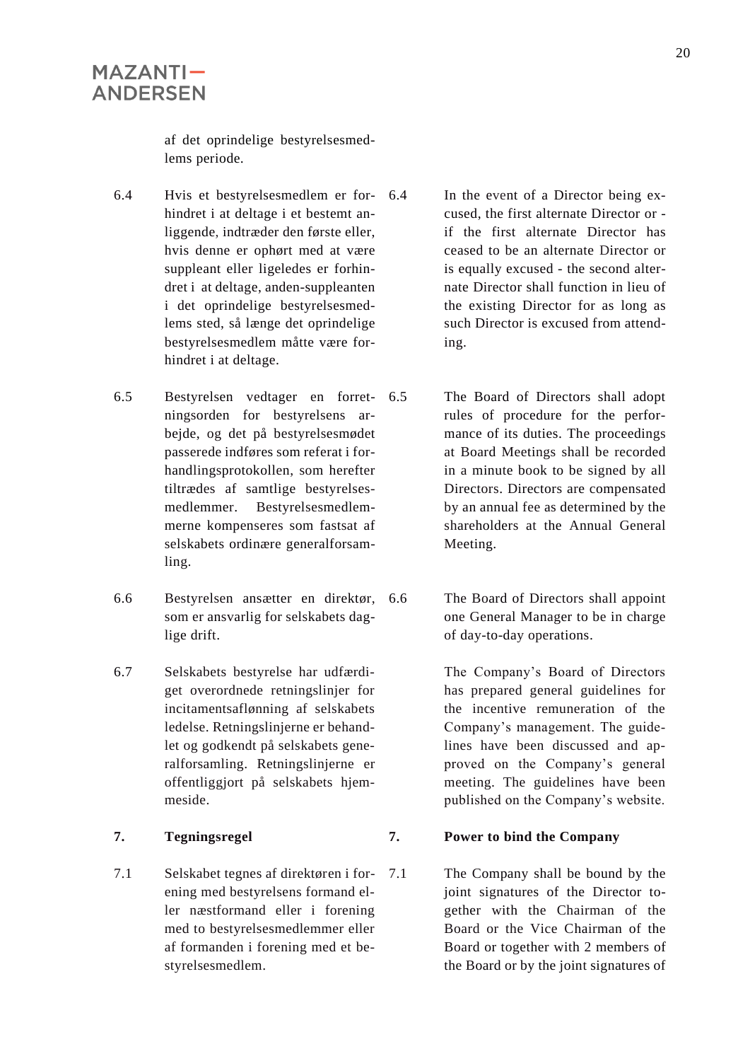af det oprindelige bestyrelsesmedlems periode.

6.4 Hvis et bestyrelsesmedlem er forhindret i at deltage i et bestemt anliggende, indtræder den første eller, hvis denne er ophørt med at være suppleant eller ligeledes er forhindret i at deltage, anden-suppleanten i det oprindelige bestyrelsesmedlems sted, så længe det oprindelige bestyrelsesmedlem måtte være forhindret i at deltage.

6.4 In the event of a Director being excused, the first alternate Director or - if the first alternate Director has ceased to be an alternate Director or is equally excused - the second alternate Director shall function in lieu of the existing Director for as long as such Director is excused from attending.

6.5 Bestyrelsen vedtager en forretningsorden for bestyrelsens arbejde, og det på bestyrelsesmødet passerede indføres som referat i forhandlingsprotokollen, som herefter tiltrædes af samtlige bestyrelsesmedlemmer. Bestyrelsesmedlemmerne kompenseres som fastsat af selskabets ordinære generalforsamling.

6.5 The Board of Directors shall adopt rules of procedure for the performance of its duties. The proceedings at Board Meetings shall be recorded in a minute book to be signed by all Directors. Directors are compensated by an annual fee as determined by the shareholders at the Annual General Meeting.

6.6 Bestyrelsen ansætter en direktør, som er ansvarlig for selskabets daglige drift.

6.6 The Board of Directors shall appoint one General Manager to be in charge of day-to-day operations.

6.7 Selskabets bestyrelse har udfærdiget overordnede retningslinjer for incitamentsaflønning af selskabets ledelse. Retningslinjerne er behandlet og godkendt på selskabets generalforsamling. Retningslinjerne er offentliggjort på selskabets hjemmeside.

The Company's Board of Directors has prepared general guidelines for the incentive remuneration of the Company's management. The guidelines have been discussed and approved on the Company's general meeting. The guidelines have been published on the Company's website.

## 7. Tegningsregel

## 7. Power to bind the Company

7.1 Selskabet tegnes af direktøren i forening med bestyrelsens formand eller næstformand eller i forening med to bestyrelsesmedlemmer eller af formanden i forening med et bestyrelsesmedlem.

7.1 The Company shall be bound by the joint signatures of the Director together with the Chairman of the Board or the Vice Chairman of the Board or together with 2 members of the Board or by the joint signatures of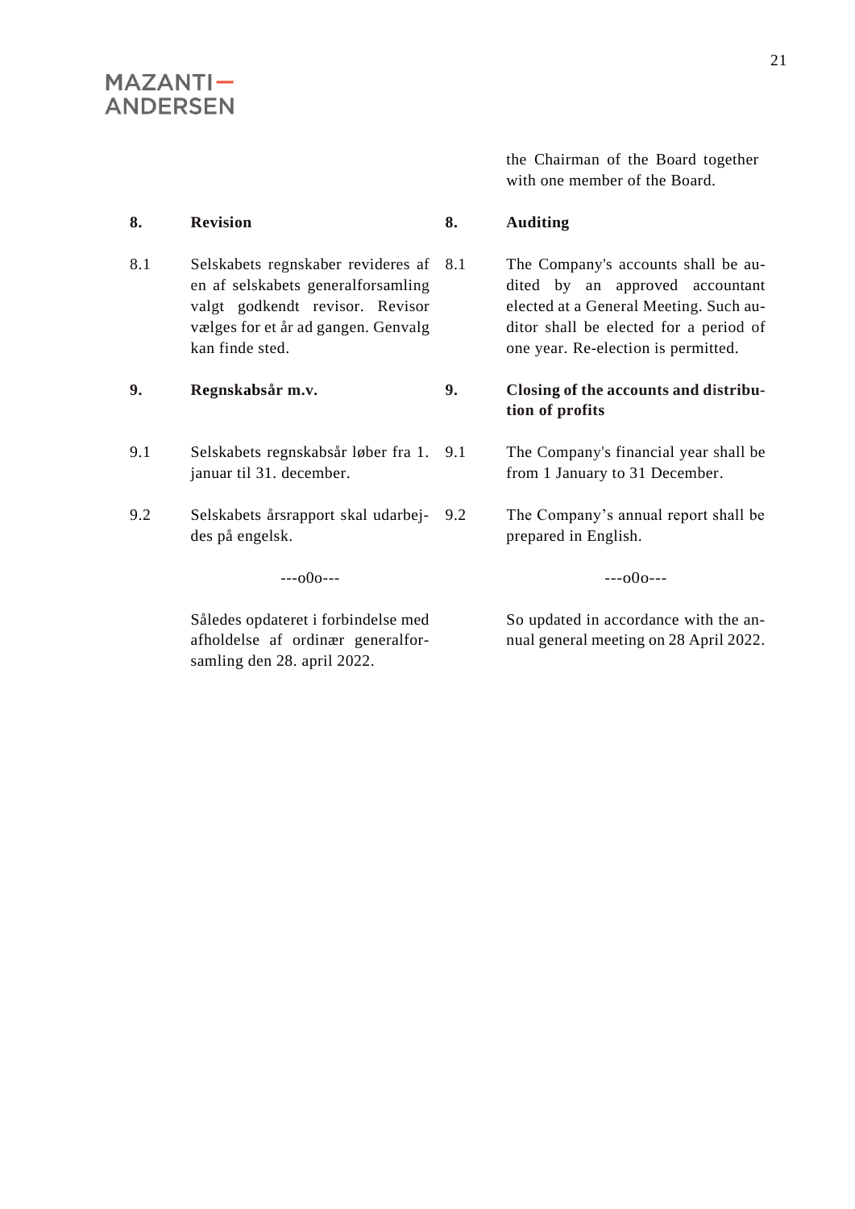the Chairman of the Board together with one member of the Board.

| | | | |
|---|---|---|---|
| **8.** | **Revision** | **8.** | **Auditing** |
| 8.1 | Selskabets regnskaber revideres af en af selskabets generalforsamling valgt godkendt revisor. Revisor vælges for et år ad gangen. Genvalg kan finde sted. | 8.1 | The Company's accounts shall be audited by an approved accountant elected at a General Meeting. Such auditor shall be elected for a period of one year. Re-election is permitted. |
| **9.** | **Regnskabsår m.v.** | **9.** | **Closing of the accounts and distribution of profits** |
| 9.1 | Selskabets regnskabsår løber fra 1. januar til 31. december. | 9.1 | The Company's financial year shall be from 1 January to 31 December. |
| 9.2 | Selskabets årsrapport skal udarbejdes på engelsk. | 9.2 | The Company's annual report shall be prepared in English. |
| | ---o0o--- | | ---o0o--- |
| | Således opdateret i forbindelse med afholdelse af ordinær generalforsamling den 28. april 2022. | | So updated in accordance with the annual general meeting on 28 April 2022. |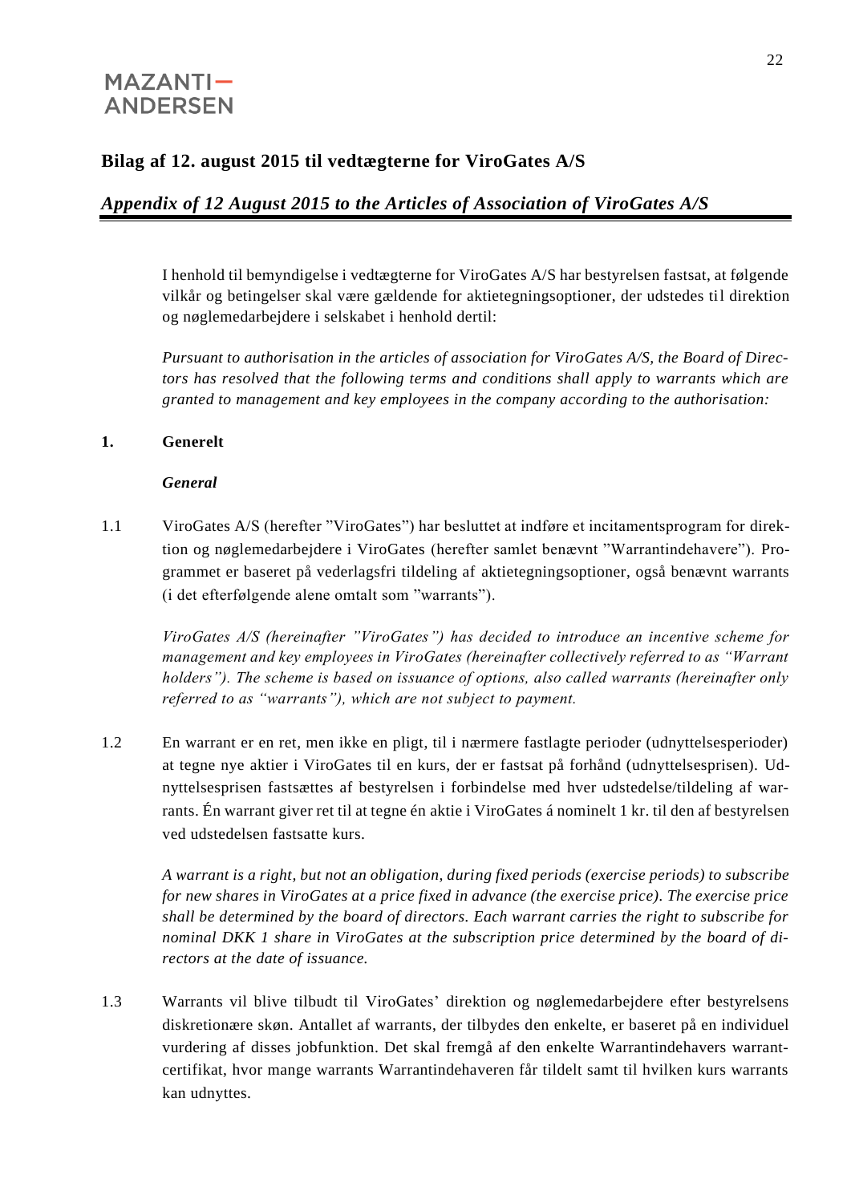**Bilag af 12. august 2015 til vedtægterne for ViroGates A/S**

***Appendix of 12 August 2015 to the Articles of Association of ViroGates A/S***

I henhold til bemyndigelse i vedtægterne for ViroGates A/S har bestyrelsen fastsat, at følgende vilkår og betingelser skal være gældende for aktietegningsoptioner, der udstedes til direktion og nøglemedarbejdere i selskabet i henhold dertil:

*Pursuant to authorisation in the articles of association for ViroGates A/S, the Board of Directors has resolved that the following terms and conditions shall apply to warrants which are granted to management and key employees in the company according to the authorisation:*

**1. Generelt**

***General***

1.1 ViroGates A/S (herefter "ViroGates") har besluttet at indføre et incitamentsprogram for direktion og nøglemedarbejdere i ViroGates (herefter samlet benævnt "Warrantindehavere"). Programmet er baseret på vederlagsfri tildeling af aktietegningsoptioner, også benævnt warrants (i det efterfølgende alene omtalt som "warrants").

*ViroGates A/S (hereinafter "ViroGates") has decided to introduce an incentive scheme for management and key employees in ViroGates (hereinafter collectively referred to as "Warrant holders"). The scheme is based on issuance of options, also called warrants (hereinafter only referred to as "warrants"), which are not subject to payment.*

1.2 En warrant er en ret, men ikke en pligt, til i nærmere fastlagte perioder (udnyttelsesperioder) at tegne nye aktier i ViroGates til en kurs, der er fastsat på forhånd (udnyttelsesprisen). Udnyttelsesprisen fastsættes af bestyrelsen i forbindelse med hver udstedelse/tildeling af warrants. Én warrant giver ret til at tegne én aktie i ViroGates á nominelt 1 kr. til den af bestyrelsen ved udstedelsen fastsatte kurs.

*A warrant is a right, but not an obligation, during fixed periods (exercise periods) to subscribe for new shares in ViroGates at a price fixed in advance (the exercise price). The exercise price shall be determined by the board of directors. Each warrant carries the right to subscribe for nominal DKK 1 share in ViroGates at the subscription price determined by the board of directors at the date of issuance.*

1.3 Warrants vil blive tilbudt til ViroGates' direktion og nøglemedarbejdere efter bestyrelsens diskretionære skøn. Antallet af warrants, der tilbydes den enkelte, er baseret på en individuel vurdering af disses jobfunktion. Det skal fremgå af den enkelte Warrantindehavers warrantcertifikat, hvor mange warrants Warrantindehaveren får tildelt samt til hvilken kurs warrants kan udnyttes.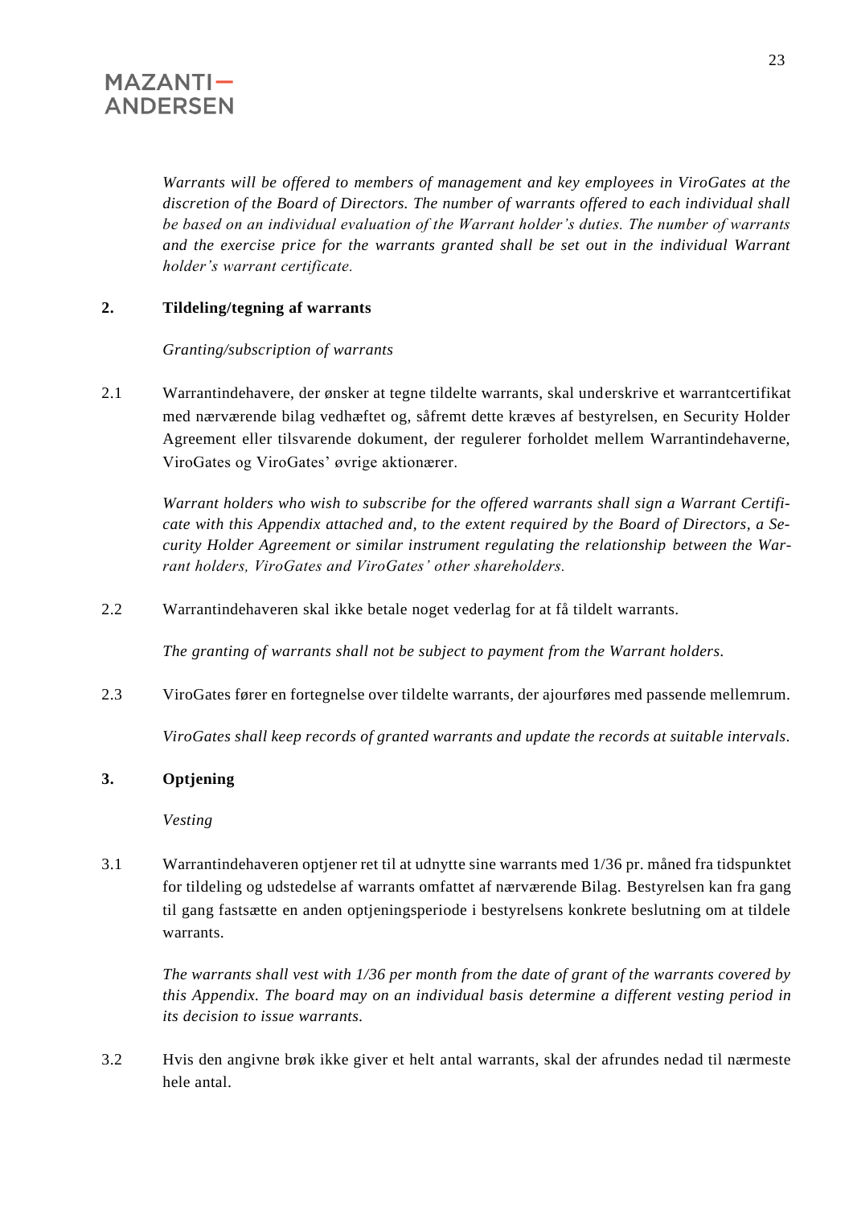*Warrants will be offered to members of management and key employees in ViroGates at the discretion of the Board of Directors. The number of warrants offered to each individual shall be based on an individual evaluation of the Warrant holder's duties. The number of warrants and the exercise price for the warrants granted shall be set out in the individual Warrant holder's warrant certificate.*

## 2. Tildeling/tegning af warrants

*Granting/subscription of warrants*

2.1 Warrantindehavere, der ønsker at tegne tildelte warrants, skal underskrive et warrantcertifikat med nærværende bilag vedhæftet og, såfremt dette kræves af bestyrelsen, en Security Holder Agreement eller tilsvarende dokument, der regulerer forholdet mellem Warrantindehaverne, ViroGates og ViroGates' øvrige aktionærer.

*Warrant holders who wish to subscribe for the offered warrants shall sign a Warrant Certificate with this Appendix attached and, to the extent required by the Board of Directors, a Security Holder Agreement or similar instrument regulating the relationship between the Warrant holders, ViroGates and ViroGates' other shareholders.*

2.2 Warrantindehaveren skal ikke betale noget vederlag for at få tildelt warrants.

*The granting of warrants shall not be subject to payment from the Warrant holders.*

2.3 ViroGates fører en fortegnelse over tildelte warrants, der ajourføres med passende mellemrum.

*ViroGates shall keep records of granted warrants and update the records at suitable intervals.*

## 3. Optjening

*Vesting*

3.1 Warrantindehaveren optjener ret til at udnytte sine warrants med 1/36 pr. måned fra tidspunktet for tildeling og udstedelse af warrants omfattet af nærværende Bilag. Bestyrelsen kan fra gang til gang fastsætte en anden optjeningsperiode i bestyrelsens konkrete beslutning om at tildele warrants.

*The warrants shall vest with 1/36 per month from the date of grant of the warrants covered by this Appendix. The board may on an individual basis determine a different vesting period in its decision to issue warrants.*

3.2 Hvis den angivne brøk ikke giver et helt antal warrants, skal der afrundes nedad til nærmeste hele antal.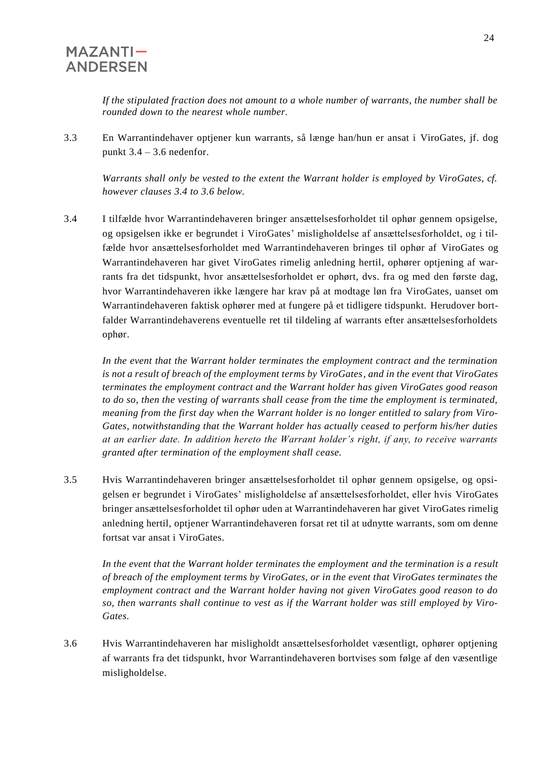*If the stipulated fraction does not amount to a whole number of warrants, the number shall be rounded down to the nearest whole number.*

3.3 En Warrantindehaver optjener kun warrants, så længe han/hun er ansat i ViroGates, jf. dog punkt 3.4 – 3.6 nedenfor.

*Warrants shall only be vested to the extent the Warrant holder is employed by ViroGates, cf. however clauses 3.4 to 3.6 below.*

3.4 I tilfælde hvor Warrantindehaveren bringer ansættelsesforholdet til ophør gennem opsigelse, og opsigelsen ikke er begrundet i ViroGates' misligholdelse af ansættelsesforholdet, og i tilfælde hvor ansættelsesforholdet med Warrantindehaveren bringes til ophør af ViroGates og Warrantindehaveren har givet ViroGates rimelig anledning hertil, ophører optjening af warrants fra det tidspunkt, hvor ansættelsesforholdet er ophørt, dvs. fra og med den første dag, hvor Warrantindehaveren ikke længere har krav på at modtage løn fra ViroGates, uanset om Warrantindehaveren faktisk ophører med at fungere på et tidligere tidspunkt. Herudover bortfalder Warrantindehaverens eventuelle ret til tildeling af warrants efter ansættelsesforholdets ophør.

*In the event that the Warrant holder terminates the employment contract and the termination is not a result of breach of the employment terms by ViroGates, and in the event that ViroGates terminates the employment contract and the Warrant holder has given ViroGates good reason to do so, then the vesting of warrants shall cease from the time the employment is terminated, meaning from the first day when the Warrant holder is no longer entitled to salary from ViroGates, notwithstanding that the Warrant holder has actually ceased to perform his/her duties at an earlier date. In addition hereto the Warrant holder's right, if any, to receive warrants granted after termination of the employment shall cease.*

3.5 Hvis Warrantindehaveren bringer ansættelsesforholdet til ophør gennem opsigelse, og opsigelsen er begrundet i ViroGates' misligholdelse af ansættelsesforholdet, eller hvis ViroGates bringer ansættelsesforholdet til ophør uden at Warrantindehaveren har givet ViroGates rimelig anledning hertil, optjener Warrantindehaveren forsat ret til at udnytte warrants, som om denne fortsat var ansat i ViroGates.

*In the event that the Warrant holder terminates the employment and the termination is a result of breach of the employment terms by ViroGates, or in the event that ViroGates terminates the employment contract and the Warrant holder having not given ViroGates good reason to do so, then warrants shall continue to vest as if the Warrant holder was still employed by ViroGates.*

3.6 Hvis Warrantindehaveren har misligholdt ansættelsesforholdet væsentligt, ophører optjening af warrants fra det tidspunkt, hvor Warrantindehaveren bortvises som følge af den væsentlige misligholdelse.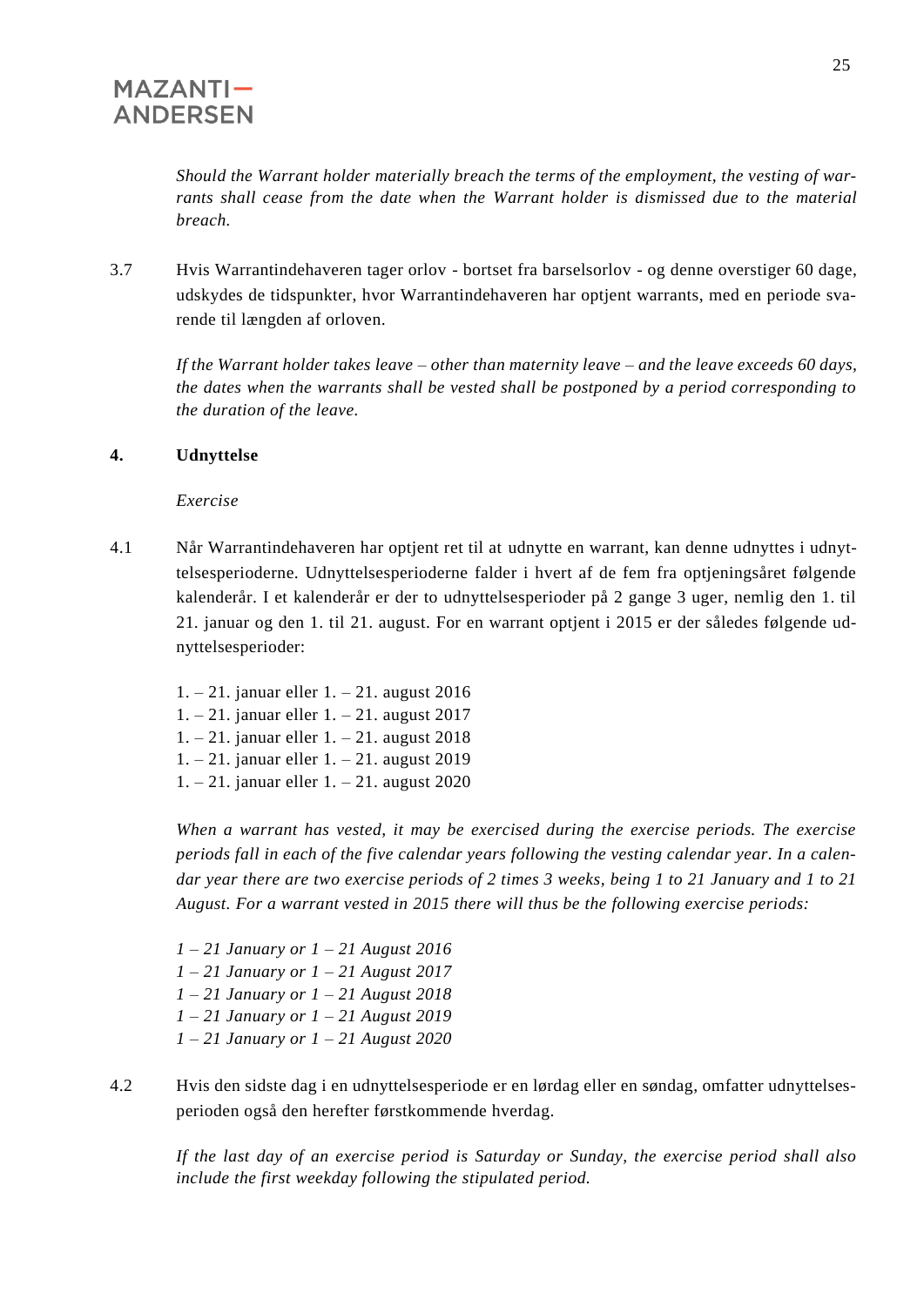*Should the Warrant holder materially breach the terms of the employment, the vesting of warrants shall cease from the date when the Warrant holder is dismissed due to the material breach.*

3.7 Hvis Warrantindehaveren tager orlov - bortset fra barselsorlov - og denne overstiger 60 dage, udskydes de tidspunkter, hvor Warrantindehaveren har optjent warrants, med en periode svarende til længden af orloven.

*If the Warrant holder takes leave – other than maternity leave – and the leave exceeds 60 days, the dates when the warrants shall be vested shall be postponed by a period corresponding to the duration of the leave.*

**4. Udnyttelse**

*Exercise*

4.1 Når Warrantindehaveren har optjent ret til at udnytte en warrant, kan denne udnyttes i udnyttelsesperioderne. Udnyttelsesperioderne falder i hvert af de fem fra optjeningsåret følgende kalenderår. I et kalenderår er der to udnyttelsesperioder på 2 gange 3 uger, nemlig den 1. til 21. januar og den 1. til 21. august. For en warrant optjent i 2015 er der således følgende udnyttelsesperioder:

1. – 21. januar eller 1. – 21. august 2016
1. – 21. januar eller 1. – 21. august 2017
1. – 21. januar eller 1. – 21. august 2018
1. – 21. januar eller 1. – 21. august 2019
1. – 21. januar eller 1. – 21. august 2020

*When a warrant has vested, it may be exercised during the exercise periods. The exercise periods fall in each of the five calendar years following the vesting calendar year. In a calendar year there are two exercise periods of 2 times 3 weeks, being 1 to 21 January and 1 to 21 August. For a warrant vested in 2015 there will thus be the following exercise periods:*

*1 – 21 January or 1 – 21 August 2016*
*1 – 21 January or 1 – 21 August 2017*
*1 – 21 January or 1 – 21 August 2018*
*1 – 21 January or 1 – 21 August 2019*
*1 – 21 January or 1 – 21 August 2020*

4.2 Hvis den sidste dag i en udnyttelsesperiode er en lørdag eller en søndag, omfatter udnyttelsesperioden også den herefter førstkommende hverdag.

*If the last day of an exercise period is Saturday or Sunday, the exercise period shall also include the first weekday following the stipulated period.*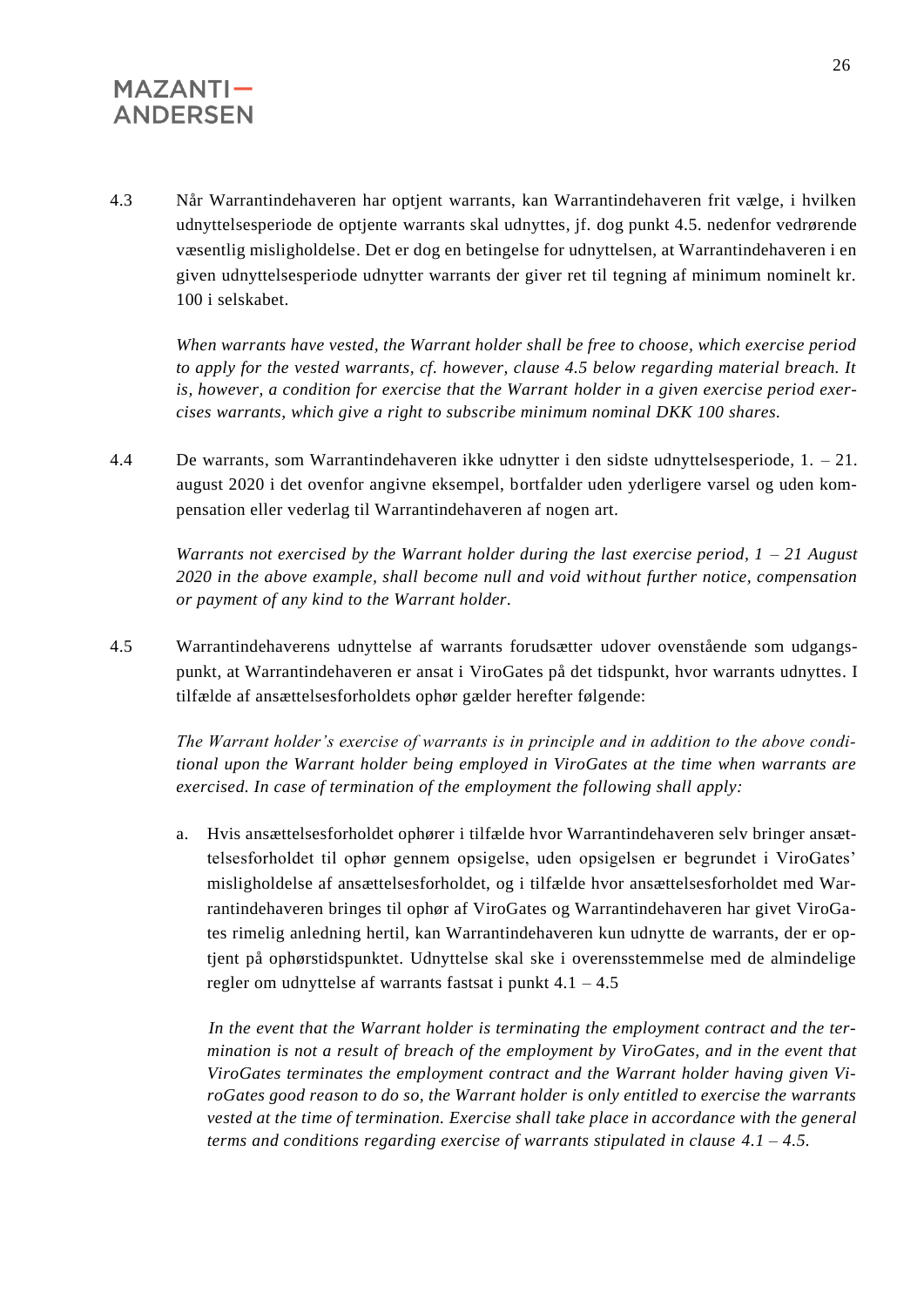4.3 Når Warrantindehaveren har optjent warrants, kan Warrantindehaveren frit vælge, i hvilken udnyttelsesperiode de optjente warrants skal udnyttes, jf. dog punkt 4.5. nedenfor vedrørende væsentlig misligholdelse. Det er dog en betingelse for udnyttelsen, at Warrantindehaveren i en given udnyttelsesperiode udnytter warrants der giver ret til tegning af minimum nominelt kr. 100 i selskabet.

*When warrants have vested, the Warrant holder shall be free to choose, which exercise period to apply for the vested warrants, cf. however, clause 4.5 below regarding material breach. It is, however, a condition for exercise that the Warrant holder in a given exercise period exercises warrants, which give a right to subscribe minimum nominal DKK 100 shares.*

4.4 De warrants, som Warrantindehaveren ikke udnytter i den sidste udnyttelsesperiode, 1. – 21. august 2020 i det ovenfor angivne eksempel, bortfalder uden yderligere varsel og uden kompensation eller vederlag til Warrantindehaveren af nogen art.

*Warrants not exercised by the Warrant holder during the last exercise period, 1 – 21 August 2020 in the above example, shall become null and void without further notice, compensation or payment of any kind to the Warrant holder.*

4.5 Warrantindehaverens udnyttelse af warrants forudsætter udover ovenstående som udgangspunkt, at Warrantindehaveren er ansat i ViroGates på det tidspunkt, hvor warrants udnyttes. I tilfælde af ansættelsesforholdets ophør gælder herefter følgende:

*The Warrant holder's exercise of warrants is in principle and in addition to the above conditional upon the Warrant holder being employed in ViroGates at the time when warrants are exercised. In case of termination of the employment the following shall apply:*

a. Hvis ansættelsesforholdet ophører i tilfælde hvor Warrantindehaveren selv bringer ansættelsesforholdet til ophør gennem opsigelse, uden opsigelsen er begrundet i ViroGates' misligholdelse af ansættelsesforholdet, og i tilfælde hvor ansættelsesforholdet med Warrantindehaveren bringes til ophør af ViroGates og Warrantindehaveren har givet ViroGates rimelig anledning hertil, kan Warrantindehaveren kun udnytte de warrants, der er optjent på ophørstidspunktet. Udnyttelse skal ske i overensstemmelse med de almindelige regler om udnyttelse af warrants fastsat i punkt 4.1 – 4.5

   *In the event that the Warrant holder is terminating the employment contract and the termination is not a result of breach of the employment by ViroGates, and in the event that ViroGates terminates the employment contract and the Warrant holder having given ViroGates good reason to do so, the Warrant holder is only entitled to exercise the warrants vested at the time of termination. Exercise shall take place in accordance with the general terms and conditions regarding exercise of warrants stipulated in clause 4.1 – 4.5.*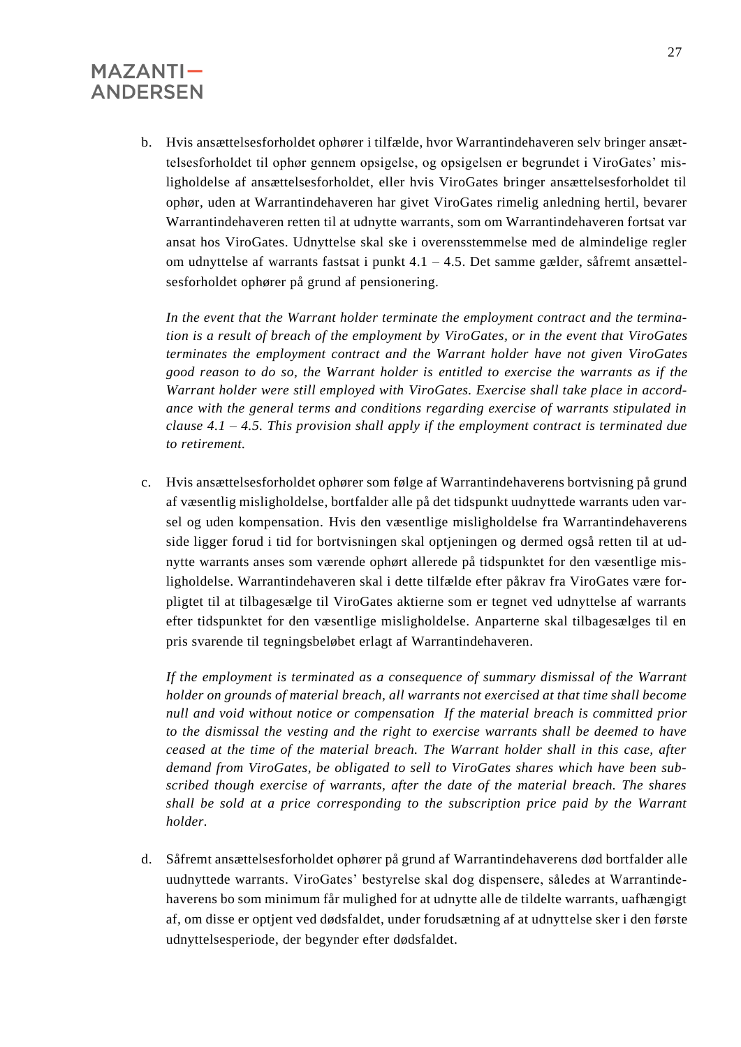b. Hvis ansættelsesforholdet ophører i tilfælde, hvor Warrantindehaveren selv bringer ansættelsesforholdet til ophør gennem opsigelse, og opsigelsen er begrundet i ViroGates' misligholdelse af ansættelsesforholdet, eller hvis ViroGates bringer ansættelsesforholdet til ophør, uden at Warrantindehaveren har givet ViroGates rimelig anledning hertil, bevarer Warrantindehaveren retten til at udnytte warrants, som om Warrantindehaveren fortsat var ansat hos ViroGates. Udnyttelse skal ske i overensstemmelse med de almindelige regler om udnyttelse af warrants fastsat i punkt 4.1 – 4.5. Det samme gælder, såfremt ansættelsesforholdet ophører på grund af pensionering.

   *In the event that the Warrant holder terminate the employment contract and the termination is a result of breach of the employment by ViroGates, or in the event that ViroGates terminates the employment contract and the Warrant holder have not given ViroGates good reason to do so, the Warrant holder is entitled to exercise the warrants as if the Warrant holder were still employed with ViroGates. Exercise shall take place in accordance with the general terms and conditions regarding exercise of warrants stipulated in clause 4.1 – 4.5. This provision shall apply if the employment contract is terminated due to retirement.*

c. Hvis ansættelsesforholdet ophører som følge af Warrantindehaverens bortvisning på grund af væsentlig misligholdelse, bortfalder alle på det tidspunkt uudnyttede warrants uden varsel og uden kompensation. Hvis den væsentlige misligholdelse fra Warrantindehaverens side ligger forud i tid for bortvisningen skal optjeningen og dermed også retten til at udnytte warrants anses som værende ophørt allerede på tidspunktet for den væsentlige misligholdelse. Warrantindehaveren skal i dette tilfælde efter påkrav fra ViroGates være forpligtet til at tilbagesælge til ViroGates aktierne som er tegnet ved udnyttelse af warrants efter tidspunktet for den væsentlige misligholdelse. Anparterne skal tilbagesælges til en pris svarende til tegningsbeløbet erlagt af Warrantindehaveren.

   *If the employment is terminated as a consequence of summary dismissal of the Warrant holder on grounds of material breach, all warrants not exercised at that time shall become null and void without notice or compensation  If the material breach is committed prior to the dismissal the vesting and the right to exercise warrants shall be deemed to have ceased at the time of the material breach. The Warrant holder shall in this case, after demand from ViroGates, be obligated to sell to ViroGates shares which have been subscribed though exercise of warrants, after the date of the material breach. The shares shall be sold at a price corresponding to the subscription price paid by the Warrant holder.*

d. Såfremt ansættelsesforholdet ophører på grund af Warrantindehaverens død bortfalder alle uudnyttede warrants. ViroGates' bestyrelse skal dog dispensere, således at Warrantindehaverens bo som minimum får mulighed for at udnytte alle de tildelte warrants, uafhængigt af, om disse er optjent ved dødsfaldet, under forudsætning af at udnyttelse sker i den første udnyttelsesperiode, der begynder efter dødsfaldet.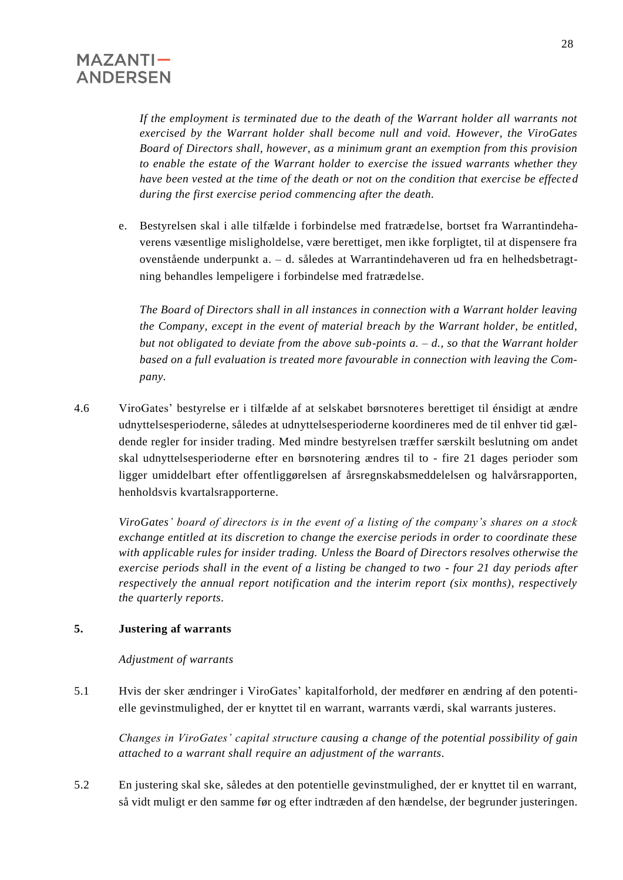*If the employment is terminated due to the death of the Warrant holder all warrants not exercised by the Warrant holder shall become null and void. However, the ViroGates Board of Directors shall, however, as a minimum grant an exemption from this provision to enable the estate of the Warrant holder to exercise the issued warrants whether they have been vested at the time of the death or not on the condition that exercise be effected during the first exercise period commencing after the death.*

e. Bestyrelsen skal i alle tilfælde i forbindelse med fratrædelse, bortset fra Warrantindehaverens væsentlige misligholdelse, være berettiget, men ikke forpligtet, til at dispensere fra ovenstående underpunkt a. – d. således at Warrantindehaveren ud fra en helhedsbetragtning behandles lempeligere i forbindelse med fratrædelse.

   *The Board of Directors shall in all instances in connection with a Warrant holder leaving the Company, except in the event of material breach by the Warrant holder, be entitled, but not obligated to deviate from the above sub-points a. – d., so that the Warrant holder based on a full evaluation is treated more favourable in connection with leaving the Company.*

4.6 ViroGates' bestyrelse er i tilfælde af at selskabet børsnoteres berettiget til énsidigt at ændre udnyttelsesperioderne, således at udnyttelsesperioderne koordineres med de til enhver tid gældende regler for insider trading. Med mindre bestyrelsen træffer særskilt beslutning om andet skal udnyttelsesperioderne efter en børsnotering ændres til to - fire 21 dages perioder som ligger umiddelbart efter offentliggørelsen af årsregnskabsmeddelelsen og halvårsrapporten, henholdsvis kvartalsrapporterne.

*ViroGates' board of directors is in the event of a listing of the company's shares on a stock exchange entitled at its discretion to change the exercise periods in order to coordinate these with applicable rules for insider trading. Unless the Board of Directors resolves otherwise the exercise periods shall in the event of a listing be changed to two - four 21 day periods after respectively the annual report notification and the interim report (six months), respectively the quarterly reports.*

## 5. Justering af warrants

*Adjustment of warrants*

5.1 Hvis der sker ændringer i ViroGates' kapitalforhold, der medfører en ændring af den potentielle gevinstmulighed, der er knyttet til en warrant, warrants værdi, skal warrants justeres.

*Changes in ViroGates' capital structure causing a change of the potential possibility of gain attached to a warrant shall require an adjustment of the warrants.*

5.2 En justering skal ske, således at den potentielle gevinstmulighed, der er knyttet til en warrant, så vidt muligt er den samme før og efter indtræden af den hændelse, der begrunder justeringen.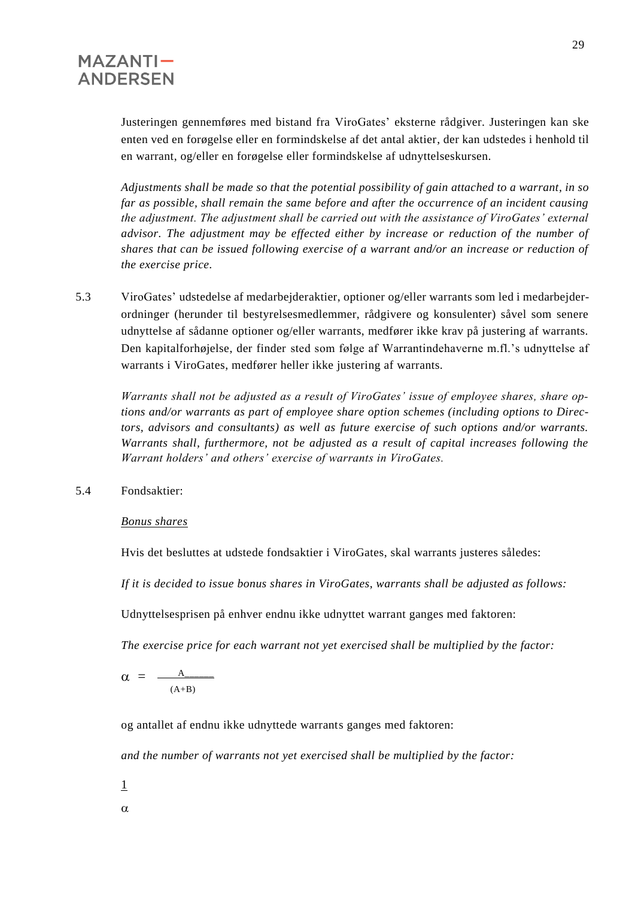Justeringen gennemføres med bistand fra ViroGates' eksterne rådgiver. Justeringen kan ske enten ved en forøgelse eller en formindskelse af det antal aktier, der kan udstedes i henhold til en warrant, og/eller en forøgelse eller formindskelse af udnyttelseskursen.

*Adjustments shall be made so that the potential possibility of gain attached to a warrant, in so far as possible, shall remain the same before and after the occurrence of an incident causing the adjustment. The adjustment shall be carried out with the assistance of ViroGates' external advisor. The adjustment may be effected either by increase or reduction of the number of shares that can be issued following exercise of a warrant and/or an increase or reduction of the exercise price.*

5.3 ViroGates' udstedelse af medarbejderaktier, optioner og/eller warrants som led i medarbejderordninger (herunder til bestyrelsesmedlemmer, rådgivere og konsulenter) såvel som senere udnyttelse af sådanne optioner og/eller warrants, medfører ikke krav på justering af warrants. Den kapitalforhøjelse, der finder sted som følge af Warrantindehaverne m.fl.'s udnyttelse af warrants i ViroGates, medfører heller ikke justering af warrants.

*Warrants shall not be adjusted as a result of ViroGates' issue of employee shares, share options and/or warrants as part of employee share option schemes (including options to Directors, advisors and consultants) as well as future exercise of such options and/or warrants. Warrants shall, furthermore, not be adjusted as a result of capital increases following the Warrant holders' and others' exercise of warrants in ViroGates.*

5.4 Fondsaktier:

*Bonus shares*

Hvis det besluttes at udstede fondsaktier i ViroGates, skal warrants justeres således:

*If it is decided to issue bonus shares in ViroGates, warrants shall be adjusted as follows:*

Udnyttelsesprisen på enhver endnu ikke udnyttet warrant ganges med faktoren:

*The exercise price for each warrant not yet exercised shall be multiplied by the factor:*

$$\alpha = \frac{A}{(A+B)}$$

og antallet af endnu ikke udnyttede warrants ganges med faktoren:

*and the number of warrants not yet exercised shall be multiplied by the factor:*

$$\frac{1}{\alpha}$$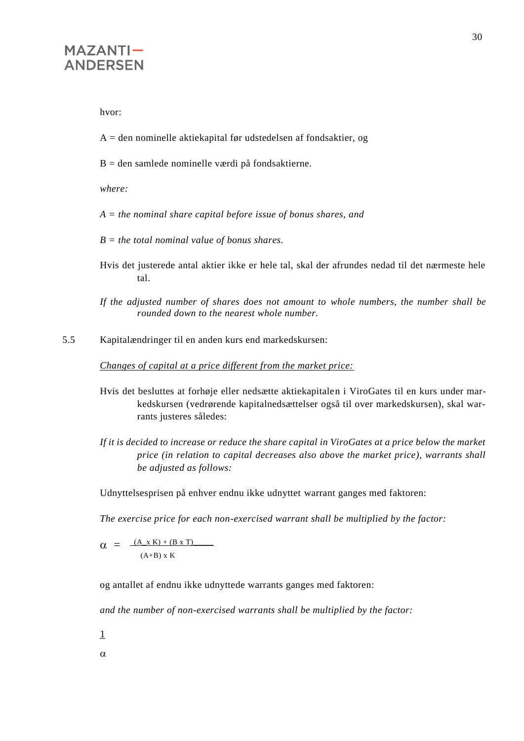hvor:

A = den nominelle aktiekapital før udstedelsen af fondsaktier, og

B = den samlede nominelle værdi på fondsaktierne.

*where:*

*A = the nominal share capital before issue of bonus shares, and*

*B = the total nominal value of bonus shares.*

Hvis det justerede antal aktier ikke er hele tal, skal der afrundes nedad til det nærmeste hele tal.

*If the adjusted number of shares does not amount to whole numbers, the number shall be rounded down to the nearest whole number.*

5.5 Kapitalændringer til en anden kurs end markedskursen:

*Changes of capital at a price different from the market price:*

Hvis det besluttes at forhøje eller nedsætte aktiekapitalen i ViroGates til en kurs under markedskursen (vedrørende kapitalnedsættelser også til over markedskursen), skal warrants justeres således:

*If it is decided to increase or reduce the share capital in ViroGates at a price below the market price (in relation to capital decreases also above the market price), warrants shall be adjusted as follows:*

Udnyttelsesprisen på enhver endnu ikke udnyttet warrant ganges med faktoren:

*The exercise price for each non-exercised warrant shall be multiplied by the factor:*

$$\alpha = \frac{(A \times K) + (B \times T)}{(A+B) \times K}$$

og antallet af endnu ikke udnyttede warrants ganges med faktoren:

*and the number of non-exercised warrants shall be multiplied by the factor:*

$$\frac{1}{\alpha}$$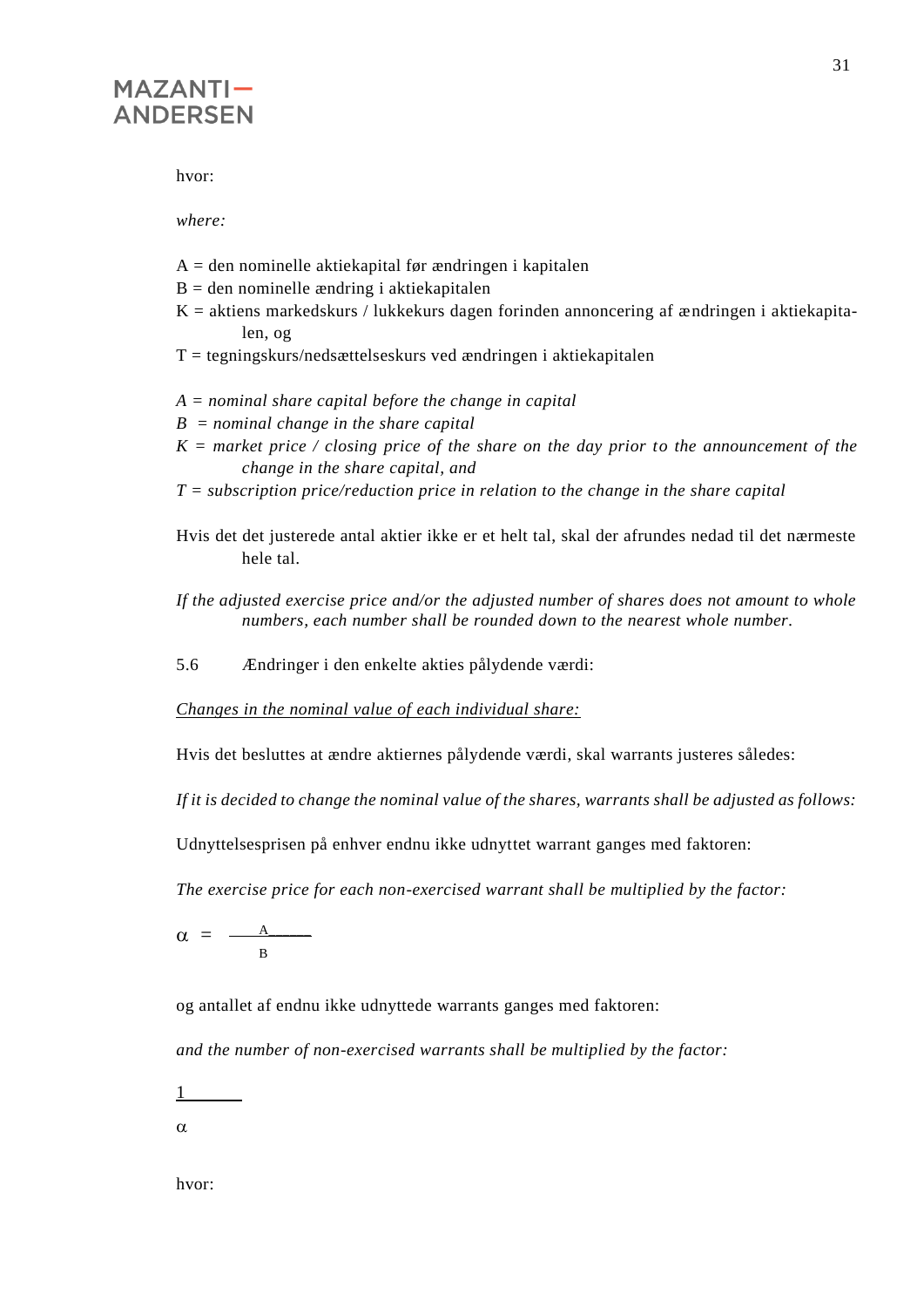hvor:

*where:*

A = den nominelle aktiekapital før ændringen i kapitalen
B = den nominelle ændring i aktiekapitalen
K = aktiens markedskurs / lukkekurs dagen forinden annoncering af ændringen i aktiekapitalen, og
T = tegningskurs/nedsættelseskurs ved ændringen i aktiekapitalen

*A = nominal share capital before the change in capital*
*B = nominal change in the share capital*
*K = market price / closing price of the share on the day prior to the announcement of the change in the share capital, and*
*T = subscription price/reduction price in relation to the change in the share capital*

Hvis det det justerede antal aktier ikke er et helt tal, skal der afrundes nedad til det nærmeste hele tal.

*If the adjusted exercise price and/or the adjusted number of shares does not amount to whole numbers, each number shall be rounded down to the nearest whole number.*

5.6 Ændringer i den enkelte akties pålydende værdi:

*Changes in the nominal value of each individual share:*

Hvis det besluttes at ændre aktiernes pålydende værdi, skal warrants justeres således:

*If it is decided to change the nominal value of the shares, warrants shall be adjusted as follows:*

Udnyttelsesprisen på enhver endnu ikke udnyttet warrant ganges med faktoren:

*The exercise price for each non-exercised warrant shall be multiplied by the factor:*

$$\alpha = \frac{A}{B}$$

og antallet af endnu ikke udnyttede warrants ganges med faktoren:

*and the number of non-exercised warrants shall be multiplied by the factor:*

$$\frac{1}{\alpha}$$

hvor: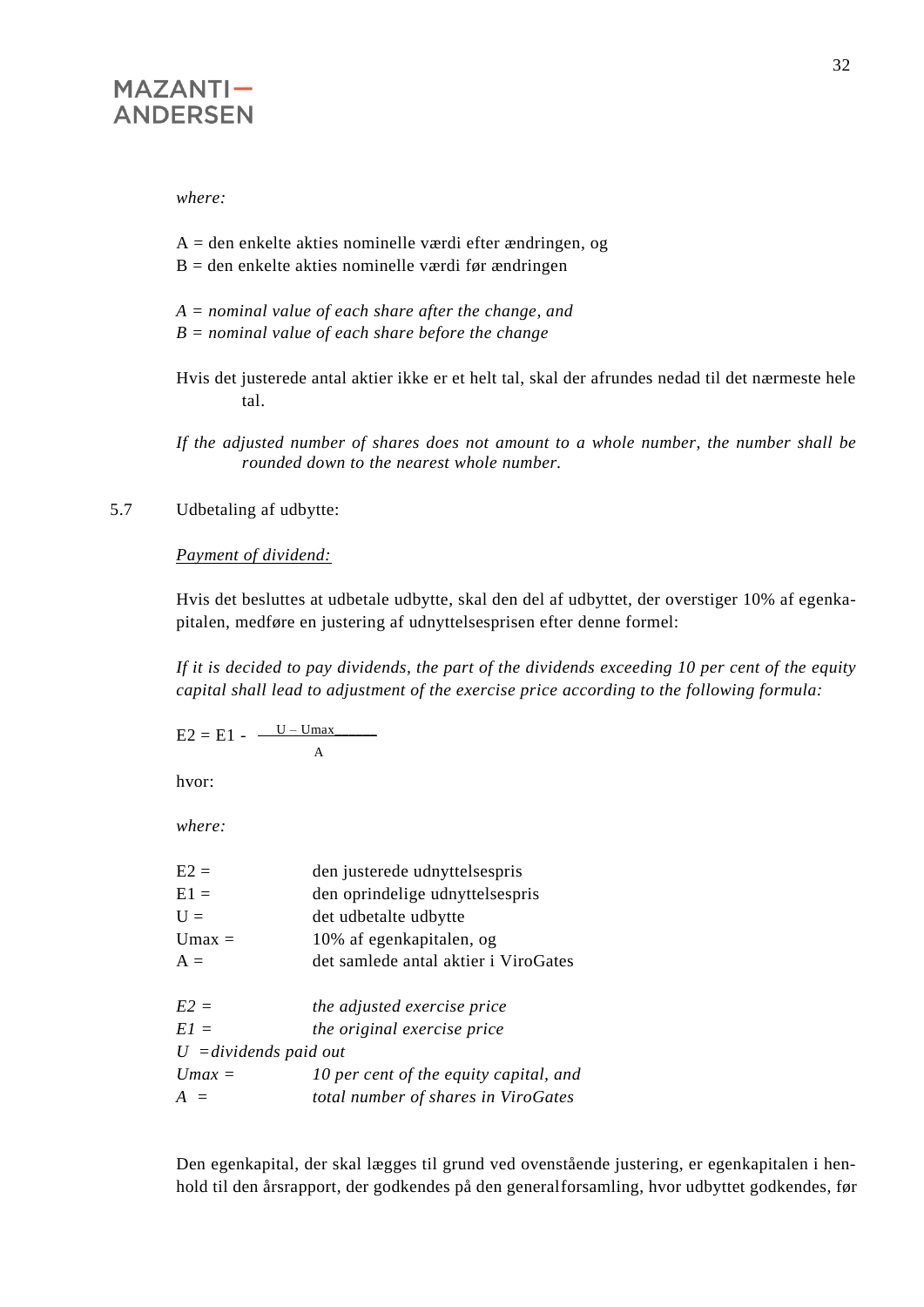*where:*

A = den enkelte akties nominelle værdi efter ændringen, og
B = den enkelte akties nominelle værdi før ændringen

*A = nominal value of each share after the change, and*
*B = nominal value of each share before the change*

Hvis det justerede antal aktier ikke er et helt tal, skal der afrundes nedad til det nærmeste hele tal.

*If the adjusted number of shares does not amount to a whole number, the number shall be rounded down to the nearest whole number.*

5.7 Udbetaling af udbytte:

*Payment of dividend:*

Hvis det besluttes at udbetale udbytte, skal den del af udbyttet, der overstiger 10% af egenkapitalen, medføre en justering af udnyttelsesprisen efter denne formel:

*If it is decided to pay dividends, the part of the dividends exceeding 10 per cent of the equity capital shall lead to adjustment of the exercise price according to the following formula:*

$$E2 = E1 - \frac{U - Umax}{A}$$

hvor:

*where:*

| | |
|---|---|
| E2 = | den justerede udnyttelsespris |
| E1 = | den oprindelige udnyttelsespris |
| U = | det udbetalte udbytte |
| Umax = | 10% af egenkapitalen, og |
| A = | det samlede antal aktier i ViroGates |

| | |
|---|---|
| *E2 =* | *the adjusted exercise price* |
| *E1 =* | *the original exercise price* |
| *U =* | *dividends paid out* |
| *Umax =* | *10 per cent of the equity capital, and* |
| *A =* | *total number of shares in ViroGates* |

Den egenkapital, der skal lægges til grund ved ovenstående justering, er egenkapitalen i henhold til den årsrapport, der godkendes på den generalforsamling, hvor udbyttet godkendes, før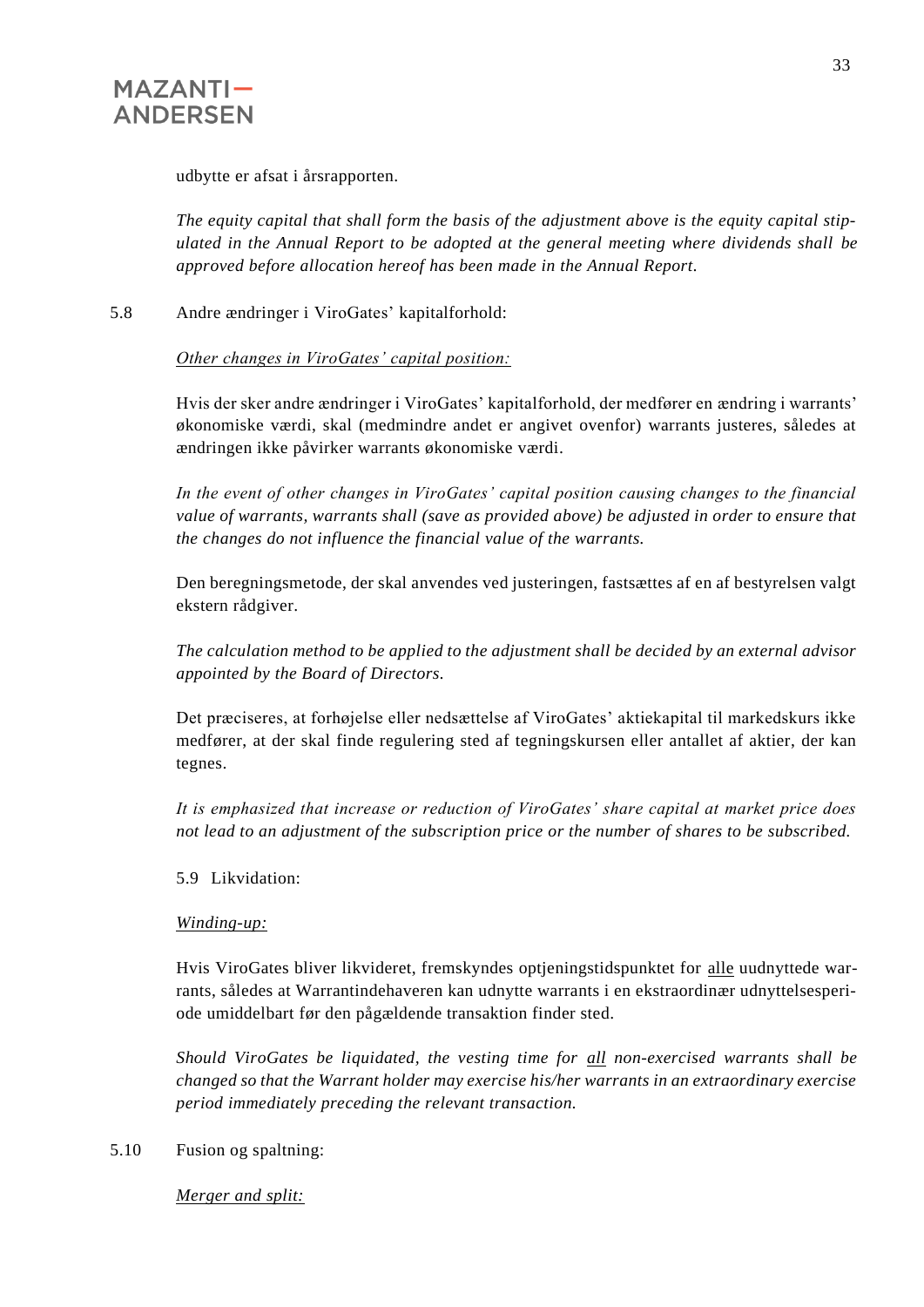udbytte er afsat i årsrapporten.

*The equity capital that shall form the basis of the adjustment above is the equity capital stipulated in the Annual Report to be adopted at the general meeting where dividends shall be approved before allocation hereof has been made in the Annual Report.*

5.8 Andre ændringer i ViroGates' kapitalforhold:

*Other changes in ViroGates' capital position:*

Hvis der sker andre ændringer i ViroGates' kapitalforhold, der medfører en ændring i warrants' økonomiske værdi, skal (medmindre andet er angivet ovenfor) warrants justeres, således at ændringen ikke påvirker warrants økonomiske værdi.

*In the event of other changes in ViroGates' capital position causing changes to the financial value of warrants, warrants shall (save as provided above) be adjusted in order to ensure that the changes do not influence the financial value of the warrants.*

Den beregningsmetode, der skal anvendes ved justeringen, fastsættes af en af bestyrelsen valgt ekstern rådgiver.

*The calculation method to be applied to the adjustment shall be decided by an external advisor appointed by the Board of Directors.*

Det præciseres, at forhøjelse eller nedsættelse af ViroGates' aktiekapital til markedskurs ikke medfører, at der skal finde regulering sted af tegningskursen eller antallet af aktier, der kan tegnes.

*It is emphasized that increase or reduction of ViroGates' share capital at market price does not lead to an adjustment of the subscription price or the number of shares to be subscribed.*

5.9 Likvidation:

*Winding-up:*

Hvis ViroGates bliver likvideret, fremskyndes optjeningstidspunktet for alle uudnyttede warrants, således at Warrantindehaveren kan udnytte warrants i en ekstraordinær udnyttelsesperiode umiddelbart før den pågældende transaktion finder sted.

*Should ViroGates be liquidated, the vesting time for all non-exercised warrants shall be changed so that the Warrant holder may exercise his/her warrants in an extraordinary exercise period immediately preceding the relevant transaction.*

5.10 Fusion og spaltning:

*Merger and split:*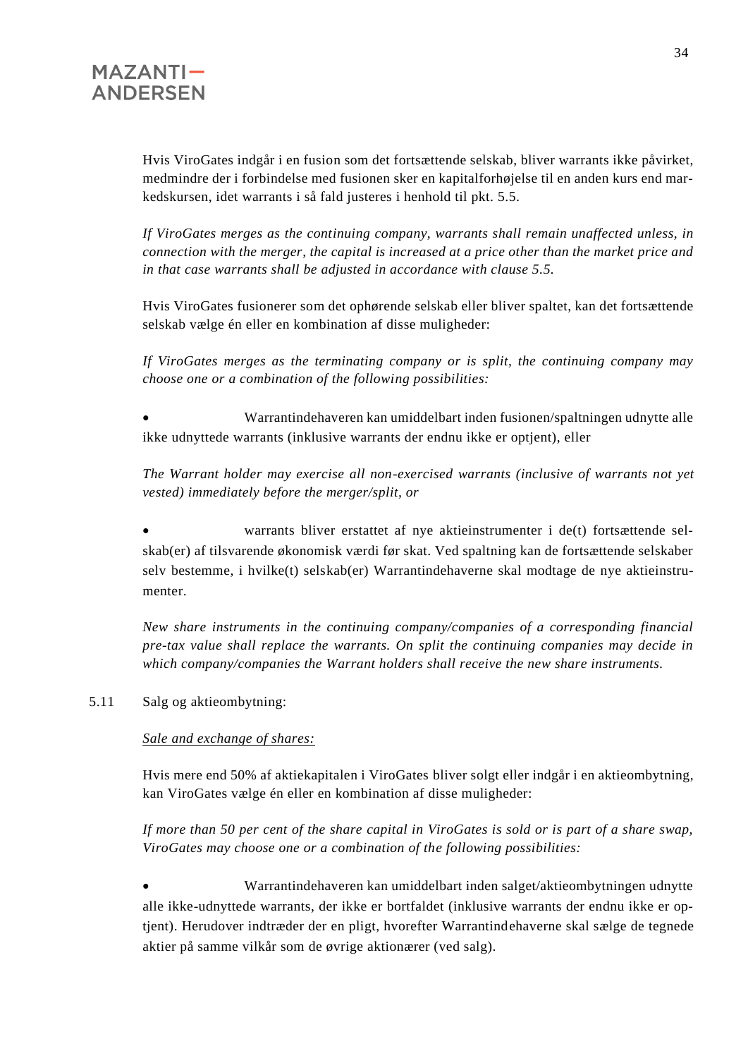Hvis ViroGates indgår i en fusion som det fortsættende selskab, bliver warrants ikke påvirket, medmindre der i forbindelse med fusionen sker en kapitalforhøjelse til en anden kurs end markedskursen, idet warrants i så fald justeres i henhold til pkt. 5.5.

*If ViroGates merges as the continuing company, warrants shall remain unaffected unless, in connection with the merger, the capital is increased at a price other than the market price and in that case warrants shall be adjusted in accordance with clause 5.5.*

Hvis ViroGates fusionerer som det ophørende selskab eller bliver spaltet, kan det fortsættende selskab vælge én eller en kombination af disse muligheder:

*If ViroGates merges as the terminating company or is split, the continuing company may choose one or a combination of the following possibilities:*

- Warrantindehaveren kan umiddelbart inden fusionen/spaltningen udnytte alle ikke udnyttede warrants (inklusive warrants der endnu ikke er optjent), eller

  *The Warrant holder may exercise all non-exercised warrants (inclusive of warrants not yet vested) immediately before the merger/split, or*

- warrants bliver erstattet af nye aktieinstrumenter i de(t) fortsættende selskab(er) af tilsvarende økonomisk værdi før skat. Ved spaltning kan de fortsættende selskaber selv bestemme, i hvilke(t) selskab(er) Warrantindehaverne skal modtage de nye aktieinstrumenter.

  *New share instruments in the continuing company/companies of a corresponding financial pre-tax value shall replace the warrants. On split the continuing companies may decide in which company/companies the Warrant holders shall receive the new share instruments.*

5.11 Salg og aktieombytning:

*Sale and exchange of shares:*

Hvis mere end 50% af aktiekapitalen i ViroGates bliver solgt eller indgår i en aktieombytning, kan ViroGates vælge én eller en kombination af disse muligheder:

*If more than 50 per cent of the share capital in ViroGates is sold or is part of a share swap, ViroGates may choose one or a combination of the following possibilities:*

- Warrantindehaveren kan umiddelbart inden salget/aktieombytningen udnytte alle ikke-udnyttede warrants, der ikke er bortfaldet (inklusive warrants der endnu ikke er optjent). Herudover indtræder der en pligt, hvorefter Warrantindehaverne skal sælge de tegnede aktier på samme vilkår som de øvrige aktionærer (ved salg).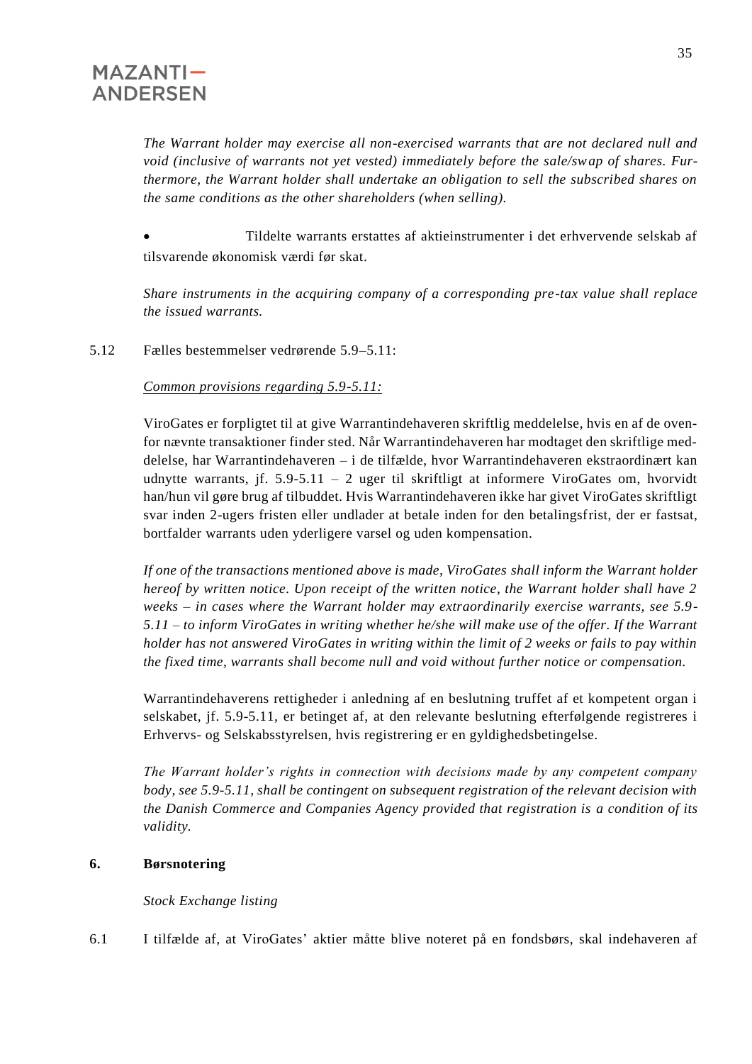*The Warrant holder may exercise all non-exercised warrants that are not declared null and void (inclusive of warrants not yet vested) immediately before the sale/swap of shares. Furthermore, the Warrant holder shall undertake an obligation to sell the subscribed shares on the same conditions as the other shareholders (when selling).*

- Tildelte warrants erstattes af aktieinstrumenter i det erhvervende selskab af tilsvarende økonomisk værdi før skat.

*Share instruments in the acquiring company of a corresponding pre-tax value shall replace the issued warrants.*

5.12 Fælles bestemmelser vedrørende 5.9–5.11:

*Common provisions regarding 5.9-5.11:*

ViroGates er forpligtet til at give Warrantindehaveren skriftlig meddelelse, hvis en af de ovenfor nævnte transaktioner finder sted. Når Warrantindehaveren har modtaget den skriftlige meddelelse, har Warrantindehaveren – i de tilfælde, hvor Warrantindehaveren ekstraordinært kan udnytte warrants, jf. 5.9-5.11 – 2 uger til skriftligt at informere ViroGates om, hvorvidt han/hun vil gøre brug af tilbuddet. Hvis Warrantindehaveren ikke har givet ViroGates skriftligt svar inden 2-ugers fristen eller undlader at betale inden for den betalingsfrist, der er fastsat, bortfalder warrants uden yderligere varsel og uden kompensation.

*If one of the transactions mentioned above is made, ViroGates shall inform the Warrant holder hereof by written notice. Upon receipt of the written notice, the Warrant holder shall have 2 weeks – in cases where the Warrant holder may extraordinarily exercise warrants, see 5.9-5.11 – to inform ViroGates in writing whether he/she will make use of the offer. If the Warrant holder has not answered ViroGates in writing within the limit of 2 weeks or fails to pay within the fixed time, warrants shall become null and void without further notice or compensation.*

Warrantindehaverens rettigheder i anledning af en beslutning truffet af et kompetent organ i selskabet, jf. 5.9-5.11, er betinget af, at den relevante beslutning efterfølgende registreres i Erhvervs- og Selskabsstyrelsen, hvis registrering er en gyldighedsbetingelse.

*The Warrant holder's rights in connection with decisions made by any competent company body, see 5.9-5.11, shall be contingent on subsequent registration of the relevant decision with the Danish Commerce and Companies Agency provided that registration is a condition of its validity.*

## 6. Børsnotering

*Stock Exchange listing*

6.1 I tilfælde af, at ViroGates' aktier måtte blive noteret på en fondsbørs, skal indehaveren af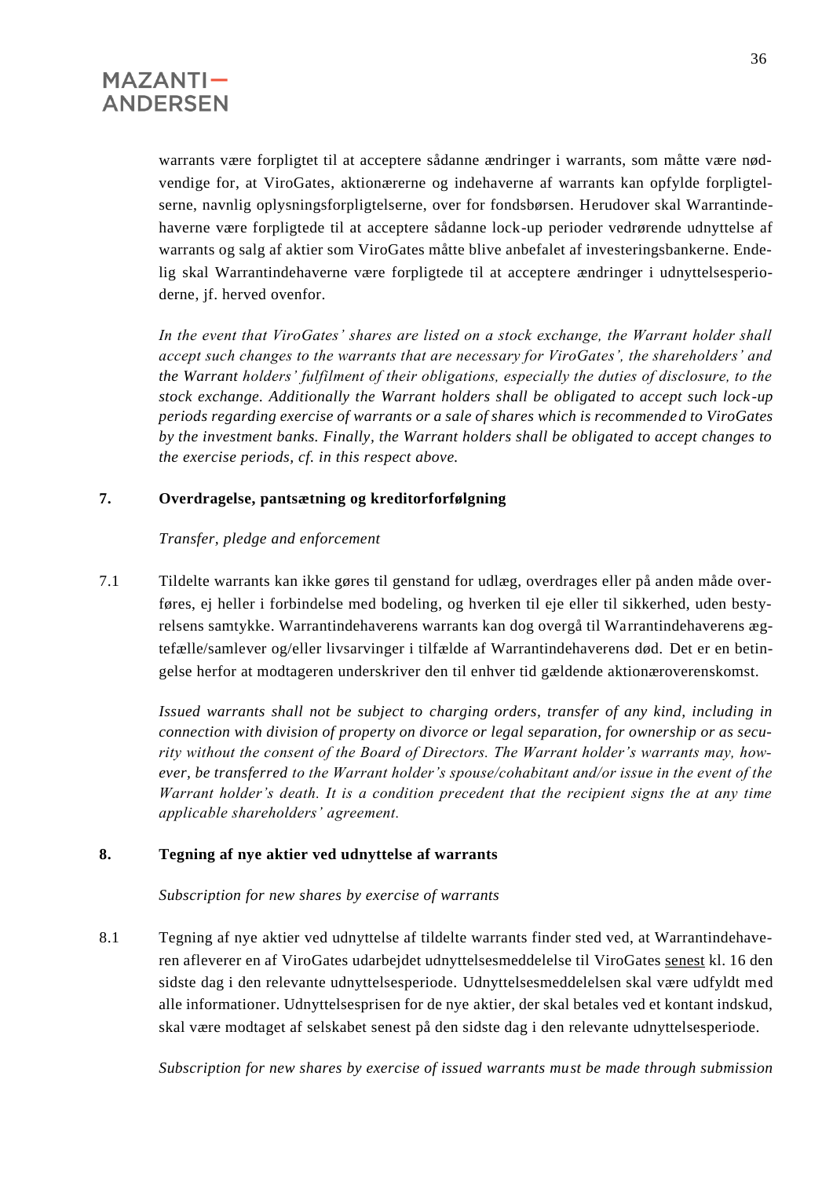warrants være forpligtet til at acceptere sådanne ændringer i warrants, som måtte være nødvendige for, at ViroGates, aktionærerne og indehaverne af warrants kan opfylde forpligtelserne, navnlig oplysningsforpligtelserne, over for fondsbørsen. Herudover skal Warrantindehaverne være forpligtede til at acceptere sådanne lock-up perioder vedrørende udnyttelse af warrants og salg af aktier som ViroGates måtte blive anbefalet af investeringsbankerne. Endelig skal Warrantindehaverne være forpligtede til at acceptere ændringer i udnyttelsesperioderne, jf. herved ovenfor.

*In the event that ViroGates' shares are listed on a stock exchange, the Warrant holder shall accept such changes to the warrants that are necessary for ViroGates', the shareholders' and the Warrant holders' fulfilment of their obligations, especially the duties of disclosure, to the stock exchange. Additionally the Warrant holders shall be obligated to accept such lock-up periods regarding exercise of warrants or a sale of shares which is recommended to ViroGates by the investment banks. Finally, the Warrant holders shall be obligated to accept changes to the exercise periods, cf. in this respect above.*

## 7. Overdragelse, pantsætning og kreditorforfølgning

*Transfer, pledge and enforcement*

7.1 Tildelte warrants kan ikke gøres til genstand for udlæg, overdrages eller på anden måde overføres, ej heller i forbindelse med bodeling, og hverken til eje eller til sikkerhed, uden bestyrelsens samtykke. Warrantindehaverens warrants kan dog overgå til Warrantindehaverens ægtefælle/samlever og/eller livsarvinger i tilfælde af Warrantindehaverens død. Det er en betingelse herfor at modtageren underskriver den til enhver tid gældende aktionæroverenskomst.

*Issued warrants shall not be subject to charging orders, transfer of any kind, including in connection with division of property on divorce or legal separation, for ownership or as security without the consent of the Board of Directors. The Warrant holder's warrants may, however, be transferred to the Warrant holder's spouse/cohabitant and/or issue in the event of the Warrant holder's death. It is a condition precedent that the recipient signs the at any time applicable shareholders' agreement.*

## 8. Tegning af nye aktier ved udnyttelse af warrants

*Subscription for new shares by exercise of warrants*

8.1 Tegning af nye aktier ved udnyttelse af tildelte warrants finder sted ved, at Warrantindehaveren afleverer en af ViroGates udarbejdet udnyttelsesmeddelelse til ViroGates senest kl. 16 den sidste dag i den relevante udnyttelsesperiode. Udnyttelsesmeddelelsen skal være udfyldt med alle informationer. Udnyttelsesprisen for de nye aktier, der skal betales ved et kontant indskud, skal være modtaget af selskabet senest på den sidste dag i den relevante udnyttelsesperiode.

*Subscription for new shares by exercise of issued warrants must be made through submission*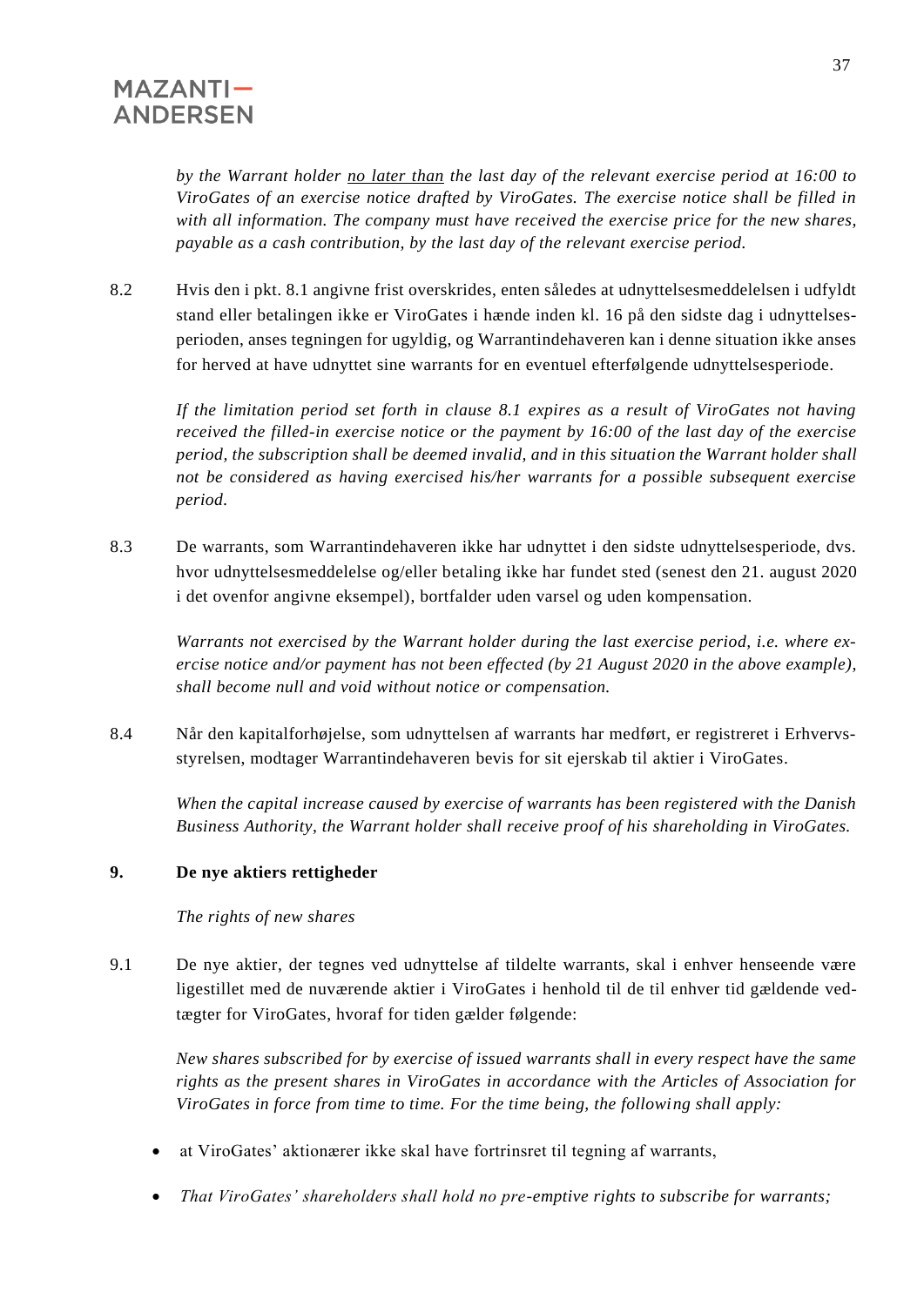*by the Warrant holder no later than the last day of the relevant exercise period at 16:00 to ViroGates of an exercise notice drafted by ViroGates. The exercise notice shall be filled in with all information. The company must have received the exercise price for the new shares, payable as a cash contribution, by the last day of the relevant exercise period.*

8.2 Hvis den i pkt. 8.1 angivne frist overskrides, enten således at udnyttelsesmeddelelsen i udfyldt stand eller betalingen ikke er ViroGates i hænde inden kl. 16 på den sidste dag i udnyttelsesperioden, anses tegningen for ugyldig, og Warrantindehaveren kan i denne situation ikke anses for herved at have udnyttet sine warrants for en eventuel efterfølgende udnyttelsesperiode.

*If the limitation period set forth in clause 8.1 expires as a result of ViroGates not having received the filled-in exercise notice or the payment by 16:00 of the last day of the exercise period, the subscription shall be deemed invalid, and in this situation the Warrant holder shall not be considered as having exercised his/her warrants for a possible subsequent exercise period.*

8.3 De warrants, som Warrantindehaveren ikke har udnyttet i den sidste udnyttelsesperiode, dvs. hvor udnyttelsesmeddelelse og/eller betaling ikke har fundet sted (senest den 21. august 2020 i det ovenfor angivne eksempel), bortfalder uden varsel og uden kompensation.

*Warrants not exercised by the Warrant holder during the last exercise period, i.e. where exercise notice and/or payment has not been effected (by 21 August 2020 in the above example), shall become null and void without notice or compensation.*

8.4 Når den kapitalforhøjelse, som udnyttelsen af warrants har medført, er registreret i Erhvervsstyrelsen, modtager Warrantindehaveren bevis for sit ejerskab til aktier i ViroGates.

*When the capital increase caused by exercise of warrants has been registered with the Danish Business Authority, the Warrant holder shall receive proof of his shareholding in ViroGates.*

## 9. De nye aktiers rettigheder

*The rights of new shares*

9.1 De nye aktier, der tegnes ved udnyttelse af tildelte warrants, skal i enhver henseende være ligestillet med de nuværende aktier i ViroGates i henhold til de til enhver tid gældende vedtægter for ViroGates, hvoraf for tiden gælder følgende:

*New shares subscribed for by exercise of issued warrants shall in every respect have the same rights as the present shares in ViroGates in accordance with the Articles of Association for ViroGates in force from time to time. For the time being, the following shall apply:*

- at ViroGates' aktionærer ikke skal have fortrinsret til tegning af warrants,
- *That ViroGates' shareholders shall hold no pre-emptive rights to subscribe for warrants;*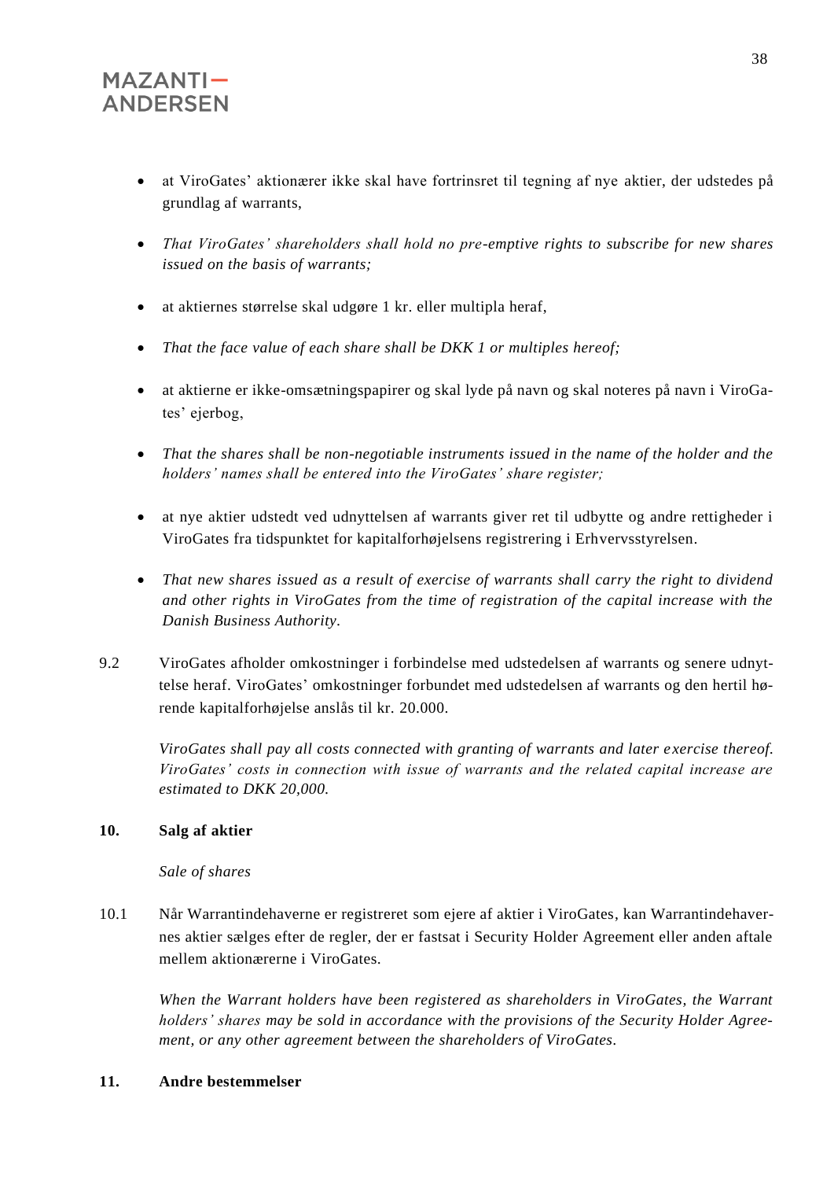- at ViroGates' aktionærer ikke skal have fortrinsret til tegning af nye aktier, der udstedes på grundlag af warrants,

- *That ViroGates' shareholders shall hold no pre-emptive rights to subscribe for new shares issued on the basis of warrants;*

- at aktiernes størrelse skal udgøre 1 kr. eller multipla heraf,

- *That the face value of each share shall be DKK 1 or multiples hereof;*

- at aktierne er ikke-omsætningspapirer og skal lyde på navn og skal noteres på navn i ViroGates' ejerbog,

- *That the shares shall be non-negotiable instruments issued in the name of the holder and the holders' names shall be entered into the ViroGates' share register;*

- at nye aktier udstedt ved udnyttelsen af warrants giver ret til udbytte og andre rettigheder i ViroGates fra tidspunktet for kapitalforhøjelsens registrering i Erhvervsstyrelsen.

- *That new shares issued as a result of exercise of warrants shall carry the right to dividend and other rights in ViroGates from the time of registration of the capital increase with the Danish Business Authority.*

9.2 ViroGates afholder omkostninger i forbindelse med udstedelsen af warrants og senere udnyttelse heraf. ViroGates' omkostninger forbundet med udstedelsen af warrants og den hertil hørende kapitalforhøjelse anslås til kr. 20.000.

*ViroGates shall pay all costs connected with granting of warrants and later exercise thereof. ViroGates' costs in connection with issue of warrants and the related capital increase are estimated to DKK 20,000.*

## 10. Salg af aktier

*Sale of shares*

10.1 Når Warrantindehaverne er registreret som ejere af aktier i ViroGates, kan Warrantindehavernes aktier sælges efter de regler, der er fastsat i Security Holder Agreement eller anden aftale mellem aktionærerne i ViroGates.

*When the Warrant holders have been registered as shareholders in ViroGates, the Warrant holders' shares may be sold in accordance with the provisions of the Security Holder Agreement, or any other agreement between the shareholders of ViroGates.*

## 11. Andre bestemmelser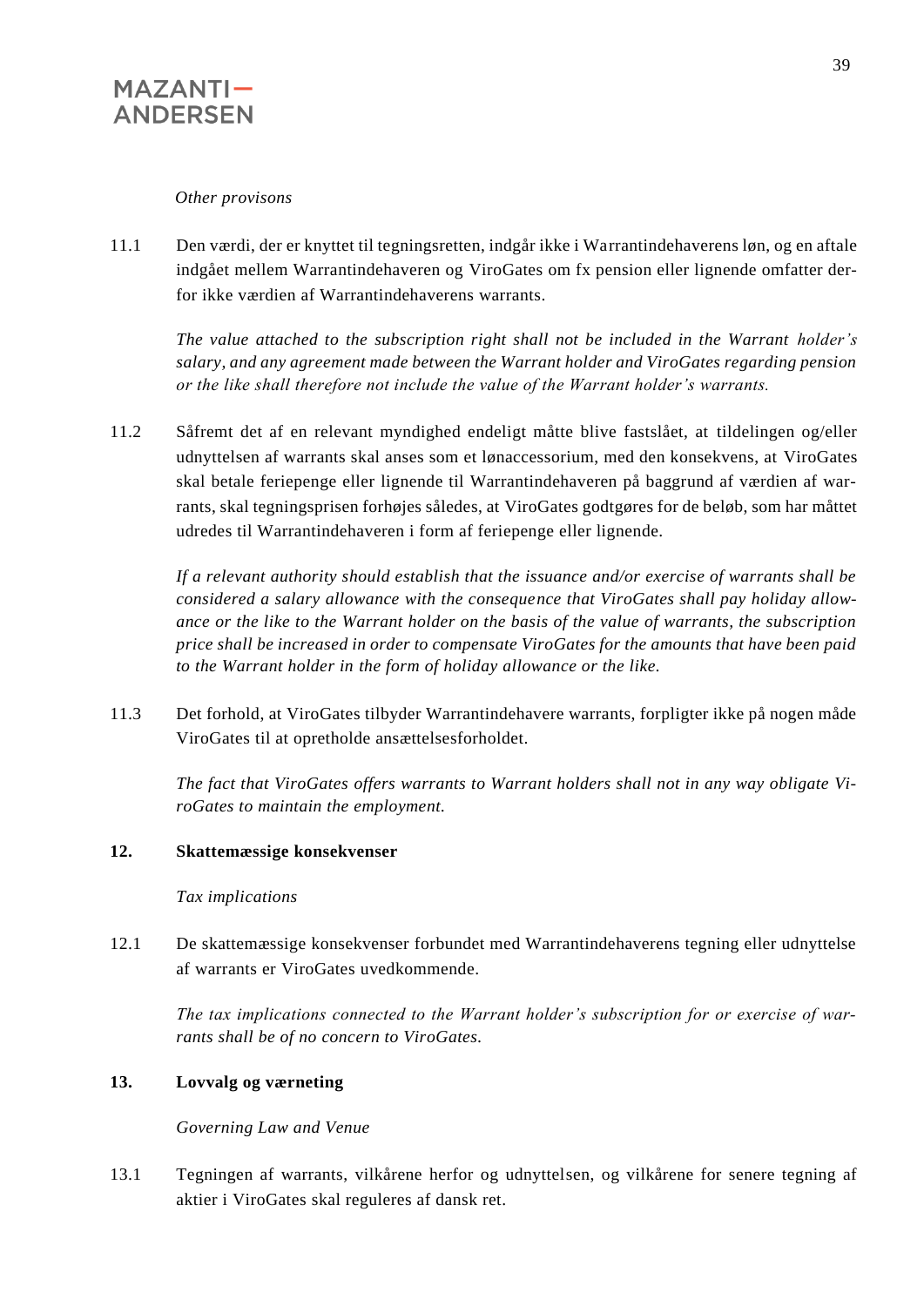*Other provisons*

11.1 Den værdi, der er knyttet til tegningsretten, indgår ikke i Warrantindehaverens løn, og en aftale indgået mellem Warrantindehaveren og ViroGates om fx pension eller lignende omfatter derfor ikke værdien af Warrantindehaverens warrants.

*The value attached to the subscription right shall not be included in the Warrant holder's salary, and any agreement made between the Warrant holder and ViroGates regarding pension or the like shall therefore not include the value of the Warrant holder's warrants.*

11.2 Såfremt det af en relevant myndighed endeligt måtte blive fastslået, at tildelingen og/eller udnyttelsen af warrants skal anses som et lønaccessorium, med den konsekvens, at ViroGates skal betale feriepenge eller lignende til Warrantindehaveren på baggrund af værdien af warrants, skal tegningsprisen forhøjes således, at ViroGates godtgøres for de beløb, som har måttet udredes til Warrantindehaveren i form af feriepenge eller lignende.

*If a relevant authority should establish that the issuance and/or exercise of warrants shall be considered a salary allowance with the consequence that ViroGates shall pay holiday allowance or the like to the Warrant holder on the basis of the value of warrants, the subscription price shall be increased in order to compensate ViroGates for the amounts that have been paid to the Warrant holder in the form of holiday allowance or the like.*

11.3 Det forhold, at ViroGates tilbyder Warrantindehavere warrants, forpligter ikke på nogen måde ViroGates til at opretholde ansættelsesforholdet.

*The fact that ViroGates offers warrants to Warrant holders shall not in any way obligate ViroGates to maintain the employment.*

## 12. Skattemæssige konsekvenser

*Tax implications*

12.1 De skattemæssige konsekvenser forbundet med Warrantindehaverens tegning eller udnyttelse af warrants er ViroGates uvedkommende.

*The tax implications connected to the Warrant holder's subscription for or exercise of warrants shall be of no concern to ViroGates.*

## 13. Lovvalg og værneting

*Governing Law and Venue*

13.1 Tegningen af warrants, vilkårene herfor og udnyttelsen, og vilkårene for senere tegning af aktier i ViroGates skal reguleres af dansk ret.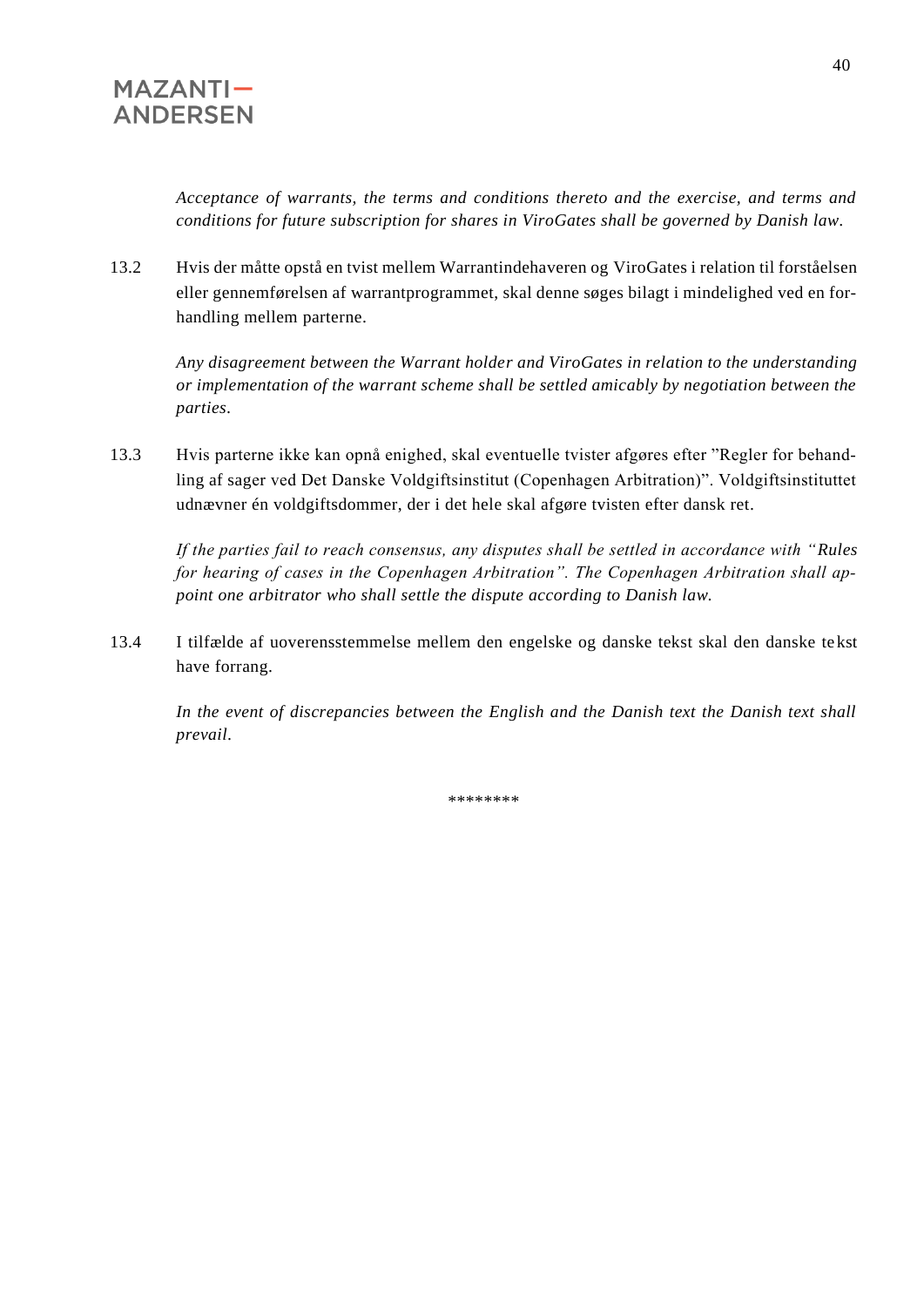*Acceptance of warrants, the terms and conditions thereto and the exercise, and terms and conditions for future subscription for shares in ViroGates shall be governed by Danish law.*

13.2 Hvis der måtte opstå en tvist mellem Warrantindehaveren og ViroGates i relation til forståelsen eller gennemførelsen af warrantprogrammet, skal denne søges bilagt i mindelighed ved en forhandling mellem parterne.

*Any disagreement between the Warrant holder and ViroGates in relation to the understanding or implementation of the warrant scheme shall be settled amicably by negotiation between the parties.*

13.3 Hvis parterne ikke kan opnå enighed, skal eventuelle tvister afgøres efter "Regler for behandling af sager ved Det Danske Voldgiftsinstitut (Copenhagen Arbitration)". Voldgiftsinstituttet udnævner én voldgiftsdommer, der i det hele skal afgøre tvisten efter dansk ret.

*If the parties fail to reach consensus, any disputes shall be settled in accordance with "Rules for hearing of cases in the Copenhagen Arbitration". The Copenhagen Arbitration shall appoint one arbitrator who shall settle the dispute according to Danish law.*

13.4 I tilfælde af uoverensstemmelse mellem den engelske og danske tekst skal den danske tekst have forrang.

*In the event of discrepancies between the English and the Danish text the Danish text shall prevail.*

\*\*\*\*\*\*\*\*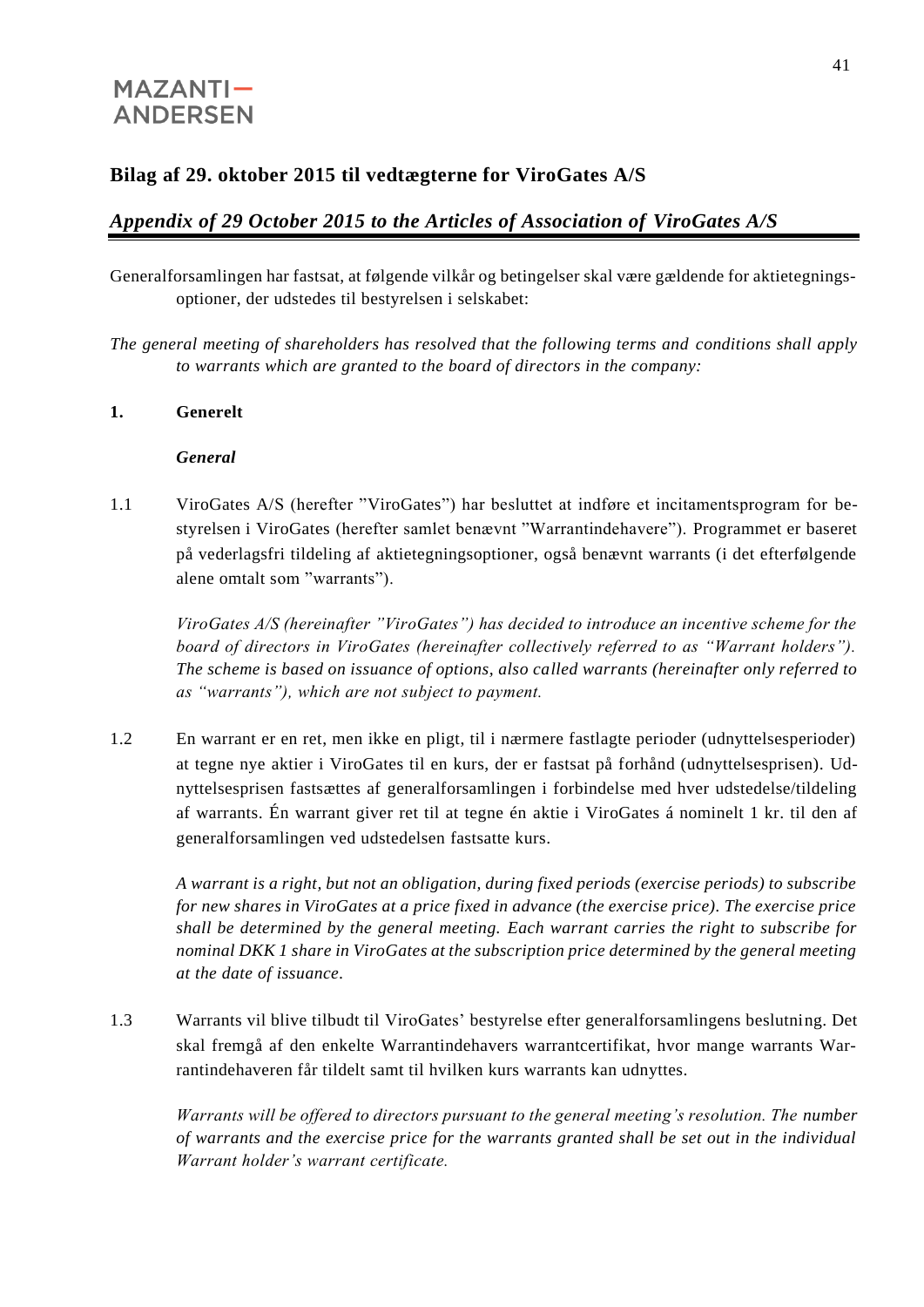## Bilag af 29. oktober 2015 til vedtægterne for ViroGates A/S

## *Appendix of 29 October 2015 to the Articles of Association of ViroGates A/S*

Generalforsamlingen har fastsat, at følgende vilkår og betingelser skal være gældende for aktietegningsoptioner, der udstedes til bestyrelsen i selskabet:

*The general meeting of shareholders has resolved that the following terms and conditions shall apply to warrants which are granted to the board of directors in the company:*

### 1. Generelt

### *General*

1.1 ViroGates A/S (herefter "ViroGates") har besluttet at indføre et incitamentsprogram for bestyrelsen i ViroGates (herefter samlet benævnt "Warrantindehavere"). Programmet er baseret på vederlagsfri tildeling af aktietegningsoptioner, også benævnt warrants (i det efterfølgende alene omtalt som "warrants").

*ViroGates A/S (hereinafter "ViroGates") has decided to introduce an incentive scheme for the board of directors in ViroGates (hereinafter collectively referred to as "Warrant holders"). The scheme is based on issuance of options, also called warrants (hereinafter only referred to as "warrants"), which are not subject to payment.*

1.2 En warrant er en ret, men ikke en pligt, til i nærmere fastlagte perioder (udnyttelsesperioder) at tegne nye aktier i ViroGates til en kurs, der er fastsat på forhånd (udnyttelsesprisen). Udnyttelsesprisen fastsættes af generalforsamlingen i forbindelse med hver udstedelse/tildeling af warrants. Én warrant giver ret til at tegne én aktie i ViroGates á nominelt 1 kr. til den af generalforsamlingen ved udstedelsen fastsatte kurs.

*A warrant is a right, but not an obligation, during fixed periods (exercise periods) to subscribe for new shares in ViroGates at a price fixed in advance (the exercise price). The exercise price shall be determined by the general meeting. Each warrant carries the right to subscribe for nominal DKK 1 share in ViroGates at the subscription price determined by the general meeting at the date of issuance.*

1.3 Warrants vil blive tilbudt til ViroGates' bestyrelse efter generalforsamlingens beslutning. Det skal fremgå af den enkelte Warrantindehavers warrantcertifikat, hvor mange warrants Warrantindehaveren får tildelt samt til hvilken kurs warrants kan udnyttes.

*Warrants will be offered to directors pursuant to the general meeting's resolution. The number of warrants and the exercise price for the warrants granted shall be set out in the individual Warrant holder's warrant certificate.*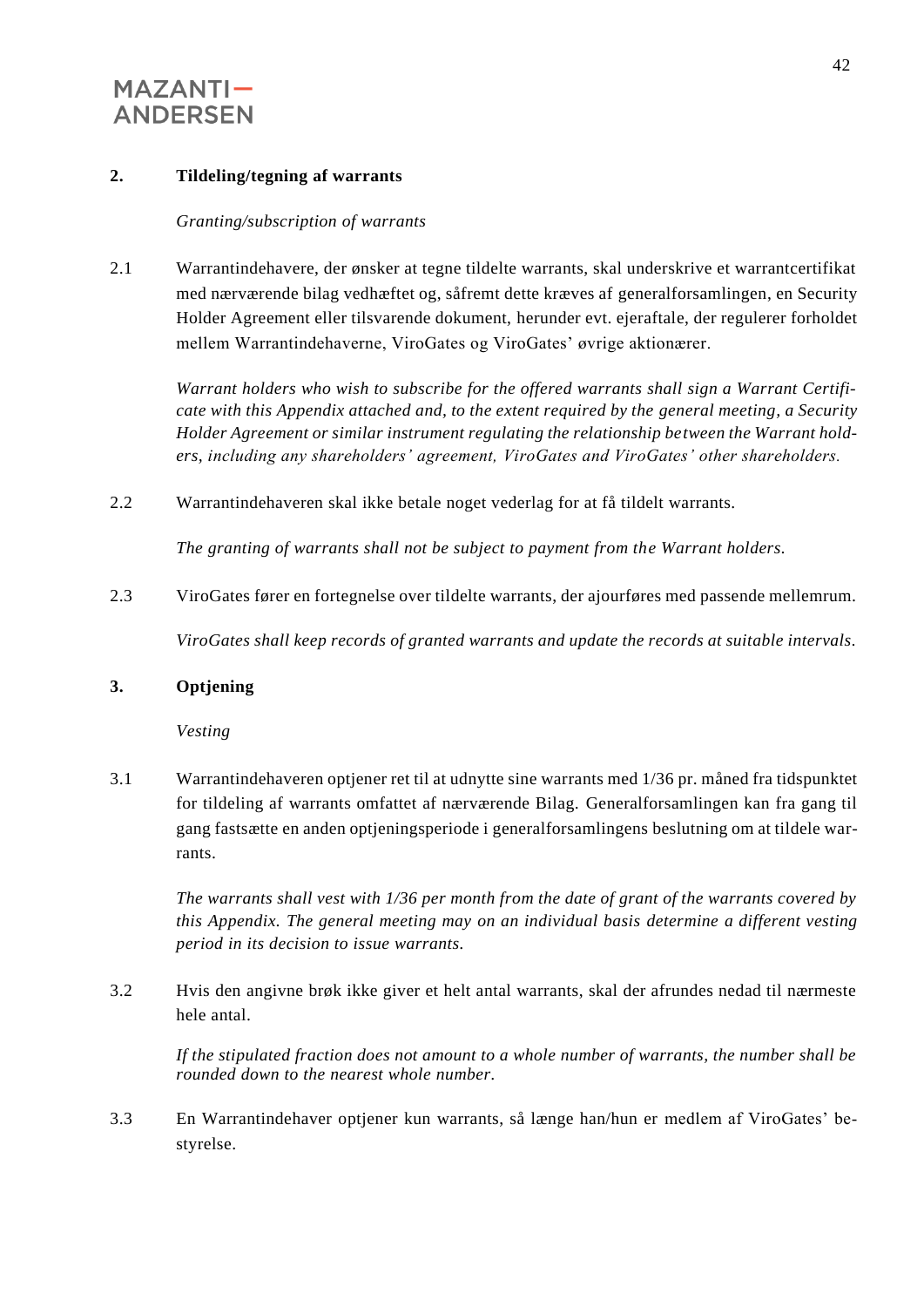## 2. Tildeling/tegning af warrants

*Granting/subscription of warrants*

2.1 Warrantindehavere, der ønsker at tegne tildelte warrants, skal underskrive et warrantcertifikat med nærværende bilag vedhæftet og, såfremt dette kræves af generalforsamlingen, en Security Holder Agreement eller tilsvarende dokument, herunder evt. ejeraftale, der regulerer forholdet mellem Warrantindehaverne, ViroGates og ViroGates' øvrige aktionærer.

*Warrant holders who wish to subscribe for the offered warrants shall sign a Warrant Certificate with this Appendix attached and, to the extent required by the general meeting, a Security Holder Agreement or similar instrument regulating the relationship between the Warrant holders, including any shareholders' agreement, ViroGates and ViroGates' other shareholders.*

2.2 Warrantindehaveren skal ikke betale noget vederlag for at få tildelt warrants.

*The granting of warrants shall not be subject to payment from the Warrant holders.*

2.3 ViroGates fører en fortegnelse over tildelte warrants, der ajourføres med passende mellemrum.

*ViroGates shall keep records of granted warrants and update the records at suitable intervals.*

## 3. Optjening

*Vesting*

3.1 Warrantindehaveren optjener ret til at udnytte sine warrants med 1/36 pr. måned fra tidspunktet for tildeling af warrants omfattet af nærværende Bilag. Generalforsamlingen kan fra gang til gang fastsætte en anden optjeningsperiode i generalforsamlingens beslutning om at tildele warrants.

*The warrants shall vest with 1/36 per month from the date of grant of the warrants covered by this Appendix. The general meeting may on an individual basis determine a different vesting period in its decision to issue warrants.*

3.2 Hvis den angivne brøk ikke giver et helt antal warrants, skal der afrundes nedad til nærmeste hele antal.

*If the stipulated fraction does not amount to a whole number of warrants, the number shall be rounded down to the nearest whole number.*

3.3 En Warrantindehaver optjener kun warrants, så længe han/hun er medlem af ViroGates' bestyrelse.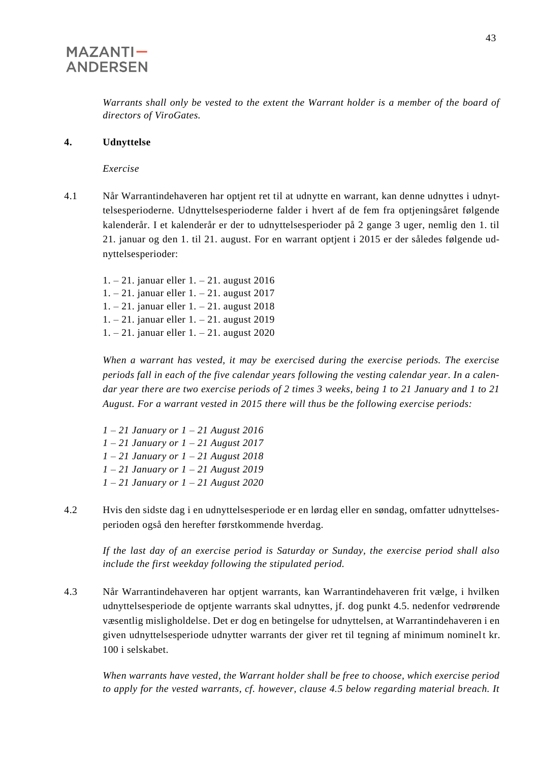*Warrants shall only be vested to the extent the Warrant holder is a member of the board of directors of ViroGates.*

**4. Udnyttelse**

*Exercise*

4.1 Når Warrantindehaveren har optjent ret til at udnytte en warrant, kan denne udnyttes i udnyttelsesperioderne. Udnyttelsesperioderne falder i hvert af de fem fra optjeningsåret følgende kalenderår. I et kalenderår er der to udnyttelsesperioder på 2 gange 3 uger, nemlig den 1. til 21. januar og den 1. til 21. august. For en warrant optjent i 2015 er der således følgende udnyttelsesperioder:

1. – 21. januar eller 1. – 21. august 2016
1. – 21. januar eller 1. – 21. august 2017
1. – 21. januar eller 1. – 21. august 2018
1. – 21. januar eller 1. – 21. august 2019
1. – 21. januar eller 1. – 21. august 2020

*When a warrant has vested, it may be exercised during the exercise periods. The exercise periods fall in each of the five calendar years following the vesting calendar year. In a calendar year there are two exercise periods of 2 times 3 weeks, being 1 to 21 January and 1 to 21 August. For a warrant vested in 2015 there will thus be the following exercise periods:*

*1 – 21 January or 1 – 21 August 2016*
*1 – 21 January or 1 – 21 August 2017*
*1 – 21 January or 1 – 21 August 2018*
*1 – 21 January or 1 – 21 August 2019*
*1 – 21 January or 1 – 21 August 2020*

4.2 Hvis den sidste dag i en udnyttelsesperiode er en lørdag eller en søndag, omfatter udnyttelsesperioden også den herefter førstkommende hverdag.

*If the last day of an exercise period is Saturday or Sunday, the exercise period shall also include the first weekday following the stipulated period.*

4.3 Når Warrantindehaveren har optjent warrants, kan Warrantindehaveren frit vælge, i hvilken udnyttelsesperiode de optjente warrants skal udnyttes, jf. dog punkt 4.5. nedenfor vedrørende væsentlig misligholdelse. Det er dog en betingelse for udnyttelsen, at Warrantindehaveren i en given udnyttelsesperiode udnytter warrants der giver ret til tegning af minimum nominelt kr. 100 i selskabet.

*When warrants have vested, the Warrant holder shall be free to choose, which exercise period to apply for the vested warrants, cf. however, clause 4.5 below regarding material breach. It*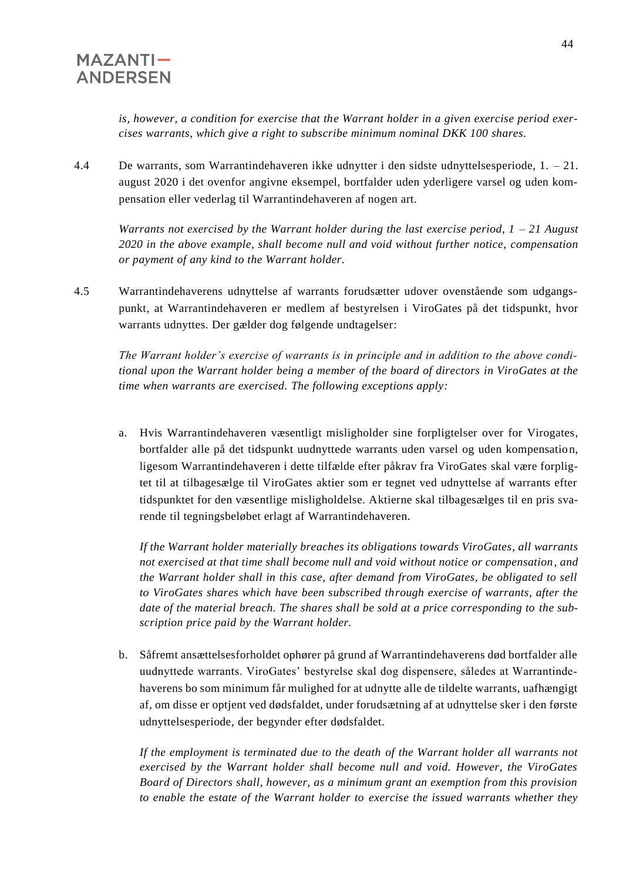*is, however, a condition for exercise that the Warrant holder in a given exercise period exercises warrants, which give a right to subscribe minimum nominal DKK 100 shares.*

4.4 De warrants, som Warrantindehaveren ikke udnytter i den sidste udnyttelsesperiode, 1. – 21. august 2020 i det ovenfor angivne eksempel, bortfalder uden yderligere varsel og uden kompensation eller vederlag til Warrantindehaveren af nogen art.

*Warrants not exercised by the Warrant holder during the last exercise period, 1 – 21 August 2020 in the above example, shall become null and void without further notice, compensation or payment of any kind to the Warrant holder.*

4.5 Warrantindehaverens udnyttelse af warrants forudsætter udover ovenstående som udgangspunkt, at Warrantindehaveren er medlem af bestyrelsen i ViroGates på det tidspunkt, hvor warrants udnyttes. Der gælder dog følgende undtagelser:

*The Warrant holder's exercise of warrants is in principle and in addition to the above conditional upon the Warrant holder being a member of the board of directors in ViroGates at the time when warrants are exercised. The following exceptions apply:*

a. Hvis Warrantindehaveren væsentligt misligholder sine forpligtelser over for Virogates, bortfalder alle på det tidspunkt uudnyttede warrants uden varsel og uden kompensation, ligesom Warrantindehaveren i dette tilfælde efter påkrav fra ViroGates skal være forpligtet til at tilbagesælge til ViroGates aktier som er tegnet ved udnyttelse af warrants efter tidspunktet for den væsentlige misligholdelse. Aktierne skal tilbagesælges til en pris svarende til tegningsbeløbet erlagt af Warrantindehaveren.

   *If the Warrant holder materially breaches its obligations towards ViroGates, all warrants not exercised at that time shall become null and void without notice or compensation, and the Warrant holder shall in this case, after demand from ViroGates, be obligated to sell to ViroGates shares which have been subscribed through exercise of warrants, after the date of the material breach. The shares shall be sold at a price corresponding to the subscription price paid by the Warrant holder.*

b. Såfremt ansættelsesforholdet ophører på grund af Warrantindehaverens død bortfalder alle uudnyttede warrants. ViroGates' bestyrelse skal dog dispensere, således at Warrantindehaverens bo som minimum får mulighed for at udnytte alle de tildelte warrants, uafhængigt af, om disse er optjent ved dødsfaldet, under forudsætning af at udnyttelse sker i den første udnyttelsesperiode, der begynder efter dødsfaldet.

   *If the employment is terminated due to the death of the Warrant holder all warrants not exercised by the Warrant holder shall become null and void. However, the ViroGates Board of Directors shall, however, as a minimum grant an exemption from this provision to enable the estate of the Warrant holder to exercise the issued warrants whether they*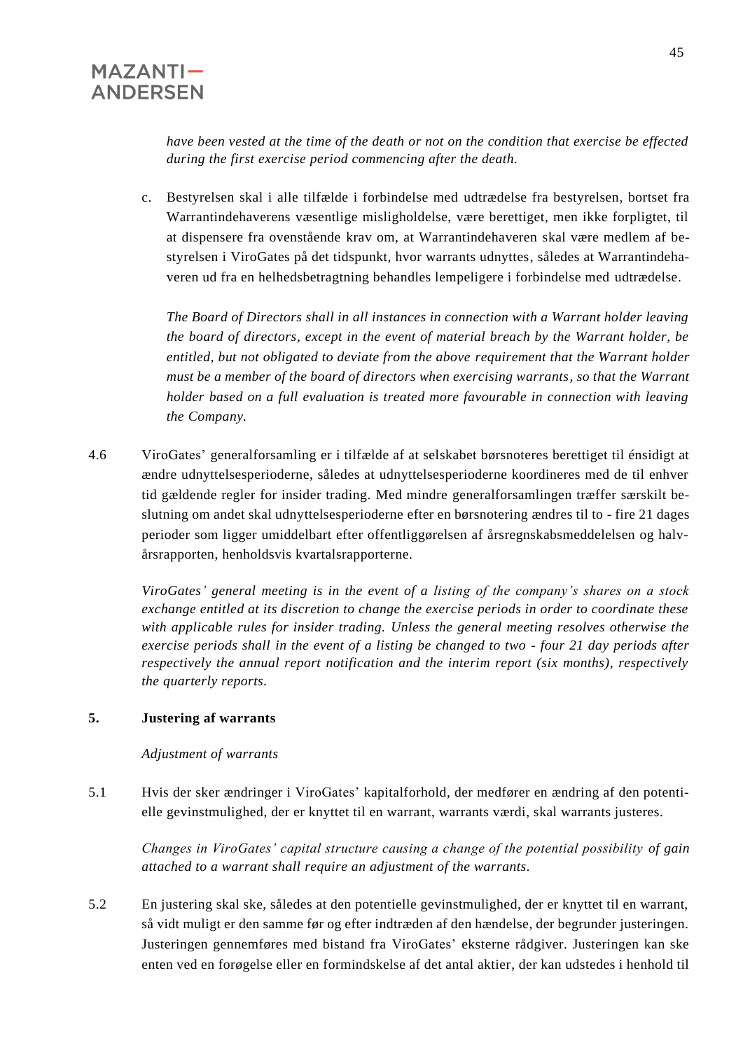*have been vested at the time of the death or not on the condition that exercise be effected during the first exercise period commencing after the death.*

c. Bestyrelsen skal i alle tilfælde i forbindelse med udtrædelse fra bestyrelsen, bortset fra Warrantindehaverens væsentlige misligholdelse, være berettiget, men ikke forpligtet, til at dispensere fra ovenstående krav om, at Warrantindehaveren skal være medlem af bestyrelsen i ViroGates på det tidspunkt, hvor warrants udnyttes, således at Warrantindehaveren ud fra en helhedsbetragtning behandles lempeligere i forbindelse med udtrædelse.

   *The Board of Directors shall in all instances in connection with a Warrant holder leaving the board of directors, except in the event of material breach by the Warrant holder, be entitled, but not obligated to deviate from the above requirement that the Warrant holder must be a member of the board of directors when exercising warrants, so that the Warrant holder based on a full evaluation is treated more favourable in connection with leaving the Company.*

4.6 ViroGates' generalforsamling er i tilfælde af at selskabet børsnoteres berettiget til énsidigt at ændre udnyttelsesperioderne, således at udnyttelsesperioderne koordineres med de til enhver tid gældende regler for insider trading. Med mindre generalforsamlingen træffer særskilt beslutning om andet skal udnyttelsesperioderne efter en børsnotering ændres til to - fire 21 dages perioder som ligger umiddelbart efter offentliggørelsen af årsregnskabsmeddelelsen og halvårsrapporten, henholdsvis kvartalsrapporterne.

*ViroGates' general meeting is in the event of a listing of the company's shares on a stock exchange entitled at its discretion to change the exercise periods in order to coordinate these with applicable rules for insider trading. Unless the general meeting resolves otherwise the exercise periods shall in the event of a listing be changed to two - four 21 day periods after respectively the annual report notification and the interim report (six months), respectively the quarterly reports.*

## 5. Justering af warrants

*Adjustment of warrants*

5.1 Hvis der sker ændringer i ViroGates' kapitalforhold, der medfører en ændring af den potentielle gevinstmulighed, der er knyttet til en warrant, warrants værdi, skal warrants justeres.

*Changes in ViroGates' capital structure causing a change of the potential possibility of gain attached to a warrant shall require an adjustment of the warrants.*

5.2 En justering skal ske, således at den potentielle gevinstmulighed, der er knyttet til en warrant, så vidt muligt er den samme før og efter indtræden af den hændelse, der begrunder justeringen. Justeringen gennemføres med bistand fra ViroGates' eksterne rådgiver. Justeringen kan ske enten ved en forøgelse eller en formindskelse af det antal aktier, der kan udstedes i henhold til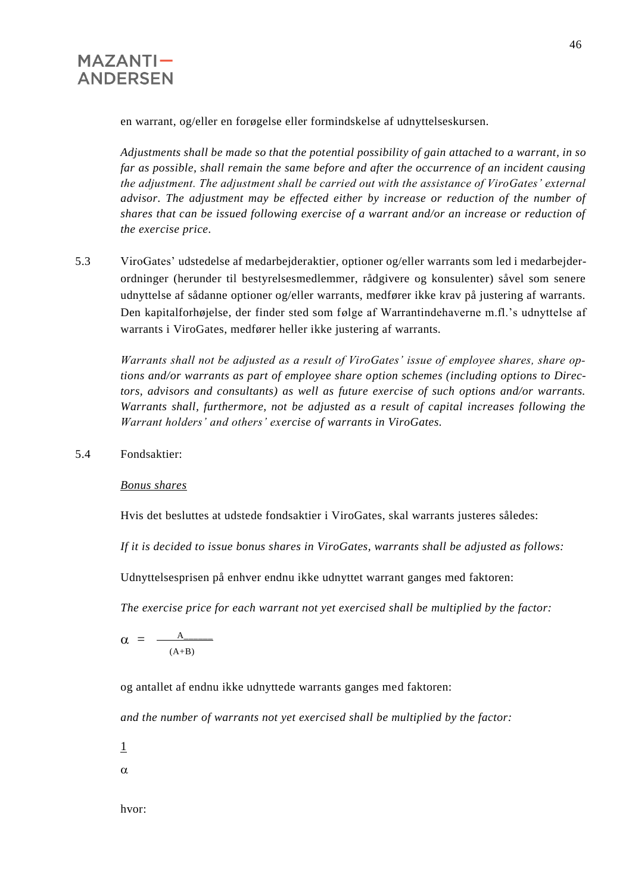en warrant, og/eller en forøgelse eller formindskelse af udnyttelseskursen.

*Adjustments shall be made so that the potential possibility of gain attached to a warrant, in so far as possible, shall remain the same before and after the occurrence of an incident causing the adjustment. The adjustment shall be carried out with the assistance of ViroGates' external advisor. The adjustment may be effected either by increase or reduction of the number of shares that can be issued following exercise of a warrant and/or an increase or reduction of the exercise price.*

5.3 ViroGates' udstedelse af medarbejderaktier, optioner og/eller warrants som led i medarbejderordninger (herunder til bestyrelsesmedlemmer, rådgivere og konsulenter) såvel som senere udnyttelse af sådanne optioner og/eller warrants, medfører ikke krav på justering af warrants. Den kapitalforhøjelse, der finder sted som følge af Warrantindehaverne m.fl.'s udnyttelse af warrants i ViroGates, medfører heller ikke justering af warrants.

*Warrants shall not be adjusted as a result of ViroGates' issue of employee shares, share options and/or warrants as part of employee share option schemes (including options to Directors, advisors and consultants) as well as future exercise of such options and/or warrants. Warrants shall, furthermore, not be adjusted as a result of capital increases following the Warrant holders' and others' exercise of warrants in ViroGates.*

5.4 Fondsaktier:

*Bonus shares*

Hvis det besluttes at udstede fondsaktier i ViroGates, skal warrants justeres således:

*If it is decided to issue bonus shares in ViroGates, warrants shall be adjusted as follows:*

Udnyttelsesprisen på enhver endnu ikke udnyttet warrant ganges med faktoren:

*The exercise price for each warrant not yet exercised shall be multiplied by the factor:*

$$\alpha = \frac{A}{(A+B)}$$

og antallet af endnu ikke udnyttede warrants ganges med faktoren:

*and the number of warrants not yet exercised shall be multiplied by the factor:*

$$\frac{1}{\alpha}$$

hvor: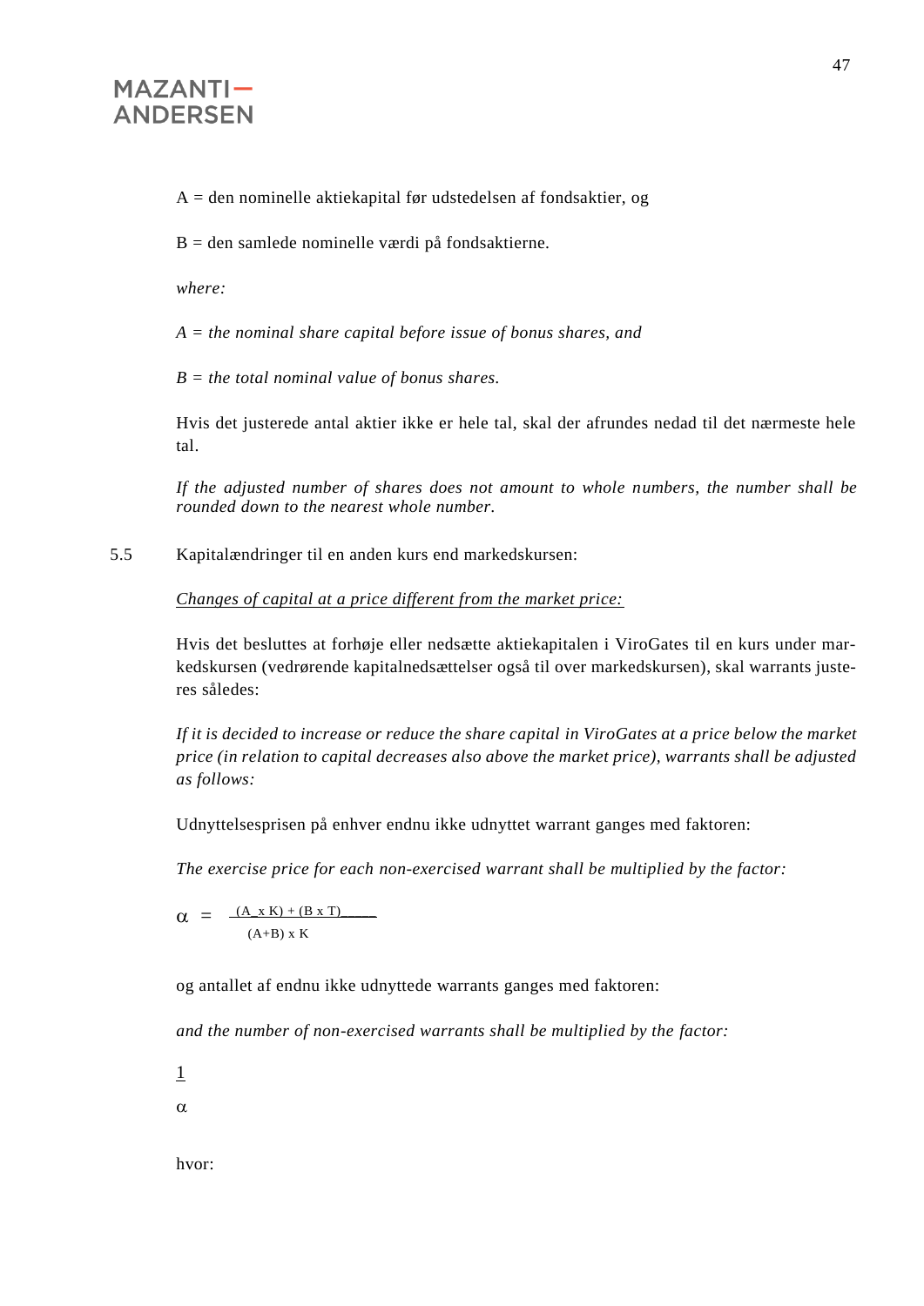A = den nominelle aktiekapital før udstedelsen af fondsaktier, og

B = den samlede nominelle værdi på fondsaktierne.

*where:*

*A = the nominal share capital before issue of bonus shares, and*

*B = the total nominal value of bonus shares.*

Hvis det justerede antal aktier ikke er hele tal, skal der afrundes nedad til det nærmeste hele tal.

*If the adjusted number of shares does not amount to whole numbers, the number shall be rounded down to the nearest whole number.*

5.5 Kapitalændringer til en anden kurs end markedskursen:

*<u>Changes of capital at a price different from the market price:</u>*

Hvis det besluttes at forhøje eller nedsætte aktiekapitalen i ViroGates til en kurs under markedskursen (vedrørende kapitalnedsættelser også til over markedskursen), skal warrants justeres således:

*If it is decided to increase or reduce the share capital in ViroGates at a price below the market price (in relation to capital decreases also above the market price), warrants shall be adjusted as follows:*

Udnyttelsesprisen på enhver endnu ikke udnyttet warrant ganges med faktoren:

*The exercise price for each non-exercised warrant shall be multiplied by the factor:*

$$\alpha = \frac{(A \times K) + (B \times T)}{(A+B) \times K}$$

og antallet af endnu ikke udnyttede warrants ganges med faktoren:

*and the number of non-exercised warrants shall be multiplied by the factor:*

$$\frac{1}{\alpha}$$

hvor: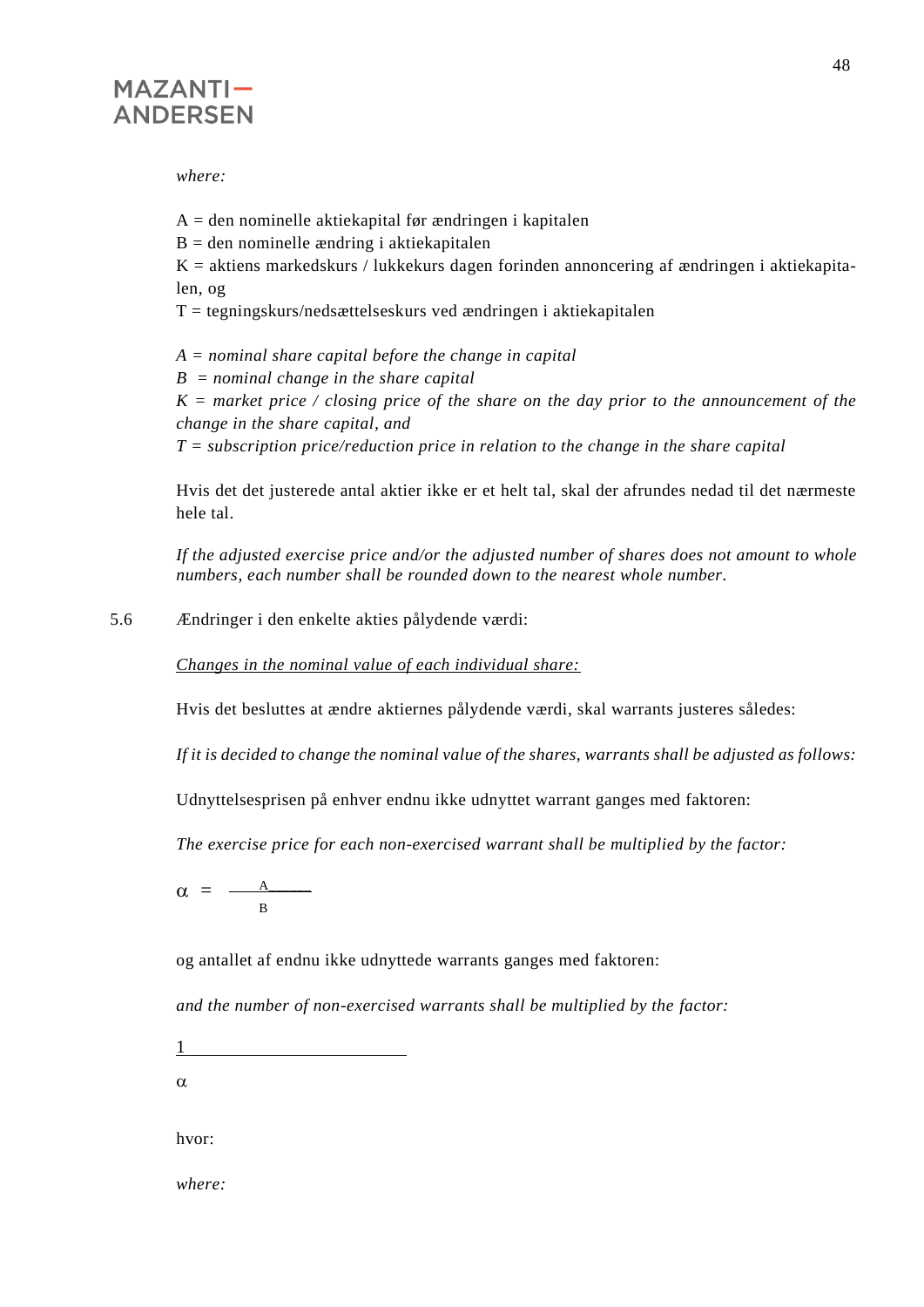*where:*

A = den nominelle aktiekapital før ændringen i kapitalen
B = den nominelle ændring i aktiekapitalen
K = aktiens markedskurs / lukkekurs dagen forinden annoncering af ændringen i aktiekapitalen, og
T = tegningskurs/nedsættelseskurs ved ændringen i aktiekapitalen

*A = nominal share capital before the change in capital*
*B = nominal change in the share capital*
*K = market price / closing price of the share on the day prior to the announcement of the change in the share capital, and*
*T = subscription price/reduction price in relation to the change in the share capital*

Hvis det det justerede antal aktier ikke er et helt tal, skal der afrundes nedad til det nærmeste hele tal.

*If the adjusted exercise price and/or the adjusted number of shares does not amount to whole numbers, each number shall be rounded down to the nearest whole number.*

5.6 Ændringer i den enkelte akties pålydende værdi:

*Changes in the nominal value of each individual share:*

Hvis det besluttes at ændre aktiernes pålydende værdi, skal warrants justeres således:

*If it is decided to change the nominal value of the shares, warrants shall be adjusted as follows:*

Udnyttelsesprisen på enhver endnu ikke udnyttet warrant ganges med faktoren:

*The exercise price for each non-exercised warrant shall be multiplied by the factor:*

$$\alpha = \frac{A}{B}$$

og antallet af endnu ikke udnyttede warrants ganges med faktoren:

*and the number of non-exercised warrants shall be multiplied by the factor:*

$$\frac{1}{\alpha}$$

hvor:

*where:*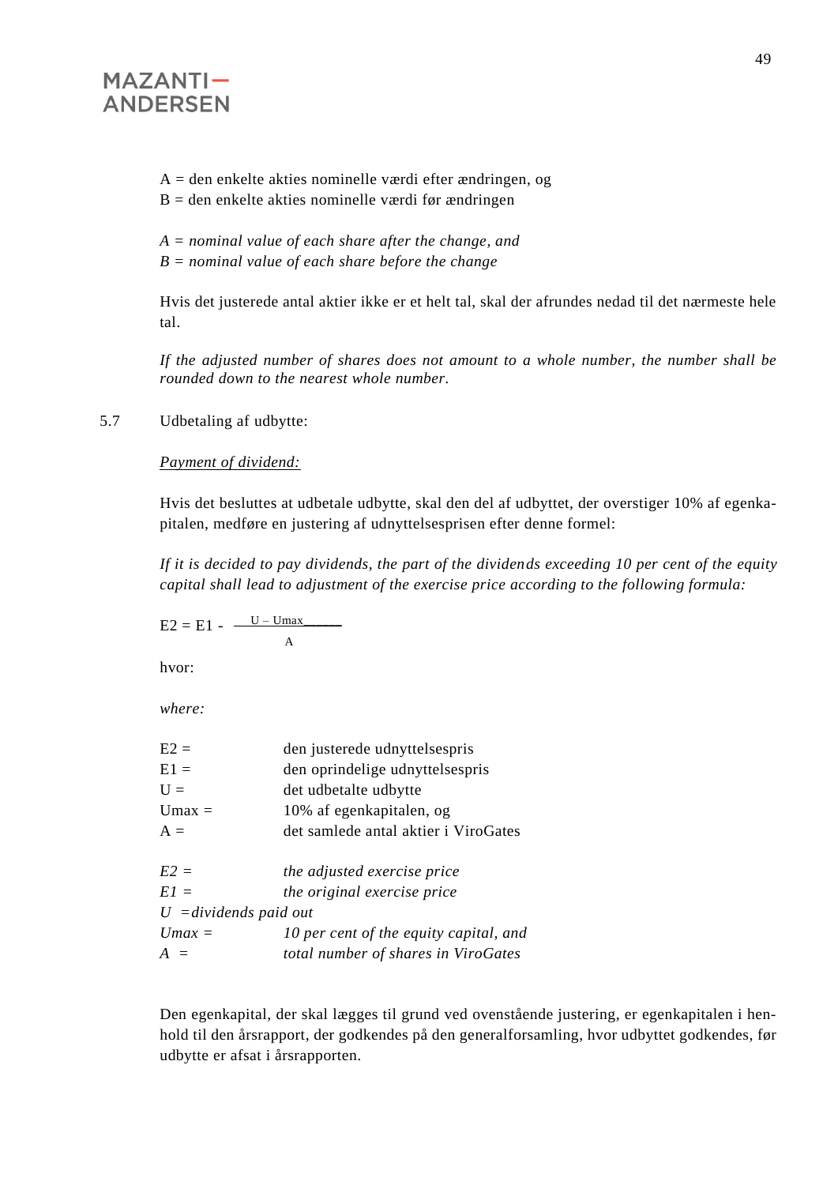A = den enkelte akties nominelle værdi efter ændringen, og
B = den enkelte akties nominelle værdi før ændringen

*A = nominal value of each share after the change, and*
*B = nominal value of each share before the change*

Hvis det justerede antal aktier ikke er et helt tal, skal der afrundes nedad til det nærmeste hele tal.

*If the adjusted number of shares does not amount to a whole number, the number shall be rounded down to the nearest whole number.*

5.7 Udbetaling af udbytte:

*Payment of dividend:*

Hvis det besluttes at udbetale udbytte, skal den del af udbyttet, der overstiger 10% af egenkapitalen, medføre en justering af udnyttelsesprisen efter denne formel:

*If it is decided to pay dividends, the part of the dividends exceeding 10 per cent of the equity capital shall lead to adjustment of the exercise price according to the following formula:*

$$E2 = E1 - \frac{U - Umax}{A}$$

hvor:

*where:*

| | |
|---|---|
| E2 = | den justerede udnyttelsespris |
| E1 = | den oprindelige udnyttelsespris |
| U = | det udbetalte udbytte |
| Umax = | 10% af egenkapitalen, og |
| A = | det samlede antal aktier i ViroGates |

| | |
|---|---|
| *E2 =* | *the adjusted exercise price* |
| *E1 =* | *the original exercise price* |
| *U =* | *dividends paid out* |
| *Umax =* | *10 per cent of the equity capital, and* |
| *A =* | *total number of shares in ViroGates* |

Den egenkapital, der skal lægges til grund ved ovenstående justering, er egenkapitalen i henhold til den årsrapport, der godkendes på den generalforsamling, hvor udbyttet godkendes, før udbytte er afsat i årsrapporten.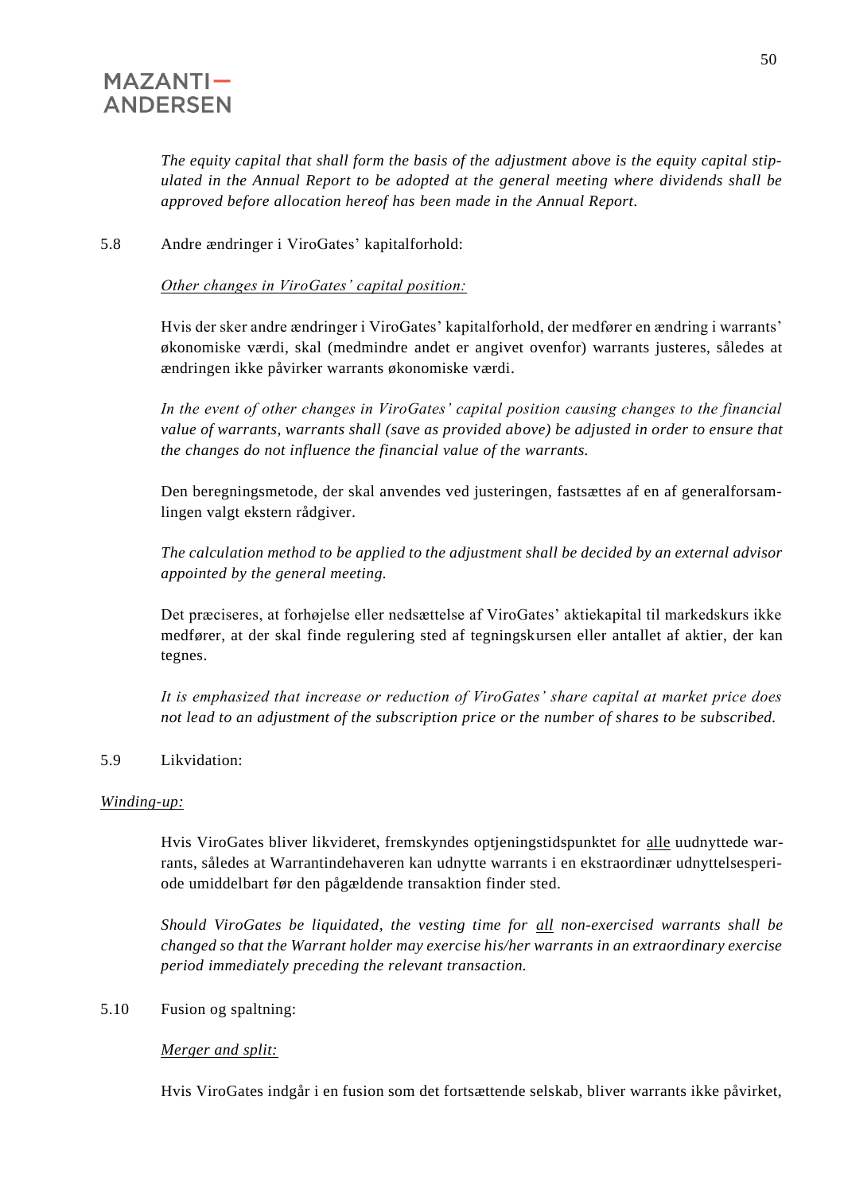*The equity capital that shall form the basis of the adjustment above is the equity capital stipulated in the Annual Report to be adopted at the general meeting where dividends shall be approved before allocation hereof has been made in the Annual Report.*

5.8 Andre ændringer i ViroGates' kapitalforhold:

*Other changes in ViroGates' capital position:*

Hvis der sker andre ændringer i ViroGates' kapitalforhold, der medfører en ændring i warrants' økonomiske værdi, skal (medmindre andet er angivet ovenfor) warrants justeres, således at ændringen ikke påvirker warrants økonomiske værdi.

*In the event of other changes in ViroGates' capital position causing changes to the financial value of warrants, warrants shall (save as provided above) be adjusted in order to ensure that the changes do not influence the financial value of the warrants.*

Den beregningsmetode, der skal anvendes ved justeringen, fastsættes af en af generalforsamlingen valgt ekstern rådgiver.

*The calculation method to be applied to the adjustment shall be decided by an external advisor appointed by the general meeting.*

Det præciseres, at forhøjelse eller nedsættelse af ViroGates' aktiekapital til markedskurs ikke medfører, at der skal finde regulering sted af tegningskursen eller antallet af aktier, der kan tegnes.

*It is emphasized that increase or reduction of ViroGates' share capital at market price does not lead to an adjustment of the subscription price or the number of shares to be subscribed.*

5.9 Likvidation:

*Winding-up:*

Hvis ViroGates bliver likvideret, fremskyndes optjeningstidspunktet for alle uudnyttede warrants, således at Warrantindehaveren kan udnytte warrants i en ekstraordinær udnyttelsesperiode umiddelbart før den pågældende transaktion finder sted.

*Should ViroGates be liquidated, the vesting time for all non-exercised warrants shall be changed so that the Warrant holder may exercise his/her warrants in an extraordinary exercise period immediately preceding the relevant transaction.*

5.10 Fusion og spaltning:

*Merger and split:*

Hvis ViroGates indgår i en fusion som det fortsættende selskab, bliver warrants ikke påvirket,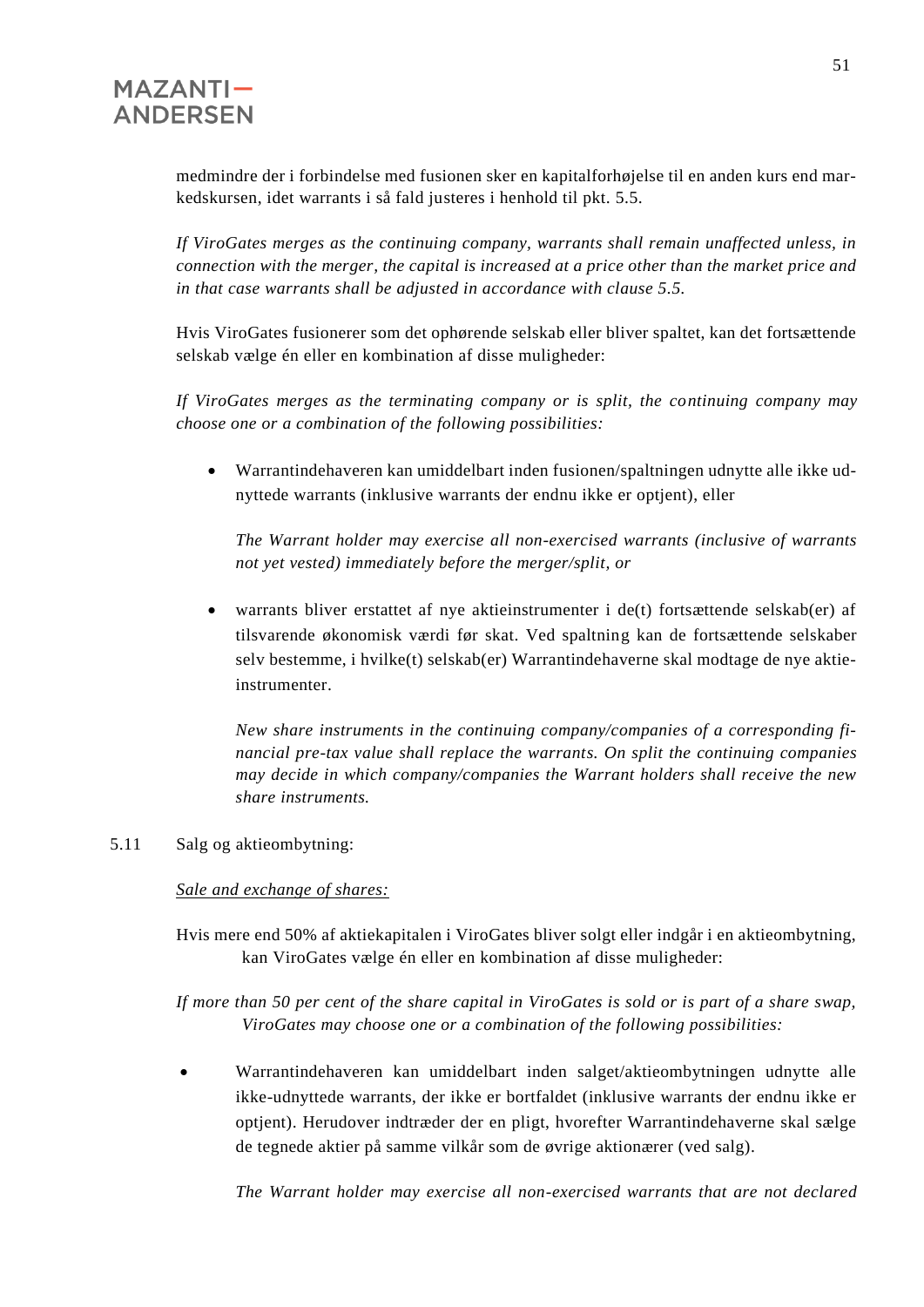medmindre der i forbindelse med fusionen sker en kapitalforhøjelse til en anden kurs end markedskursen, idet warrants i så fald justeres i henhold til pkt. 5.5.

*If ViroGates merges as the continuing company, warrants shall remain unaffected unless, in connection with the merger, the capital is increased at a price other than the market price and in that case warrants shall be adjusted in accordance with clause 5.5.*

Hvis ViroGates fusionerer som det ophørende selskab eller bliver spaltet, kan det fortsættende selskab vælge én eller en kombination af disse muligheder:

*If ViroGates merges as the terminating company or is split, the continuing company may choose one or a combination of the following possibilities:*

- Warrantindehaveren kan umiddelbart inden fusionen/spaltningen udnytte alle ikke udnyttede warrants (inklusive warrants der endnu ikke er optjent), eller

  *The Warrant holder may exercise all non-exercised warrants (inclusive of warrants not yet vested) immediately before the merger/split, or*

- warrants bliver erstattet af nye aktieinstrumenter i de(t) fortsættende selskab(er) af tilsvarende økonomisk værdi før skat. Ved spaltning kan de fortsættende selskaber selv bestemme, i hvilke(t) selskab(er) Warrantindehaverne skal modtage de nye aktieinstrumenter.

  *New share instruments in the continuing company/companies of a corresponding financial pre-tax value shall replace the warrants. On split the continuing companies may decide in which company/companies the Warrant holders shall receive the new share instruments.*

5.11 Salg og aktieombytning:

*Sale and exchange of shares:*

Hvis mere end 50% af aktiekapitalen i ViroGates bliver solgt eller indgår i en aktieombytning, kan ViroGates vælge én eller en kombination af disse muligheder:

*If more than 50 per cent of the share capital in ViroGates is sold or is part of a share swap, ViroGates may choose one or a combination of the following possibilities:*

- Warrantindehaveren kan umiddelbart inden salget/aktieombytningen udnytte alle ikke-udnyttede warrants, der ikke er bortfaldet (inklusive warrants der endnu ikke er optjent). Herudover indtræder der en pligt, hvorefter Warrantindehaverne skal sælge de tegnede aktier på samme vilkår som de øvrige aktionærer (ved salg).

  *The Warrant holder may exercise all non-exercised warrants that are not declared*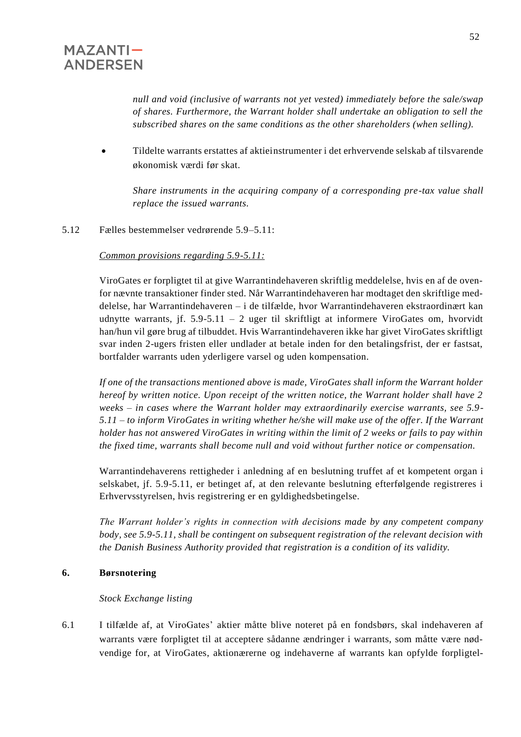*null and void (inclusive of warrants not yet vested) immediately before the sale/swap of shares. Furthermore, the Warrant holder shall undertake an obligation to sell the subscribed shares on the same conditions as the other shareholders (when selling).*

- Tildelte warrants erstattes af aktieinstrumenter i det erhvervende selskab af tilsvarende økonomisk værdi før skat.

  *Share instruments in the acquiring company of a corresponding pre-tax value shall replace the issued warrants.*

5.12 Fælles bestemmelser vedrørende 5.9–5.11:

*Common provisions regarding 5.9-5.11:*

ViroGates er forpligtet til at give Warrantindehaveren skriftlig meddelelse, hvis en af de ovenfor nævnte transaktioner finder sted. Når Warrantindehaveren har modtaget den skriftlige meddelelse, har Warrantindehaveren – i de tilfælde, hvor Warrantindehaveren ekstraordinært kan udnytte warrants, jf. 5.9-5.11 – 2 uger til skriftligt at informere ViroGates om, hvorvidt han/hun vil gøre brug af tilbuddet. Hvis Warrantindehaveren ikke har givet ViroGates skriftligt svar inden 2-ugers fristen eller undlader at betale inden for den betalingsfrist, der er fastsat, bortfalder warrants uden yderligere varsel og uden kompensation.

*If one of the transactions mentioned above is made, ViroGates shall inform the Warrant holder hereof by written notice. Upon receipt of the written notice, the Warrant holder shall have 2 weeks – in cases where the Warrant holder may extraordinarily exercise warrants, see 5.9-5.11 – to inform ViroGates in writing whether he/she will make use of the offer. If the Warrant holder has not answered ViroGates in writing within the limit of 2 weeks or fails to pay within the fixed time, warrants shall become null and void without further notice or compensation.*

Warrantindehaverens rettigheder i anledning af en beslutning truffet af et kompetent organ i selskabet, jf. 5.9-5.11, er betinget af, at den relevante beslutning efterfølgende registreres i Erhvervsstyrelsen, hvis registrering er en gyldighedsbetingelse.

*The Warrant holder's rights in connection with decisions made by any competent company body, see 5.9-5.11, shall be contingent on subsequent registration of the relevant decision with the Danish Business Authority provided that registration is a condition of its validity.*

## 6. Børsnotering

*Stock Exchange listing*

6.1 I tilfælde af, at ViroGates' aktier måtte blive noteret på en fondsbørs, skal indehaveren af warrants være forpligtet til at acceptere sådanne ændringer i warrants, som måtte være nødvendige for, at ViroGates, aktionærerne og indehaverne af warrants kan opfylde forpligtel-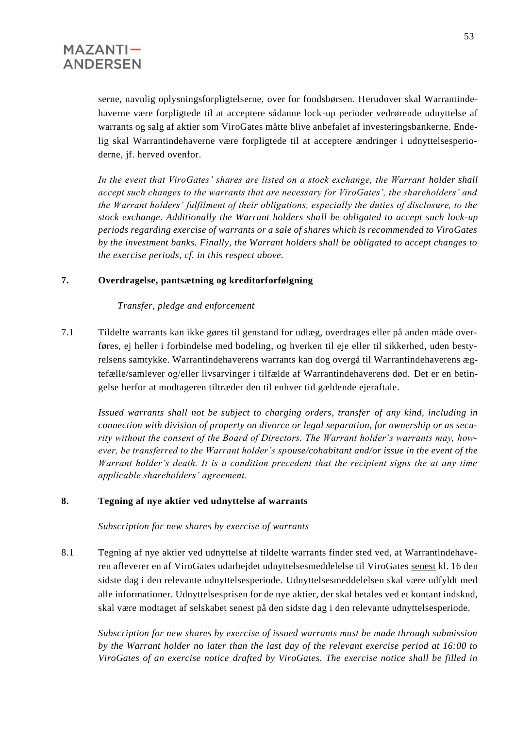serne, navnlig oplysningsforpligtelserne, over for fondsbørsen. Herudover skal Warrantindehaverne være forpligtede til at acceptere sådanne lock-up perioder vedrørende udnyttelse af warrants og salg af aktier som ViroGates måtte blive anbefalet af investeringsbankerne. Endelig skal Warrantindehaverne være forpligtede til at acceptere ændringer i udnyttelsesperioderne, jf. herved ovenfor.

*In the event that ViroGates' shares are listed on a stock exchange, the Warrant holder shall accept such changes to the warrants that are necessary for ViroGates', the shareholders' and the Warrant holders' fulfilment of their obligations, especially the duties of disclosure, to the stock exchange. Additionally the Warrant holders shall be obligated to accept such lock-up periods regarding exercise of warrants or a sale of shares which is recommended to ViroGates by the investment banks. Finally, the Warrant holders shall be obligated to accept changes to the exercise periods, cf. in this respect above.*

## 7. Overdragelse, pantsætning og kreditorforfølgning

*Transfer, pledge and enforcement*

7.1 Tildelte warrants kan ikke gøres til genstand for udlæg, overdrages eller på anden måde overføres, ej heller i forbindelse med bodeling, og hverken til eje eller til sikkerhed, uden bestyrelsens samtykke. Warrantindehaverens warrants kan dog overgå til Warrantindehaverens ægtefælle/samlever og/eller livsarvinger i tilfælde af Warrantindehaverens død. Det er en betingelse herfor at modtageren tiltræder den til enhver tid gældende ejeraftale.

*Issued warrants shall not be subject to charging orders, transfer of any kind, including in connection with division of property on divorce or legal separation, for ownership or as security without the consent of the Board of Directors. The Warrant holder's warrants may, however, be transferred to the Warrant holder's spouse/cohabitant and/or issue in the event of the Warrant holder's death. It is a condition precedent that the recipient signs the at any time applicable shareholders' agreement.*

## 8. Tegning af nye aktier ved udnyttelse af warrants

*Subscription for new shares by exercise of warrants*

8.1 Tegning af nye aktier ved udnyttelse af tildelte warrants finder sted ved, at Warrantindehaveren afleverer en af ViroGates udarbejdet udnyttelsesmeddelelse til ViroGates <u>senest</u> kl. 16 den sidste dag i den relevante udnyttelsesperiode. Udnyttelsesmeddelelsen skal være udfyldt med alle informationer. Udnyttelsesprisen for de nye aktier, der skal betales ved et kontant indskud, skal være modtaget af selskabet senest på den sidste dag i den relevante udnyttelsesperiode.

*Subscription for new shares by exercise of issued warrants must be made through submission by the Warrant holder <u>no later than</u> the last day of the relevant exercise period at 16:00 to ViroGates of an exercise notice drafted by ViroGates. The exercise notice shall be filled in*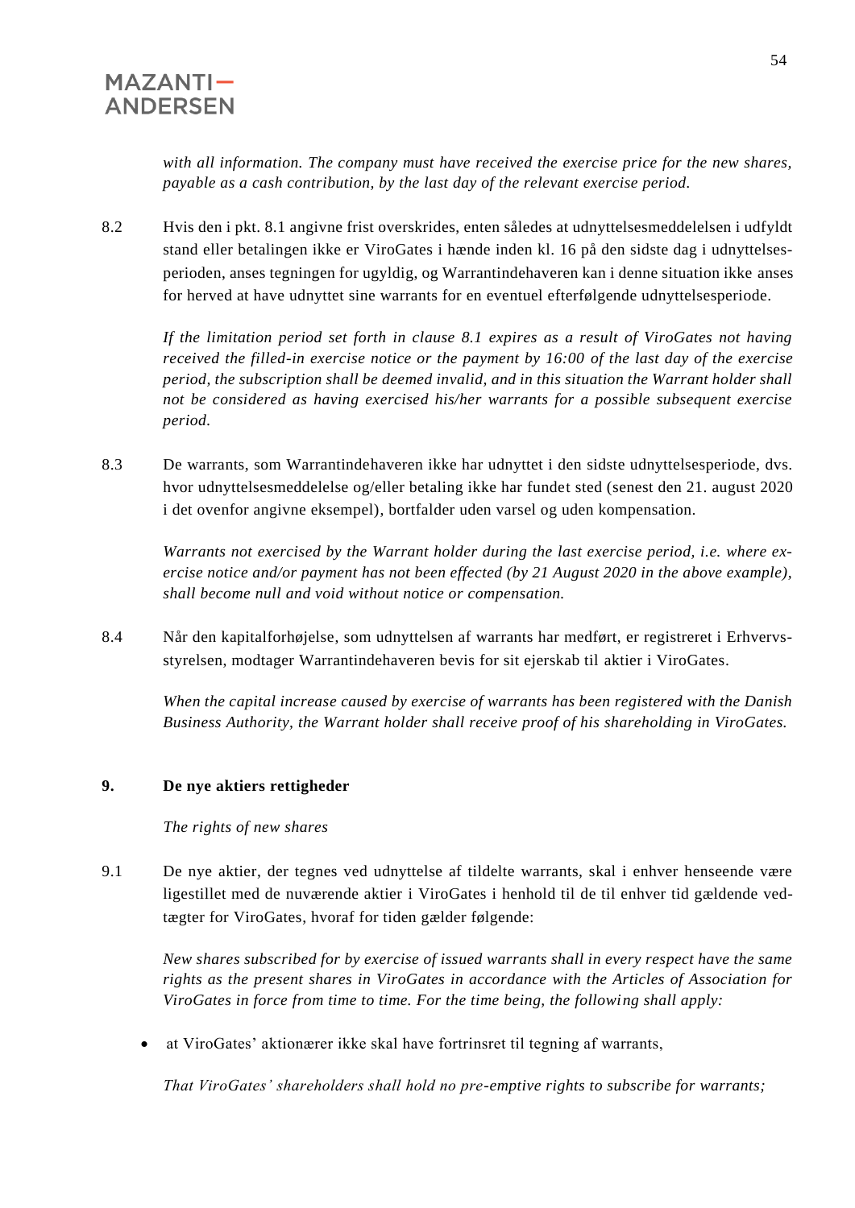*with all information. The company must have received the exercise price for the new shares, payable as a cash contribution, by the last day of the relevant exercise period.*

8.2 Hvis den i pkt. 8.1 angivne frist overskrides, enten således at udnyttelsesmeddelelsen i udfyldt stand eller betalingen ikke er ViroGates i hænde inden kl. 16 på den sidste dag i udnyttelsesperioden, anses tegningen for ugyldig, og Warrantindehaveren kan i denne situation ikke anses for herved at have udnyttet sine warrants for en eventuel efterfølgende udnyttelsesperiode.

*If the limitation period set forth in clause 8.1 expires as a result of ViroGates not having received the filled-in exercise notice or the payment by 16:00 of the last day of the exercise period, the subscription shall be deemed invalid, and in this situation the Warrant holder shall not be considered as having exercised his/her warrants for a possible subsequent exercise period.*

8.3 De warrants, som Warrantindehaveren ikke har udnyttet i den sidste udnyttelsesperiode, dvs. hvor udnyttelsesmeddelelse og/eller betaling ikke har fundet sted (senest den 21. august 2020 i det ovenfor angivne eksempel), bortfalder uden varsel og uden kompensation.

*Warrants not exercised by the Warrant holder during the last exercise period, i.e. where exercise notice and/or payment has not been effected (by 21 August 2020 in the above example), shall become null and void without notice or compensation.*

8.4 Når den kapitalforhøjelse, som udnyttelsen af warrants har medført, er registreret i Erhvervsstyrelsen, modtager Warrantindehaveren bevis for sit ejerskab til aktier i ViroGates.

*When the capital increase caused by exercise of warrants has been registered with the Danish Business Authority, the Warrant holder shall receive proof of his shareholding in ViroGates.*

## 9. De nye aktiers rettigheder

*The rights of new shares*

9.1 De nye aktier, der tegnes ved udnyttelse af tildelte warrants, skal i enhver henseende være ligestillet med de nuværende aktier i ViroGates i henhold til de til enhver tid gældende vedtægter for ViroGates, hvoraf for tiden gælder følgende:

*New shares subscribed for by exercise of issued warrants shall in every respect have the same rights as the present shares in ViroGates in accordance with the Articles of Association for ViroGates in force from time to time. For the time being, the following shall apply:*

- at ViroGates' aktionærer ikke skal have fortrinsret til tegning af warrants,

  *That ViroGates' shareholders shall hold no pre-emptive rights to subscribe for warrants;*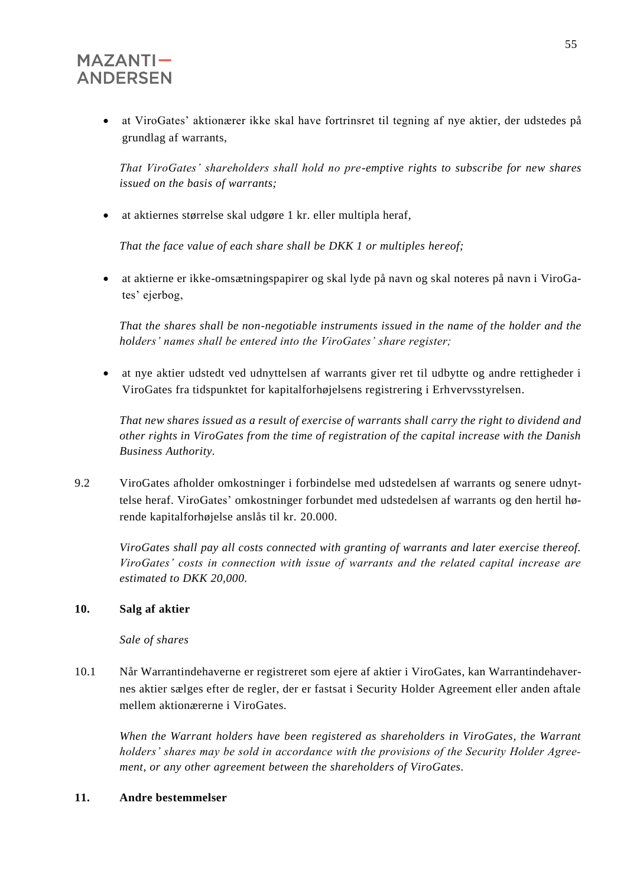- at ViroGates' aktionærer ikke skal have fortrinsret til tegning af nye aktier, der udstedes på grundlag af warrants,

  *That ViroGates' shareholders shall hold no pre-emptive rights to subscribe for new shares issued on the basis of warrants;*

- at aktiernes størrelse skal udgøre 1 kr. eller multipla heraf,

  *That the face value of each share shall be DKK 1 or multiples hereof;*

- at aktierne er ikke-omsætningspapirer og skal lyde på navn og skal noteres på navn i ViroGates' ejerbog,

  *That the shares shall be non-negotiable instruments issued in the name of the holder and the holders' names shall be entered into the ViroGates' share register;*

- at nye aktier udstedt ved udnyttelsen af warrants giver ret til udbytte og andre rettigheder i ViroGates fra tidspunktet for kapitalforhøjelsens registrering i Erhvervsstyrelsen.

  *That new shares issued as a result of exercise of warrants shall carry the right to dividend and other rights in ViroGates from the time of registration of the capital increase with the Danish Business Authority.*

9.2 ViroGates afholder omkostninger i forbindelse med udstedelsen af warrants og senere udnyttelse heraf. ViroGates' omkostninger forbundet med udstedelsen af warrants og den hertil hørende kapitalforhøjelse anslås til kr. 20.000.

*ViroGates shall pay all costs connected with granting of warrants and later exercise thereof. ViroGates' costs in connection with issue of warrants and the related capital increase are estimated to DKK 20,000.*

## 10. Salg af aktier

*Sale of shares*

10.1 Når Warrantindehaverne er registreret som ejere af aktier i ViroGates, kan Warrantindehavernes aktier sælges efter de regler, der er fastsat i Security Holder Agreement eller anden aftale mellem aktionærerne i ViroGates.

*When the Warrant holders have been registered as shareholders in ViroGates, the Warrant holders' shares may be sold in accordance with the provisions of the Security Holder Agreement, or any other agreement between the shareholders of ViroGates.*

## 11. Andre bestemmelser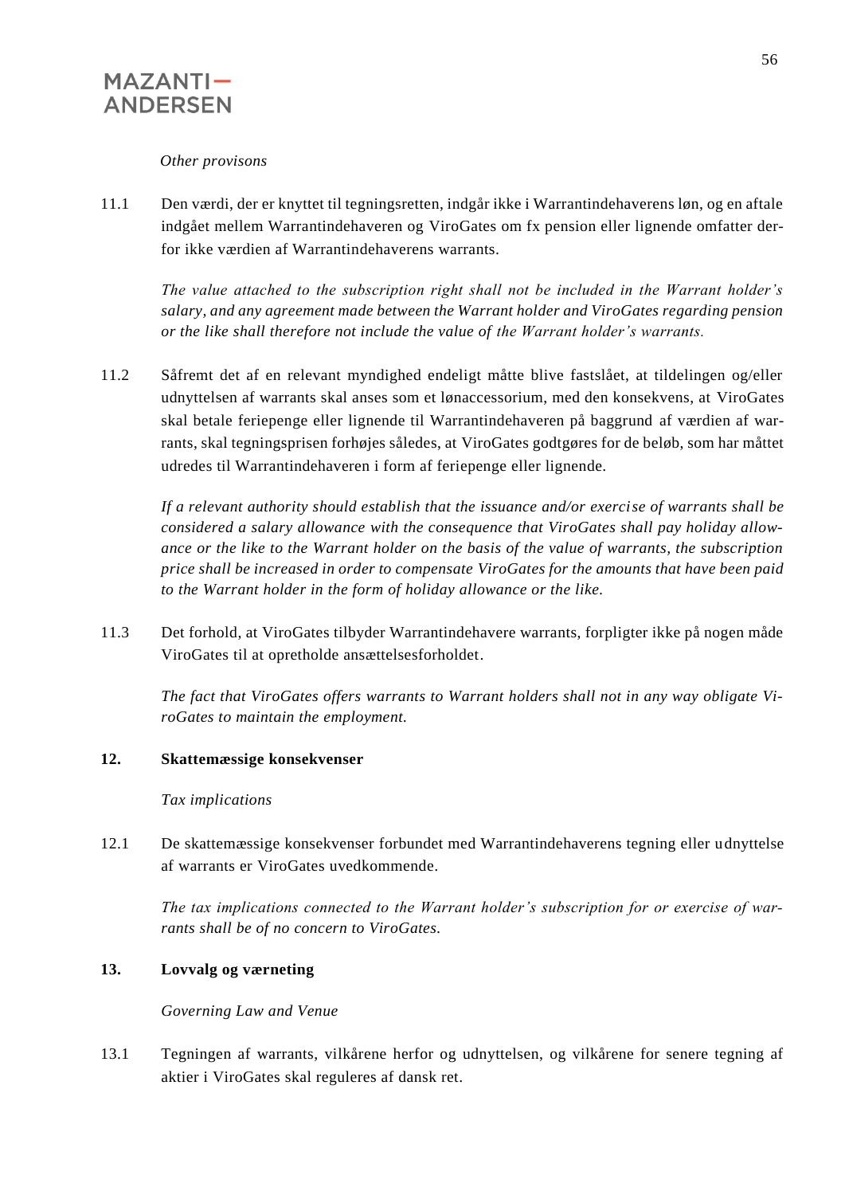*Other provisons*

11.1 Den værdi, der er knyttet til tegningsretten, indgår ikke i Warrantindehaverens løn, og en aftale indgået mellem Warrantindehaveren og ViroGates om fx pension eller lignende omfatter derfor ikke værdien af Warrantindehaverens warrants.

*The value attached to the subscription right shall not be included in the Warrant holder's salary, and any agreement made between the Warrant holder and ViroGates regarding pension or the like shall therefore not include the value of the Warrant holder's warrants.*

11.2 Såfremt det af en relevant myndighed endeligt måtte blive fastslået, at tildelingen og/eller udnyttelsen af warrants skal anses som et lønaccessorium, med den konsekvens, at ViroGates skal betale feriepenge eller lignende til Warrantindehaveren på baggrund af værdien af warrants, skal tegningsprisen forhøjes således, at ViroGates godtgøres for de beløb, som har måttet udredes til Warrantindehaveren i form af feriepenge eller lignende.

*If a relevant authority should establish that the issuance and/or exercise of warrants shall be considered a salary allowance with the consequence that ViroGates shall pay holiday allowance or the like to the Warrant holder on the basis of the value of warrants, the subscription price shall be increased in order to compensate ViroGates for the amounts that have been paid to the Warrant holder in the form of holiday allowance or the like.*

11.3 Det forhold, at ViroGates tilbyder Warrantindehavere warrants, forpligter ikke på nogen måde ViroGates til at opretholde ansættelsesforholdet.

*The fact that ViroGates offers warrants to Warrant holders shall not in any way obligate ViroGates to maintain the employment.*

## 12. Skattemæssige konsekvenser

*Tax implications*

12.1 De skattemæssige konsekvenser forbundet med Warrantindehaverens tegning eller udnyttelse af warrants er ViroGates uvedkommende.

*The tax implications connected to the Warrant holder's subscription for or exercise of warrants shall be of no concern to ViroGates.*

## 13. Lovvalg og værneting

*Governing Law and Venue*

13.1 Tegningen af warrants, vilkårene herfor og udnyttelsen, og vilkårene for senere tegning af aktier i ViroGates skal reguleres af dansk ret.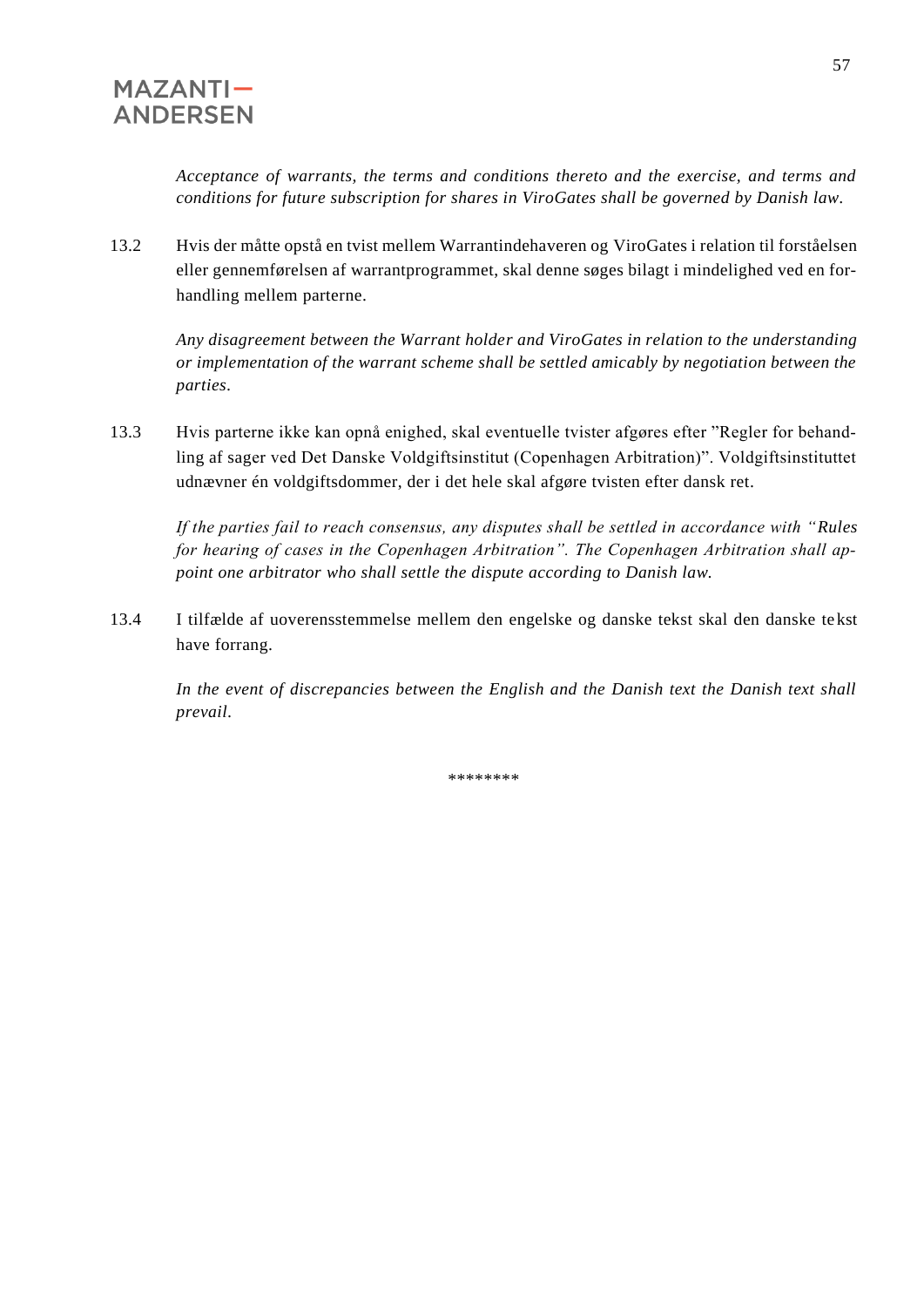*Acceptance of warrants, the terms and conditions thereto and the exercise, and terms and conditions for future subscription for shares in ViroGates shall be governed by Danish law.*

13.2 Hvis der måtte opstå en tvist mellem Warrantindehaveren og ViroGates i relation til forståelsen eller gennemførelsen af warrantprogrammet, skal denne søges bilagt i mindelighed ved en forhandling mellem parterne.

*Any disagreement between the Warrant holder and ViroGates in relation to the understanding or implementation of the warrant scheme shall be settled amicably by negotiation between the parties.*

13.3 Hvis parterne ikke kan opnå enighed, skal eventuelle tvister afgøres efter "Regler for behandling af sager ved Det Danske Voldgiftsinstitut (Copenhagen Arbitration)". Voldgiftsinstituttet udnævner én voldgiftsdommer, der i det hele skal afgøre tvisten efter dansk ret.

*If the parties fail to reach consensus, any disputes shall be settled in accordance with "Rules for hearing of cases in the Copenhagen Arbitration". The Copenhagen Arbitration shall appoint one arbitrator who shall settle the dispute according to Danish law.*

13.4 I tilfælde af uoverensstemmelse mellem den engelske og danske tekst skal den danske tekst have forrang.

*In the event of discrepancies between the English and the Danish text the Danish text shall prevail.*

********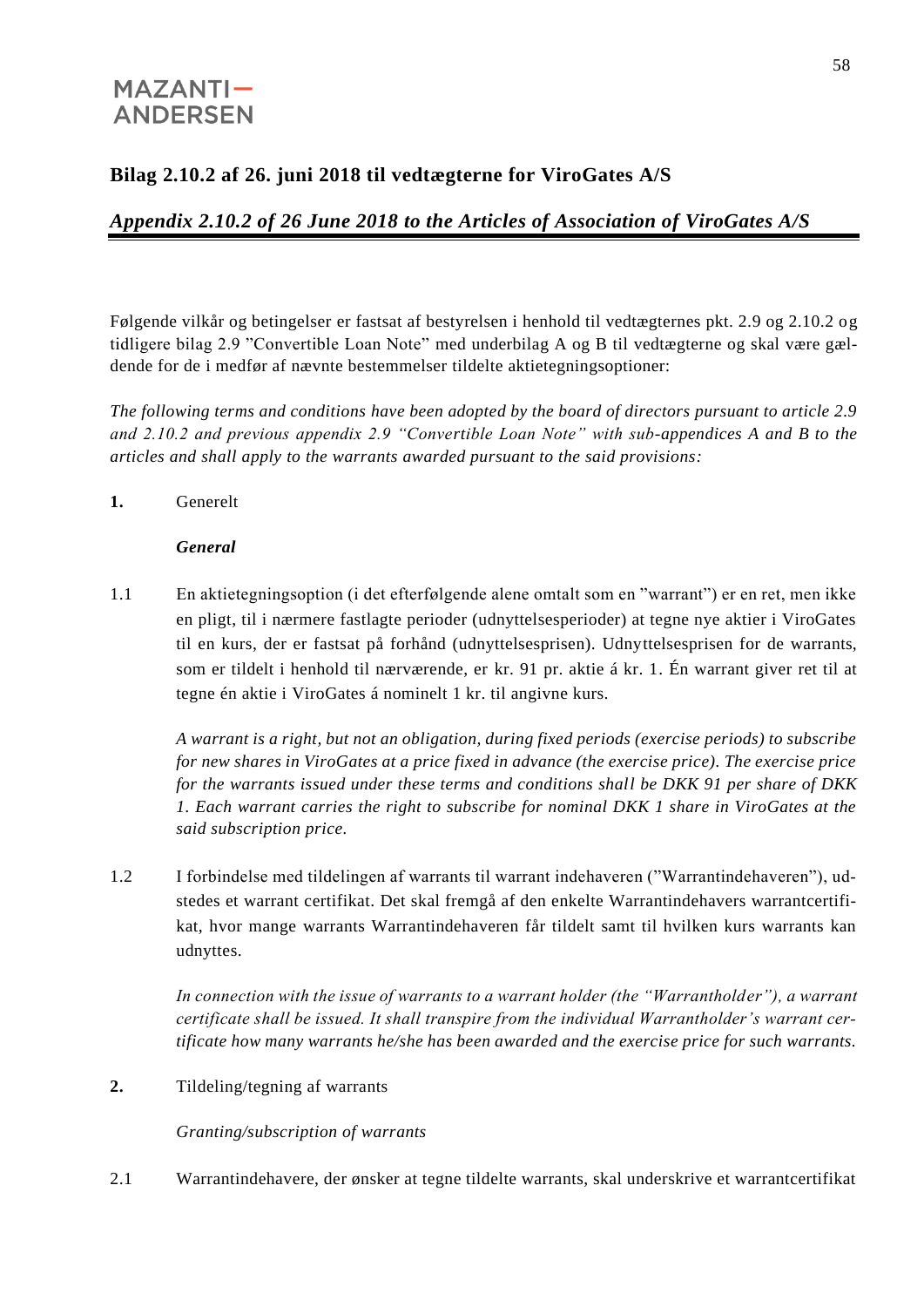MAZANTI—
ANDERSEN

## Bilag 2.10.2 af 26. juni 2018 til vedtægterne for ViroGates A/S

## *Appendix 2.10.2 of 26 June 2018 to the Articles of Association of ViroGates A/S*

Følgende vilkår og betingelser er fastsat af bestyrelsen i henhold til vedtægternes pkt. 2.9 og 2.10.2 og tidligere bilag 2.9 "Convertible Loan Note" med underbilag A og B til vedtægterne og skal være gældende for de i medfør af nævnte bestemmelser tildelte aktietegningsoptioner:

*The following terms and conditions have been adopted by the board of directors pursuant to article 2.9 and 2.10.2 and previous appendix 2.9 "Convertible Loan Note" with sub-appendices A and B to the articles and shall apply to the warrants awarded pursuant to the said provisions:*

**1.** Generelt

***General***

1.1 En aktietegningsoption (i det efterfølgende alene omtalt som en "warrant") er en ret, men ikke en pligt, til i nærmere fastlagte perioder (udnyttelsesperioder) at tegne nye aktier i ViroGates til en kurs, der er fastsat på forhånd (udnyttelsesprisen). Udnyttelsesprisen for de warrants, som er tildelt i henhold til nærværende, er kr. 91 pr. aktie á kr. 1. Én warrant giver ret til at tegne én aktie i ViroGates á nominelt 1 kr. til angivne kurs.

*A warrant is a right, but not an obligation, during fixed periods (exercise periods) to subscribe for new shares in ViroGates at a price fixed in advance (the exercise price). The exercise price for the warrants issued under these terms and conditions shall be DKK 91 per share of DKK 1. Each warrant carries the right to subscribe for nominal DKK 1 share in ViroGates at the said subscription price.*

1.2 I forbindelse med tildelingen af warrants til warrant indehaveren ("Warrantindehaveren"), udstedes et warrant certifikat. Det skal fremgå af den enkelte Warrantindehavers warrantcertifikat, hvor mange warrants Warrantindehaveren får tildelt samt til hvilken kurs warrants kan udnyttes.

*In connection with the issue of warrants to a warrant holder (the "Warrantholder"), a warrant certificate shall be issued. It shall transpire from the individual Warrantholder's warrant certificate how many warrants he/she has been awarded and the exercise price for such warrants.*

**2.** Tildeling/tegning af warrants

*Granting/subscription of warrants*

2.1 Warrantindehavere, der ønsker at tegne tildelte warrants, skal underskrive et warrantcertifikat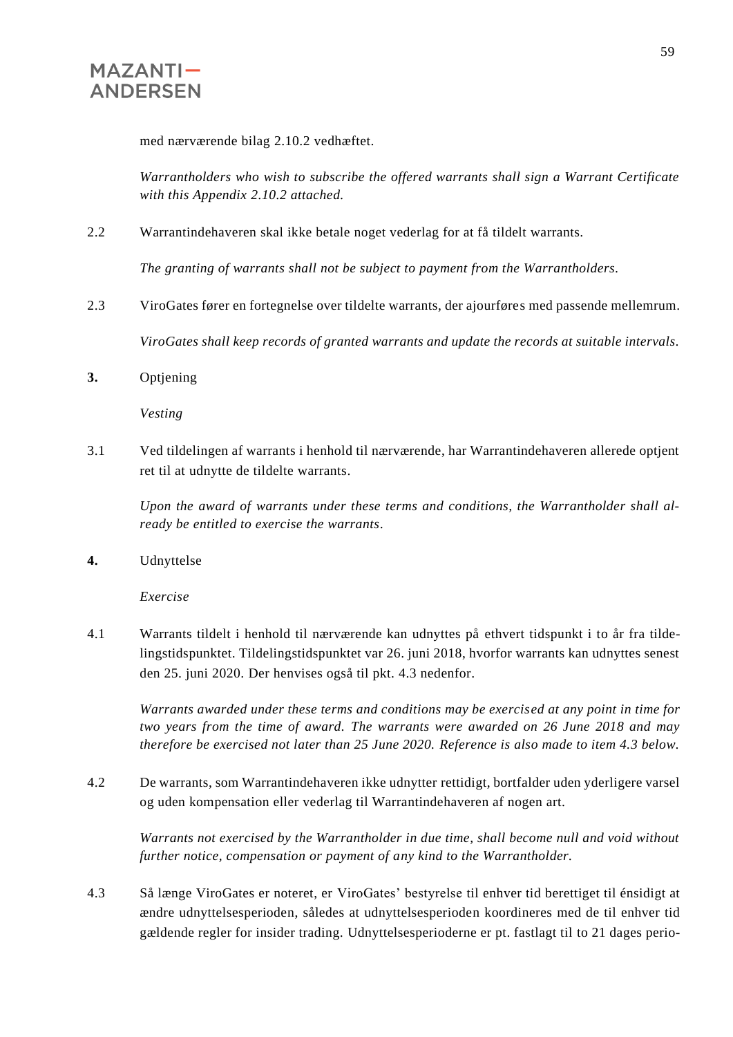med nærværende bilag 2.10.2 vedhæftet.

*Warrantholders who wish to subscribe the offered warrants shall sign a Warrant Certificate with this Appendix 2.10.2 attached.*

2.2 Warrantindehaveren skal ikke betale noget vederlag for at få tildelt warrants.

*The granting of warrants shall not be subject to payment from the Warrantholders.*

2.3 ViroGates fører en fortegnelse over tildelte warrants, der ajourføres med passende mellemrum.

*ViroGates shall keep records of granted warrants and update the records at suitable intervals.*

**3.** Optjening

*Vesting*

3.1 Ved tildelingen af warrants i henhold til nærværende, har Warrantindehaveren allerede optjent ret til at udnytte de tildelte warrants.

*Upon the award of warrants under these terms and conditions, the Warrantholder shall already be entitled to exercise the warrants.*

**4.** Udnyttelse

*Exercise*

4.1 Warrants tildelt i henhold til nærværende kan udnyttes på ethvert tidspunkt i to år fra tildelingstidspunktet. Tildelingstidspunktet var 26. juni 2018, hvorfor warrants kan udnyttes senest den 25. juni 2020. Der henvises også til pkt. 4.3 nedenfor.

*Warrants awarded under these terms and conditions may be exercised at any point in time for two years from the time of award. The warrants were awarded on 26 June 2018 and may therefore be exercised not later than 25 June 2020. Reference is also made to item 4.3 below.*

4.2 De warrants, som Warrantindehaveren ikke udnytter rettidigt, bortfalder uden yderligere varsel og uden kompensation eller vederlag til Warrantindehaveren af nogen art.

*Warrants not exercised by the Warrantholder in due time, shall become null and void without further notice, compensation or payment of any kind to the Warrantholder.*

4.3 Så længe ViroGates er noteret, er ViroGates' bestyrelse til enhver tid berettiget til énsidigt at ændre udnyttelsesperioden, således at udnyttelsesperioden koordineres med de til enhver tid gældende regler for insider trading. Udnyttelsesperioderne er pt. fastlagt til to 21 dages perio-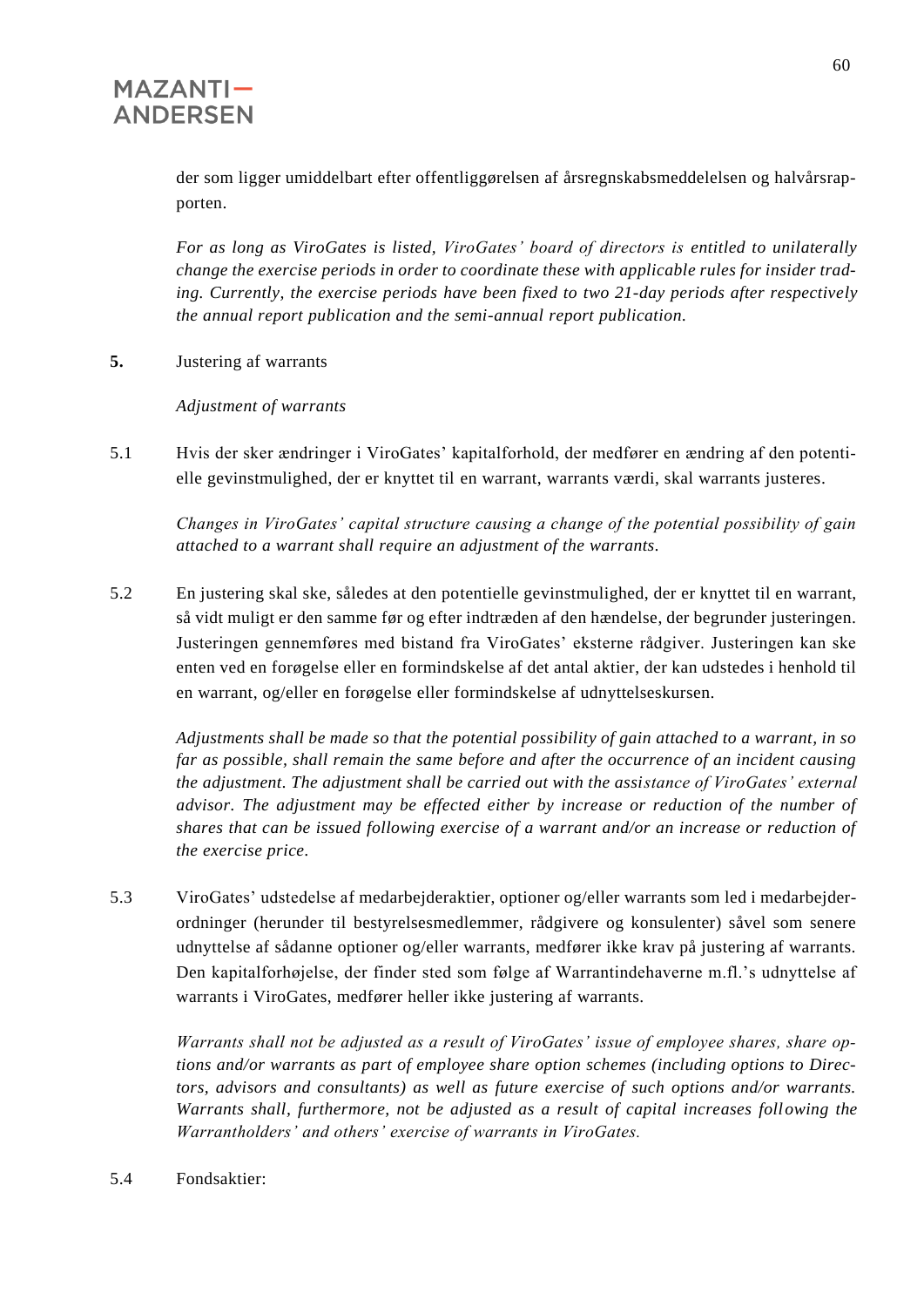der som ligger umiddelbart efter offentliggørelsen af årsregnskabsmeddelelsen og halvårsrapporten.

*For as long as ViroGates is listed, ViroGates' board of directors is entitled to unilaterally change the exercise periods in order to coordinate these with applicable rules for insider trading. Currently, the exercise periods have been fixed to two 21-day periods after respectively the annual report publication and the semi-annual report publication.*

**5.** Justering af warrants

*Adjustment of warrants*

5.1 Hvis der sker ændringer i ViroGates' kapitalforhold, der medfører en ændring af den potentielle gevinstmulighed, der er knyttet til en warrant, warrants værdi, skal warrants justeres.

*Changes in ViroGates' capital structure causing a change of the potential possibility of gain attached to a warrant shall require an adjustment of the warrants.*

5.2 En justering skal ske, således at den potentielle gevinstmulighed, der er knyttet til en warrant, så vidt muligt er den samme før og efter indtræden af den hændelse, der begrunder justeringen. Justeringen gennemføres med bistand fra ViroGates' eksterne rådgiver. Justeringen kan ske enten ved en forøgelse eller en formindskelse af det antal aktier, der kan udstedes i henhold til en warrant, og/eller en forøgelse eller formindskelse af udnyttelseskursen.

*Adjustments shall be made so that the potential possibility of gain attached to a warrant, in so far as possible, shall remain the same before and after the occurrence of an incident causing the adjustment. The adjustment shall be carried out with the assistance of ViroGates' external advisor. The adjustment may be effected either by increase or reduction of the number of shares that can be issued following exercise of a warrant and/or an increase or reduction of the exercise price.*

5.3 ViroGates' udstedelse af medarbejderaktier, optioner og/eller warrants som led i medarbejderordninger (herunder til bestyrelsesmedlemmer, rådgivere og konsulenter) såvel som senere udnyttelse af sådanne optioner og/eller warrants, medfører ikke krav på justering af warrants. Den kapitalforhøjelse, der finder sted som følge af Warrantindehaverne m.fl.'s udnyttelse af warrants i ViroGates, medfører heller ikke justering af warrants.

*Warrants shall not be adjusted as a result of ViroGates' issue of employee shares, share options and/or warrants as part of employee share option schemes (including options to Directors, advisors and consultants) as well as future exercise of such options and/or warrants. Warrants shall, furthermore, not be adjusted as a result of capital increases following the Warrantholders' and others' exercise of warrants in ViroGates.*

5.4 Fondsaktier: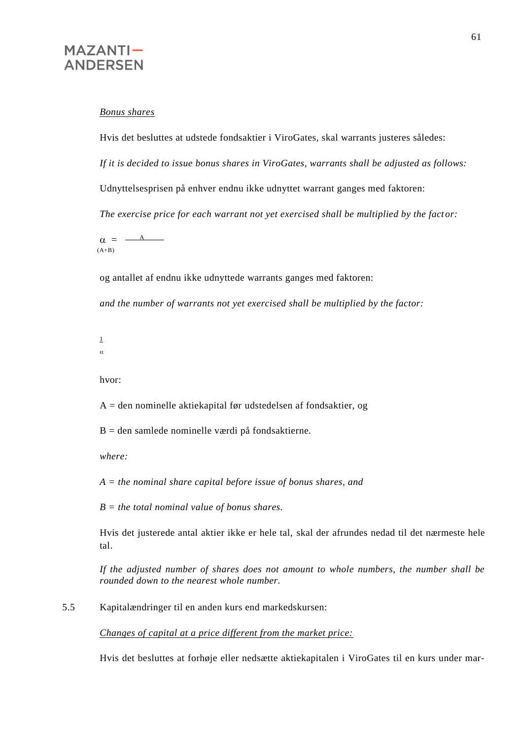*Bonus shares*

Hvis det besluttes at udstede fondsaktier i ViroGates, skal warrants justeres således:

*If it is decided to issue bonus shares in ViroGates, warrants shall be adjusted as follows:*

Udnyttelsesprisen på enhver endnu ikke udnyttet warrant ganges med faktoren:

*The exercise price for each warrant not yet exercised shall be multiplied by the factor:*

$$\alpha = \frac{A}{(A+B)}$$

og antallet af endnu ikke udnyttede warrants ganges med faktoren:

*and the number of warrants not yet exercised shall be multiplied by the factor:*

$$\frac{1}{\alpha}$$

hvor:

A = den nominelle aktiekapital før udstedelsen af fondsaktier, og

B = den samlede nominelle værdi på fondsaktierne.

*where:*

*A = the nominal share capital before issue of bonus shares, and*

*B = the total nominal value of bonus shares.*

Hvis det justerede antal aktier ikke er hele tal, skal der afrundes nedad til det nærmeste hele tal.

*If the adjusted number of shares does not amount to whole numbers, the number shall be rounded down to the nearest whole number.*

5.5 Kapitalændringer til en anden kurs end markedskursen:

*Changes of capital at a price different from the market price:*

Hvis det besluttes at forhøje eller nedsætte aktiekapitalen i ViroGates til en kurs under mar-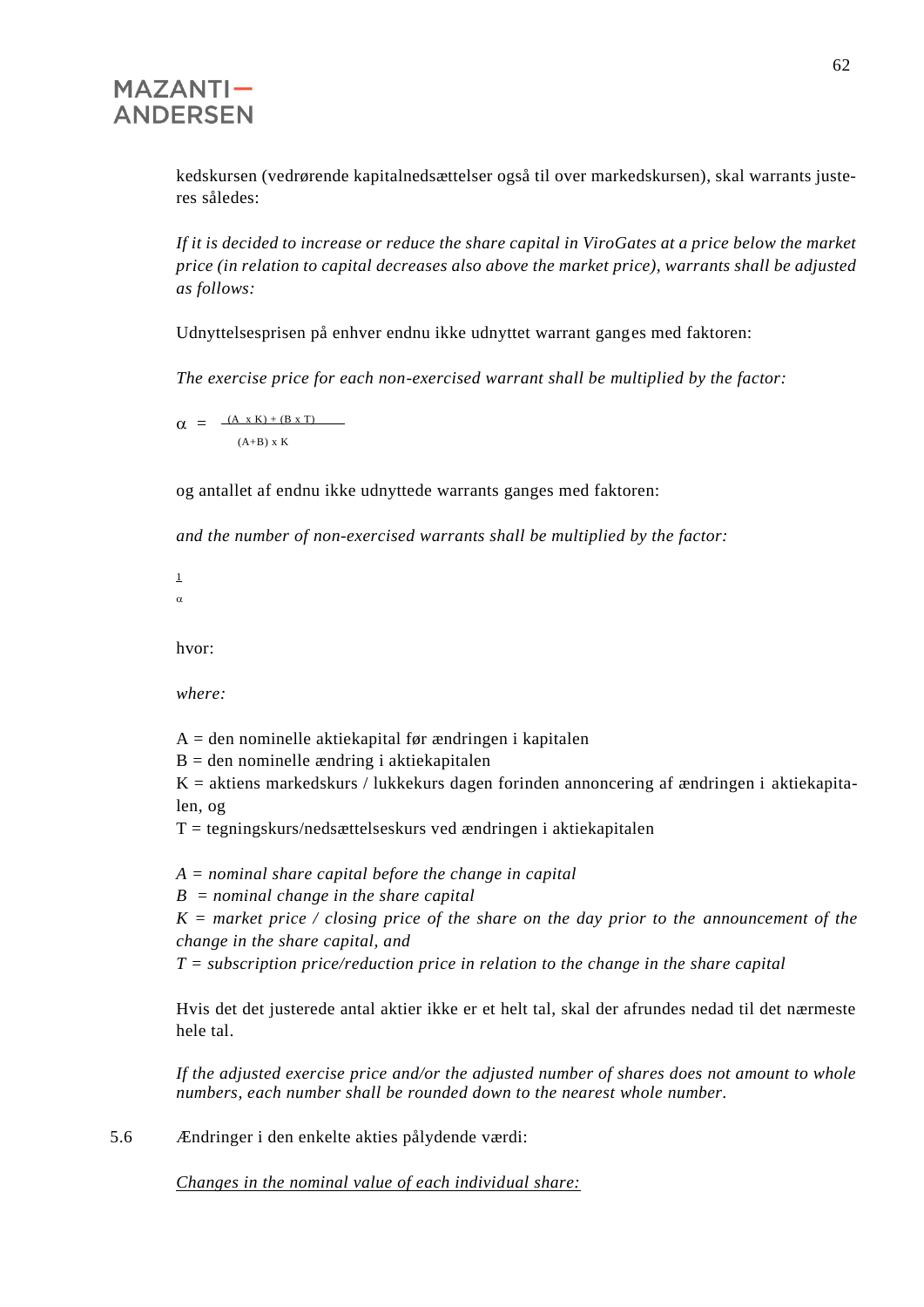kedskursen (vedrørende kapitalnedsættelser også til over markedskursen), skal warrants justeres således:

*If it is decided to increase or reduce the share capital in ViroGates at a price below the market price (in relation to capital decreases also above the market price), warrants shall be adjusted as follows:*

Udnyttelsesprisen på enhver endnu ikke udnyttet warrant ganges med faktoren:

*The exercise price for each non-exercised warrant shall be multiplied by the factor:*

$$\alpha = \frac{(A \times K) + (B \times T)}{(A+B) \times K}$$

og antallet af endnu ikke udnyttede warrants ganges med faktoren:

*and the number of non-exercised warrants shall be multiplied by the factor:*

$$\frac{1}{\alpha}$$

hvor:

*where:*

A = den nominelle aktiekapital før ændringen i kapitalen
B = den nominelle ændring i aktiekapitalen
K = aktiens markedskurs / lukkekurs dagen forinden annoncering af ændringen i aktiekapitalen, og
T = tegningskurs/nedsættelseskurs ved ændringen i aktiekapitalen

*A = nominal share capital before the change in capital*
*B = nominal change in the share capital*
*K = market price / closing price of the share on the day prior to the announcement of the change in the share capital, and*
*T = subscription price/reduction price in relation to the change in the share capital*

Hvis det det justerede antal aktier ikke er et helt tal, skal der afrundes nedad til det nærmeste hele tal.

*If the adjusted exercise price and/or the adjusted number of shares does not amount to whole numbers, each number shall be rounded down to the nearest whole number.*

5.6 Ændringer i den enkelte akties pålydende værdi:

<u>*Changes in the nominal value of each individual share:*</u>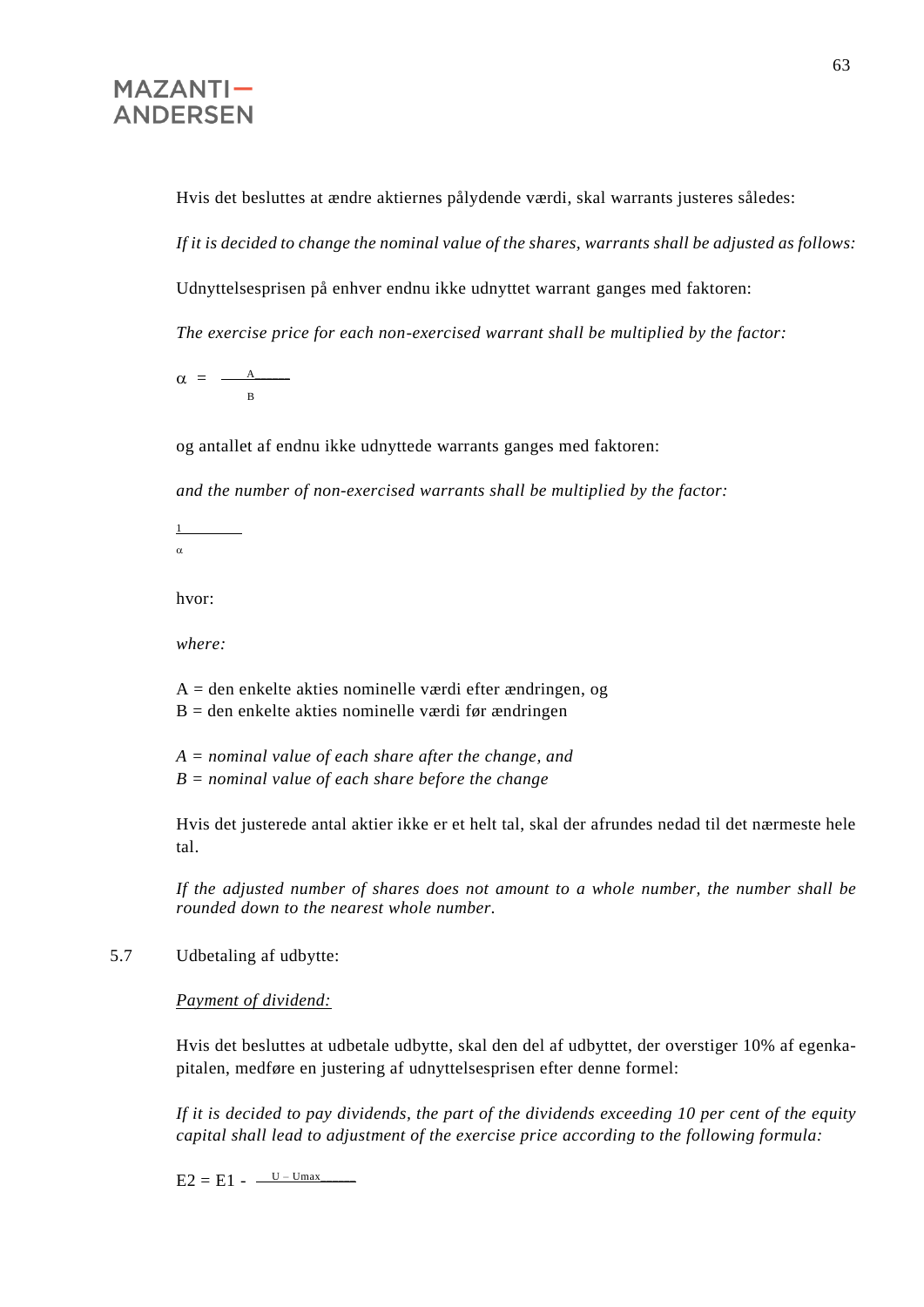Hvis det besluttes at ændre aktiernes pålydende værdi, skal warrants justeres således:

*If it is decided to change the nominal value of the shares, warrants shall be adjusted as follows:*

Udnyttelsesprisen på enhver endnu ikke udnyttet warrant ganges med faktoren:

*The exercise price for each non-exercised warrant shall be multiplied by the factor:*

$$\alpha = \frac{A}{B}$$

og antallet af endnu ikke udnyttede warrants ganges med faktoren:

*and the number of non-exercised warrants shall be multiplied by the factor:*

$$\frac{1}{\alpha}$$

hvor:

*where:*

A = den enkelte akties nominelle værdi efter ændringen, og
B = den enkelte akties nominelle værdi før ændringen

*A = nominal value of each share after the change, and*
*B = nominal value of each share before the change*

Hvis det justerede antal aktier ikke er et helt tal, skal der afrundes nedad til det nærmeste hele tal.

*If the adjusted number of shares does not amount to a whole number, the number shall be rounded down to the nearest whole number.*

5.7 Udbetaling af udbytte:

*Payment of dividend:*

Hvis det besluttes at udbetale udbytte, skal den del af udbyttet, der overstiger 10% af egenkapitalen, medføre en justering af udnyttelsesprisen efter denne formel:

*If it is decided to pay dividends, the part of the dividends exceeding 10 per cent of the equity capital shall lead to adjustment of the exercise price according to the following formula:*

$$E2 = E1 - \frac{U - Umax}{}$$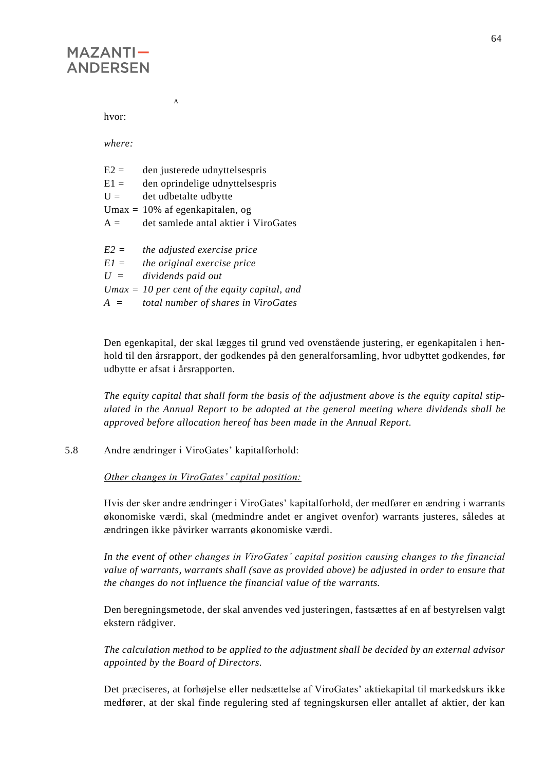A

hvor:

*where:*

E2 = den justerede udnyttelsespris
E1 = den oprindelige udnyttelsespris
U = det udbetalte udbytte
Umax = 10% af egenkapitalen, og
A = det samlede antal aktier i ViroGates

*E2 = the adjusted exercise price*
*E1 = the original exercise price*
*U = dividends paid out*
*Umax = 10 per cent of the equity capital, and*
*A = total number of shares in ViroGates*

Den egenkapital, der skal lægges til grund ved ovenstående justering, er egenkapitalen i henhold til den årsrapport, der godkendes på den generalforsamling, hvor udbyttet godkendes, før udbytte er afsat i årsrapporten.

*The equity capital that shall form the basis of the adjustment above is the equity capital stipulated in the Annual Report to be adopted at the general meeting where dividends shall be approved before allocation hereof has been made in the Annual Report.*

5.8 Andre ændringer i ViroGates' kapitalforhold:

*Other changes in ViroGates' capital position:*

Hvis der sker andre ændringer i ViroGates' kapitalforhold, der medfører en ændring i warrants økonomiske værdi, skal (medmindre andet er angivet ovenfor) warrants justeres, således at ændringen ikke påvirker warrants økonomiske værdi.

*In the event of other changes in ViroGates' capital position causing changes to the financial value of warrants, warrants shall (save as provided above) be adjusted in order to ensure that the changes do not influence the financial value of the warrants.*

Den beregningsmetode, der skal anvendes ved justeringen, fastsættes af en af bestyrelsen valgt ekstern rådgiver.

*The calculation method to be applied to the adjustment shall be decided by an external advisor appointed by the Board of Directors.*

Det præciseres, at forhøjelse eller nedsættelse af ViroGates' aktiekapital til markedskurs ikke medfører, at der skal finde regulering sted af tegningskursen eller antallet af aktier, der kan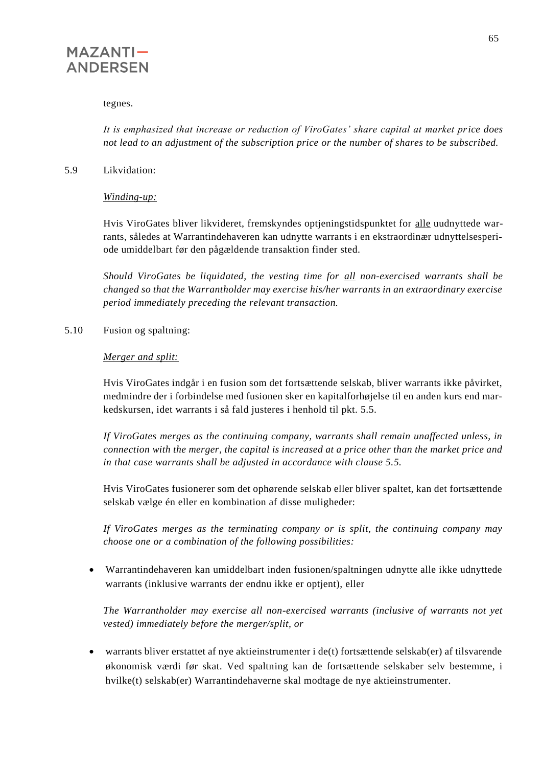tegnes.

*It is emphasized that increase or reduction of ViroGates' share capital at market price does not lead to an adjustment of the subscription price or the number of shares to be subscribed.*

5.9 Likvidation:

*Winding-up:*

Hvis ViroGates bliver likvideret, fremskyndes optjeningstidspunktet for alle uudnyttede warrants, således at Warrantindehaveren kan udnytte warrants i en ekstraordinær udnyttelsesperiode umiddelbart før den pågældende transaktion finder sted.

*Should ViroGates be liquidated, the vesting time for all non-exercised warrants shall be changed so that the Warrantholder may exercise his/her warrants in an extraordinary exercise period immediately preceding the relevant transaction.*

5.10 Fusion og spaltning:

*Merger and split:*

Hvis ViroGates indgår i en fusion som det fortsættende selskab, bliver warrants ikke påvirket, medmindre der i forbindelse med fusionen sker en kapitalforhøjelse til en anden kurs end markedskursen, idet warrants i så fald justeres i henhold til pkt. 5.5.

*If ViroGates merges as the continuing company, warrants shall remain unaffected unless, in connection with the merger, the capital is increased at a price other than the market price and in that case warrants shall be adjusted in accordance with clause 5.5.*

Hvis ViroGates fusionerer som det ophørende selskab eller bliver spaltet, kan det fortsættende selskab vælge én eller en kombination af disse muligheder:

*If ViroGates merges as the terminating company or is split, the continuing company may choose one or a combination of the following possibilities:*

- Warrantindehaveren kan umiddelbart inden fusionen/spaltningen udnytte alle ikke udnyttede warrants (inklusive warrants der endnu ikke er optjent), eller

  *The Warrantholder may exercise all non-exercised warrants (inclusive of warrants not yet vested) immediately before the merger/split, or*

- warrants bliver erstattet af nye aktieinstrumenter i de(t) fortsættende selskab(er) af tilsvarende økonomisk værdi før skat. Ved spaltning kan de fortsættende selskaber selv bestemme, i hvilke(t) selskab(er) Warrantindehaverne skal modtage de nye aktieinstrumenter.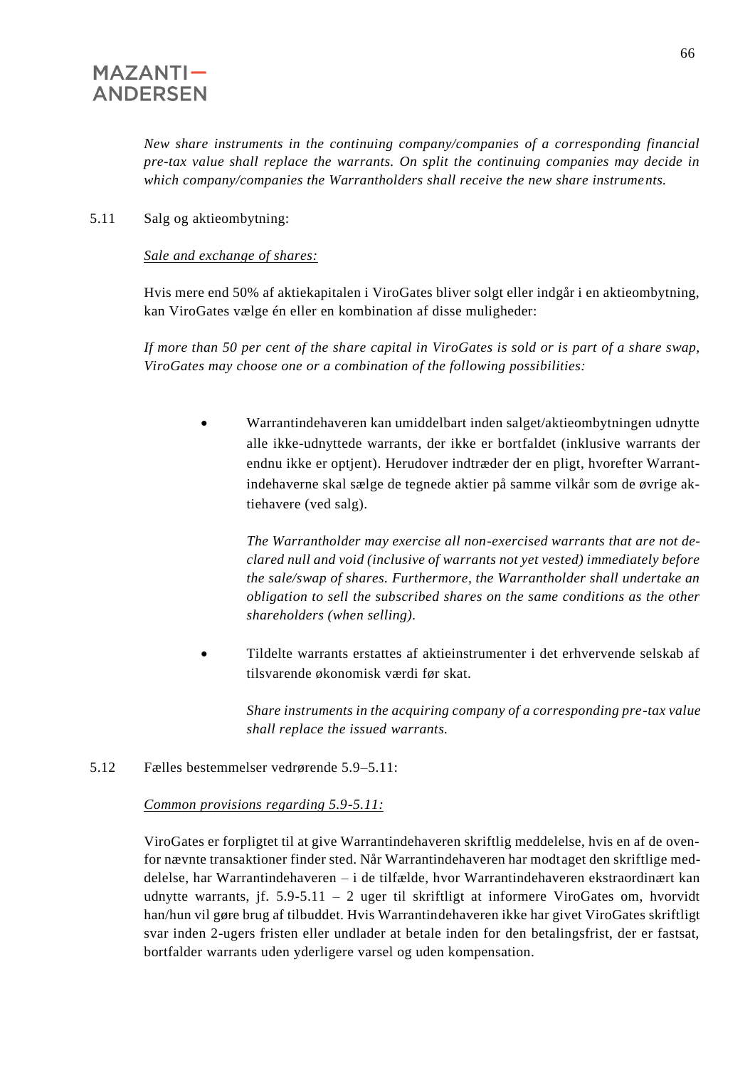*New share instruments in the continuing company/companies of a corresponding financial pre-tax value shall replace the warrants. On split the continuing companies may decide in which company/companies the Warrantholders shall receive the new share instruments.*

5.11 Salg og aktieombytning:

*Sale and exchange of shares:*

Hvis mere end 50% af aktiekapitalen i ViroGates bliver solgt eller indgår i en aktieombytning, kan ViroGates vælge én eller en kombination af disse muligheder:

*If more than 50 per cent of the share capital in ViroGates is sold or is part of a share swap, ViroGates may choose one or a combination of the following possibilities:*

- Warrantindehaveren kan umiddelbart inden salget/aktieombytningen udnytte alle ikke-udnyttede warrants, der ikke er bortfaldet (inklusive warrants der endnu ikke er optjent). Herudover indtræder der en pligt, hvorefter Warrantindehaverne skal sælge de tegnede aktier på samme vilkår som de øvrige aktiehavere (ved salg).

  *The Warrantholder may exercise all non-exercised warrants that are not declared null and void (inclusive of warrants not yet vested) immediately before the sale/swap of shares. Furthermore, the Warrantholder shall undertake an obligation to sell the subscribed shares on the same conditions as the other shareholders (when selling).*

- Tildelte warrants erstattes af aktieinstrumenter i det erhvervende selskab af tilsvarende økonomisk værdi før skat.

  *Share instruments in the acquiring company of a corresponding pre-tax value shall replace the issued warrants.*

5.12 Fælles bestemmelser vedrørende 5.9–5.11:

*Common provisions regarding 5.9-5.11:*

ViroGates er forpligtet til at give Warrantindehaveren skriftlig meddelelse, hvis en af de ovenfor nævnte transaktioner finder sted. Når Warrantindehaveren har modtaget den skriftlige meddelelse, har Warrantindehaveren – i de tilfælde, hvor Warrantindehaveren ekstraordinært kan udnytte warrants, jf. 5.9-5.11 – 2 uger til skriftligt at informere ViroGates om, hvorvidt han/hun vil gøre brug af tilbuddet. Hvis Warrantindehaveren ikke har givet ViroGates skriftligt svar inden 2-ugers fristen eller undlader at betale inden for den betalingsfrist, der er fastsat, bortfalder warrants uden yderligere varsel og uden kompensation.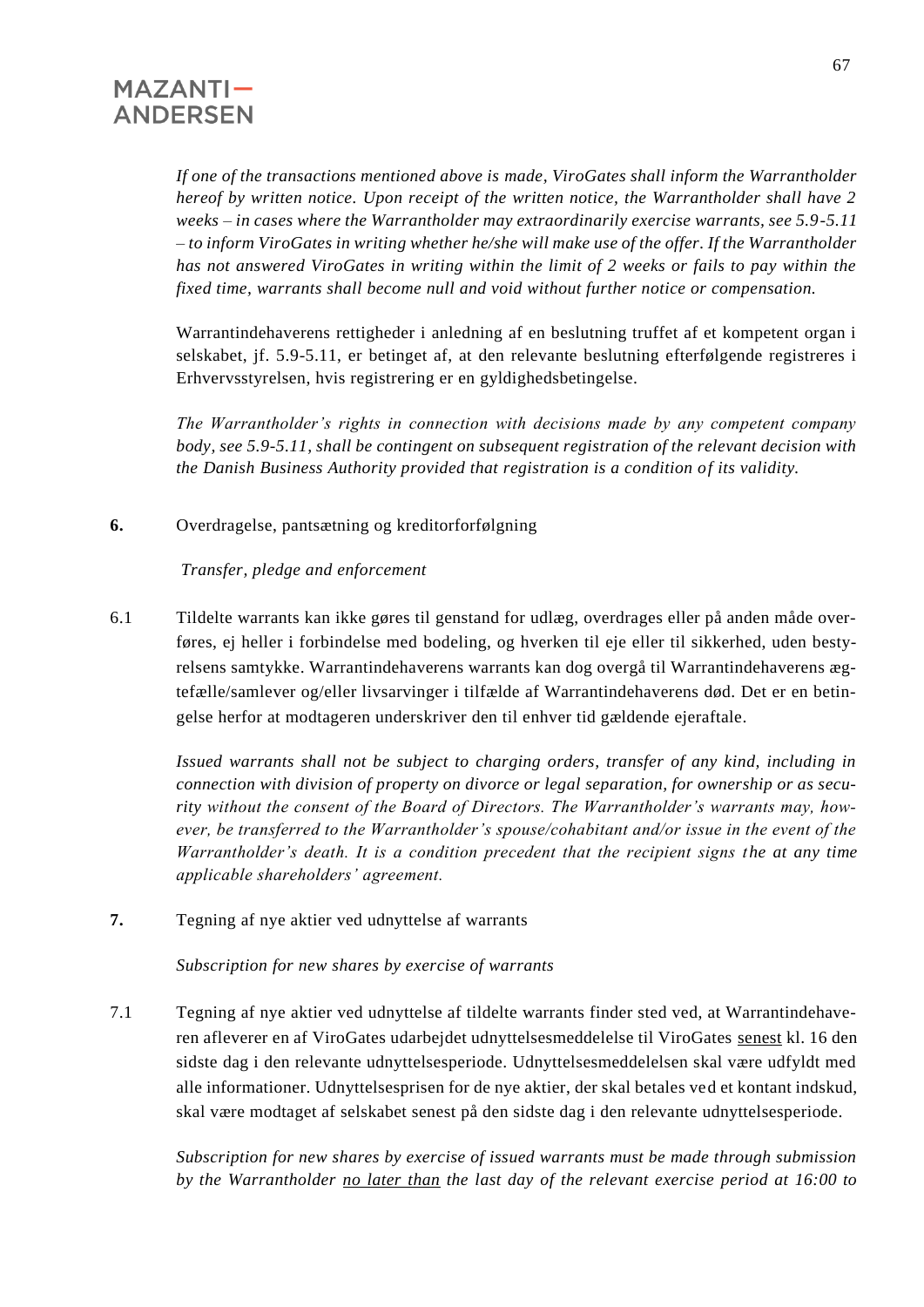*If one of the transactions mentioned above is made, ViroGates shall inform the Warrantholder hereof by written notice. Upon receipt of the written notice, the Warrantholder shall have 2 weeks – in cases where the Warrantholder may extraordinarily exercise warrants, see 5.9-5.11 – to inform ViroGates in writing whether he/she will make use of the offer. If the Warrantholder has not answered ViroGates in writing within the limit of 2 weeks or fails to pay within the fixed time, warrants shall become null and void without further notice or compensation.*

Warrantindehaverens rettigheder i anledning af en beslutning truffet af et kompetent organ i selskabet, jf. 5.9-5.11, er betinget af, at den relevante beslutning efterfølgende registreres i Erhvervsstyrelsen, hvis registrering er en gyldighedsbetingelse.

*The Warrantholder's rights in connection with decisions made by any competent company body, see 5.9-5.11, shall be contingent on subsequent registration of the relevant decision with the Danish Business Authority provided that registration is a condition of its validity.*

**6.** Overdragelse, pantsætning og kreditorforfølgning

*Transfer, pledge and enforcement*

6.1 Tildelte warrants kan ikke gøres til genstand for udlæg, overdrages eller på anden måde overføres, ej heller i forbindelse med bodeling, og hverken til eje eller til sikkerhed, uden bestyrelsens samtykke. Warrantindehaverens warrants kan dog overgå til Warrantindehaverens ægtefælle/samlever og/eller livsarvinger i tilfælde af Warrantindehaverens død. Det er en betingelse herfor at modtageren underskriver den til enhver tid gældende ejeraftale.

*Issued warrants shall not be subject to charging orders, transfer of any kind, including in connection with division of property on divorce or legal separation, for ownership or as security without the consent of the Board of Directors. The Warrantholder's warrants may, however, be transferred to the Warrantholder's spouse/cohabitant and/or issue in the event of the Warrantholder's death. It is a condition precedent that the recipient signs the at any time applicable shareholders' agreement.*

**7.** Tegning af nye aktier ved udnyttelse af warrants

*Subscription for new shares by exercise of warrants*

7.1 Tegning af nye aktier ved udnyttelse af tildelte warrants finder sted ved, at Warrantindehaveren afleverer en af ViroGates udarbejdet udnyttelsesmeddelelse til ViroGates <u>senest</u> kl. 16 den sidste dag i den relevante udnyttelsesperiode. Udnyttelsesmeddelelsen skal være udfyldt med alle informationer. Udnyttelsesprisen for de nye aktier, der skal betales ved et kontant indskud, skal være modtaget af selskabet senest på den sidste dag i den relevante udnyttelsesperiode.

*Subscription for new shares by exercise of issued warrants must be made through submission by the Warrantholder <u>no later than</u> the last day of the relevant exercise period at 16:00 to*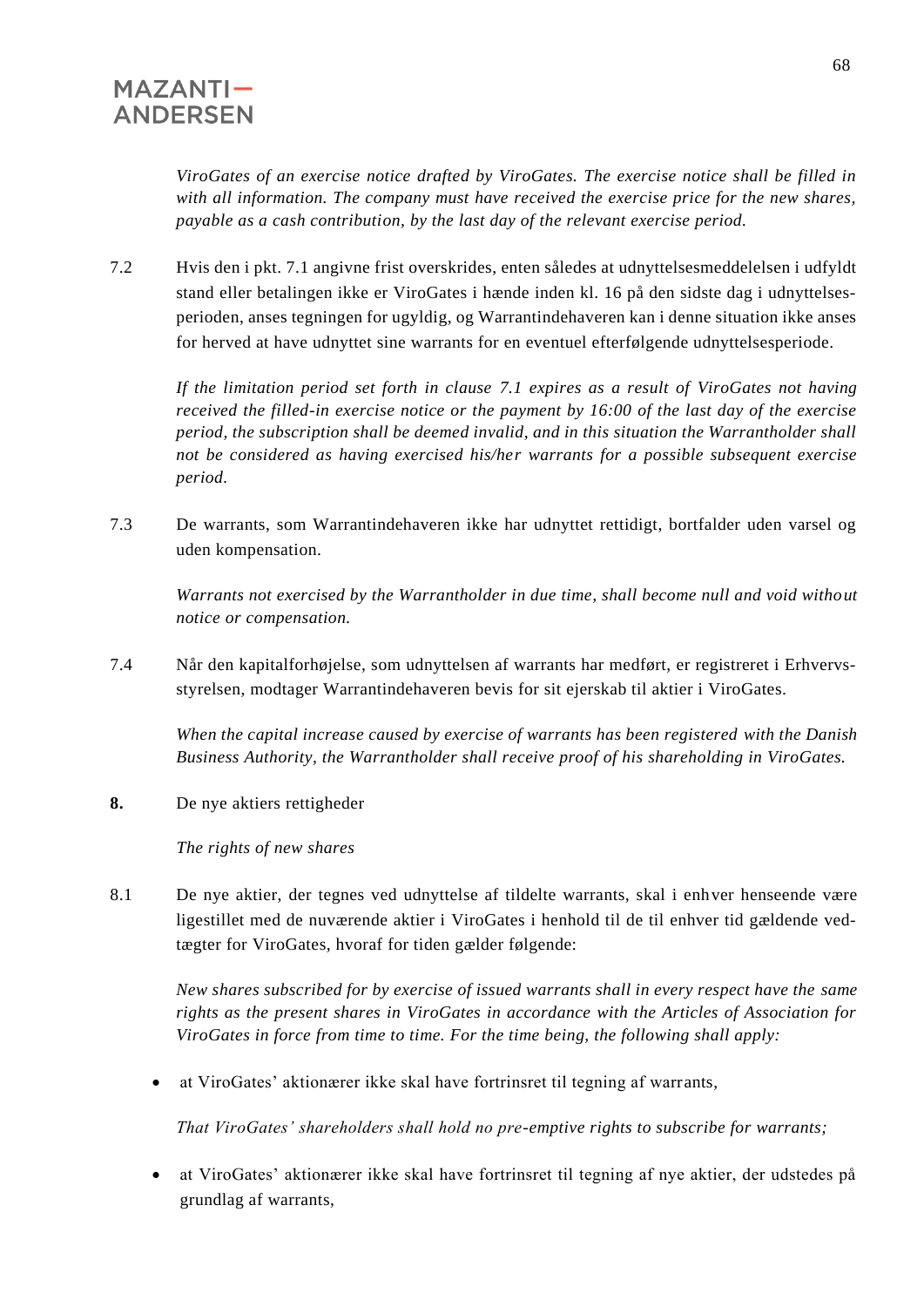*ViroGates of an exercise notice drafted by ViroGates. The exercise notice shall be filled in with all information. The company must have received the exercise price for the new shares, payable as a cash contribution, by the last day of the relevant exercise period.*

7.2 Hvis den i pkt. 7.1 angivne frist overskrides, enten således at udnyttelsesmeddelelsen i udfyldt stand eller betalingen ikke er ViroGates i hænde inden kl. 16 på den sidste dag i udnyttelsesperioden, anses tegningen for ugyldig, og Warrantindehaveren kan i denne situation ikke anses for herved at have udnyttet sine warrants for en eventuel efterfølgende udnyttelsesperiode.

*If the limitation period set forth in clause 7.1 expires as a result of ViroGates not having received the filled-in exercise notice or the payment by 16:00 of the last day of the exercise period, the subscription shall be deemed invalid, and in this situation the Warrantholder shall not be considered as having exercised his/her warrants for a possible subsequent exercise period.*

7.3 De warrants, som Warrantindehaveren ikke har udnyttet rettidigt, bortfalder uden varsel og uden kompensation.

*Warrants not exercised by the Warrantholder in due time, shall become null and void without notice or compensation.*

7.4 Når den kapitalforhøjelse, som udnyttelsen af warrants har medført, er registreret i Erhvervsstyrelsen, modtager Warrantindehaveren bevis for sit ejerskab til aktier i ViroGates.

*When the capital increase caused by exercise of warrants has been registered with the Danish Business Authority, the Warrantholder shall receive proof of his shareholding in ViroGates.*

**8.** De nye aktiers rettigheder

*The rights of new shares*

8.1 De nye aktier, der tegnes ved udnyttelse af tildelte warrants, skal i enhver henseende være ligestillet med de nuværende aktier i ViroGates i henhold til de til enhver tid gældende vedtægter for ViroGates, hvoraf for tiden gælder følgende:

*New shares subscribed for by exercise of issued warrants shall in every respect have the same rights as the present shares in ViroGates in accordance with the Articles of Association for ViroGates in force from time to time. For the time being, the following shall apply:*

- at ViroGates' aktionærer ikke skal have fortrinsret til tegning af warrants,

  *That ViroGates' shareholders shall hold no pre-emptive rights to subscribe for warrants;*

- at ViroGates' aktionærer ikke skal have fortrinsret til tegning af nye aktier, der udstedes på grundlag af warrants,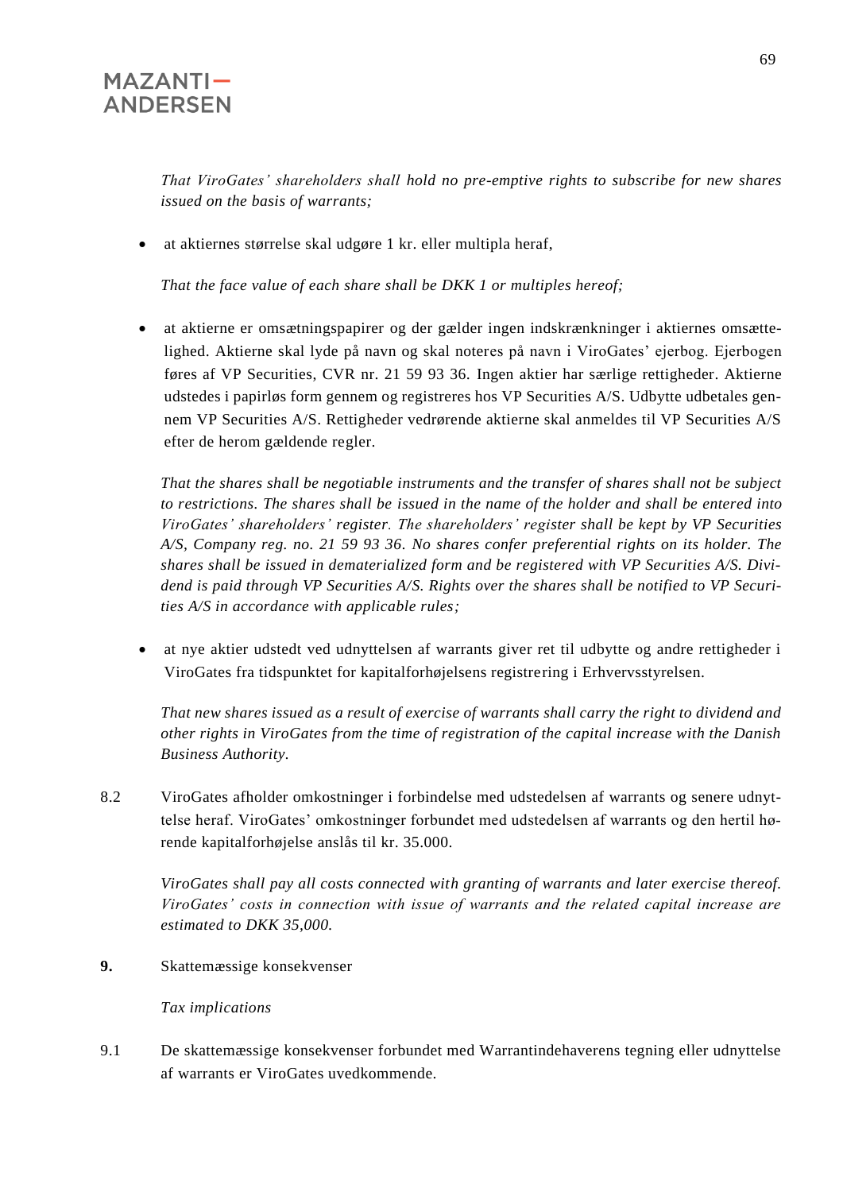*That ViroGates' shareholders shall hold no pre-emptive rights to subscribe for new shares issued on the basis of warrants;*

- at aktiernes størrelse skal udgøre 1 kr. eller multipla heraf,

  *That the face value of each share shall be DKK 1 or multiples hereof;*

- at aktierne er omsætningspapirer og der gælder ingen indskrænkninger i aktiernes omsættelighed. Aktierne skal lyde på navn og skal noteres på navn i ViroGates' ejerbog. Ejerbogen føres af VP Securities, CVR nr. 21 59 93 36. Ingen aktier har særlige rettigheder. Aktierne udstedes i papirløs form gennem og registreres hos VP Securities A/S. Udbytte udbetales gennem VP Securities A/S. Rettigheder vedrørende aktierne skal anmeldes til VP Securities A/S efter de herom gældende regler.

  *That the shares shall be negotiable instruments and the transfer of shares shall not be subject to restrictions. The shares shall be issued in the name of the holder and shall be entered into ViroGates' shareholders' register. The shareholders' register shall be kept by VP Securities A/S, Company reg. no. 21 59 93 36. No shares confer preferential rights on its holder. The shares shall be issued in dematerialized form and be registered with VP Securities A/S. Dividend is paid through VP Securities A/S. Rights over the shares shall be notified to VP Securities A/S in accordance with applicable rules;*

- at nye aktier udstedt ved udnyttelsen af warrants giver ret til udbytte og andre rettigheder i ViroGates fra tidspunktet for kapitalforhøjelsens registrering i Erhvervsstyrelsen.

  *That new shares issued as a result of exercise of warrants shall carry the right to dividend and other rights in ViroGates from the time of registration of the capital increase with the Danish Business Authority.*

8.2 ViroGates afholder omkostninger i forbindelse med udstedelsen af warrants og senere udnyttelse heraf. ViroGates' omkostninger forbundet med udstedelsen af warrants og den hertil hørende kapitalforhøjelse anslås til kr. 35.000.

*ViroGates shall pay all costs connected with granting of warrants and later exercise thereof. ViroGates' costs in connection with issue of warrants and the related capital increase are estimated to DKK 35,000.*

**9.** Skattemæssige konsekvenser

*Tax implications*

9.1 De skattemæssige konsekvenser forbundet med Warrantindehaverens tegning eller udnyttelse af warrants er ViroGates uvedkommende.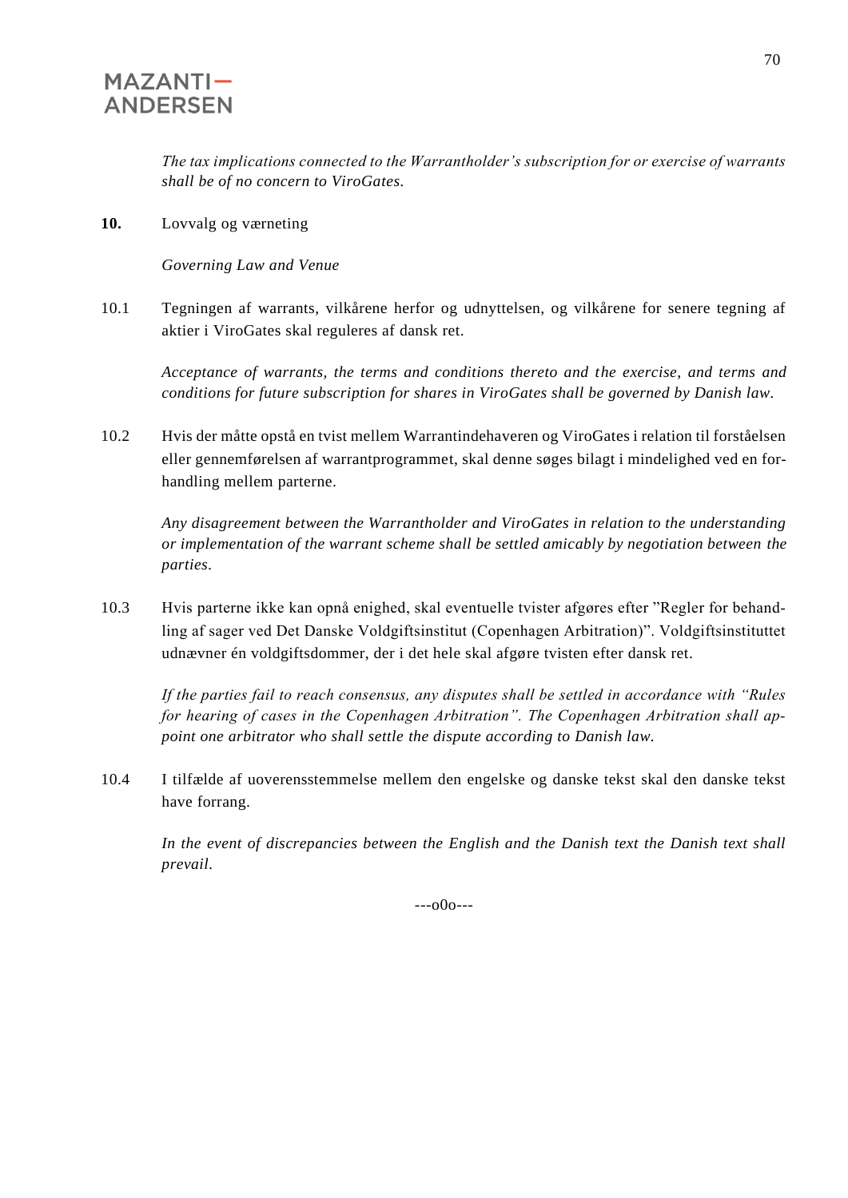*The tax implications connected to the Warrantholder's subscription for or exercise of warrants shall be of no concern to ViroGates.*

**10.** Lovvalg og værneting

*Governing Law and Venue*

10.1 Tegningen af warrants, vilkårene herfor og udnyttelsen, og vilkårene for senere tegning af aktier i ViroGates skal reguleres af dansk ret.

*Acceptance of warrants, the terms and conditions thereto and the exercise, and terms and conditions for future subscription for shares in ViroGates shall be governed by Danish law.*

10.2 Hvis der måtte opstå en tvist mellem Warrantindehaveren og ViroGates i relation til forståelsen eller gennemførelsen af warrantprogrammet, skal denne søges bilagt i mindelighed ved en forhandling mellem parterne.

*Any disagreement between the Warrantholder and ViroGates in relation to the understanding or implementation of the warrant scheme shall be settled amicably by negotiation between the parties.*

10.3 Hvis parterne ikke kan opnå enighed, skal eventuelle tvister afgøres efter "Regler for behandling af sager ved Det Danske Voldgiftsinstitut (Copenhagen Arbitration)". Voldgiftsinstituttet udnævner én voldgiftsdommer, der i det hele skal afgøre tvisten efter dansk ret.

*If the parties fail to reach consensus, any disputes shall be settled in accordance with "Rules for hearing of cases in the Copenhagen Arbitration". The Copenhagen Arbitration shall appoint one arbitrator who shall settle the dispute according to Danish law.*

10.4 I tilfælde af uoverensstemmelse mellem den engelske og danske tekst skal den danske tekst have forrang.

*In the event of discrepancies between the English and the Danish text the Danish text shall prevail.*

---o0o---